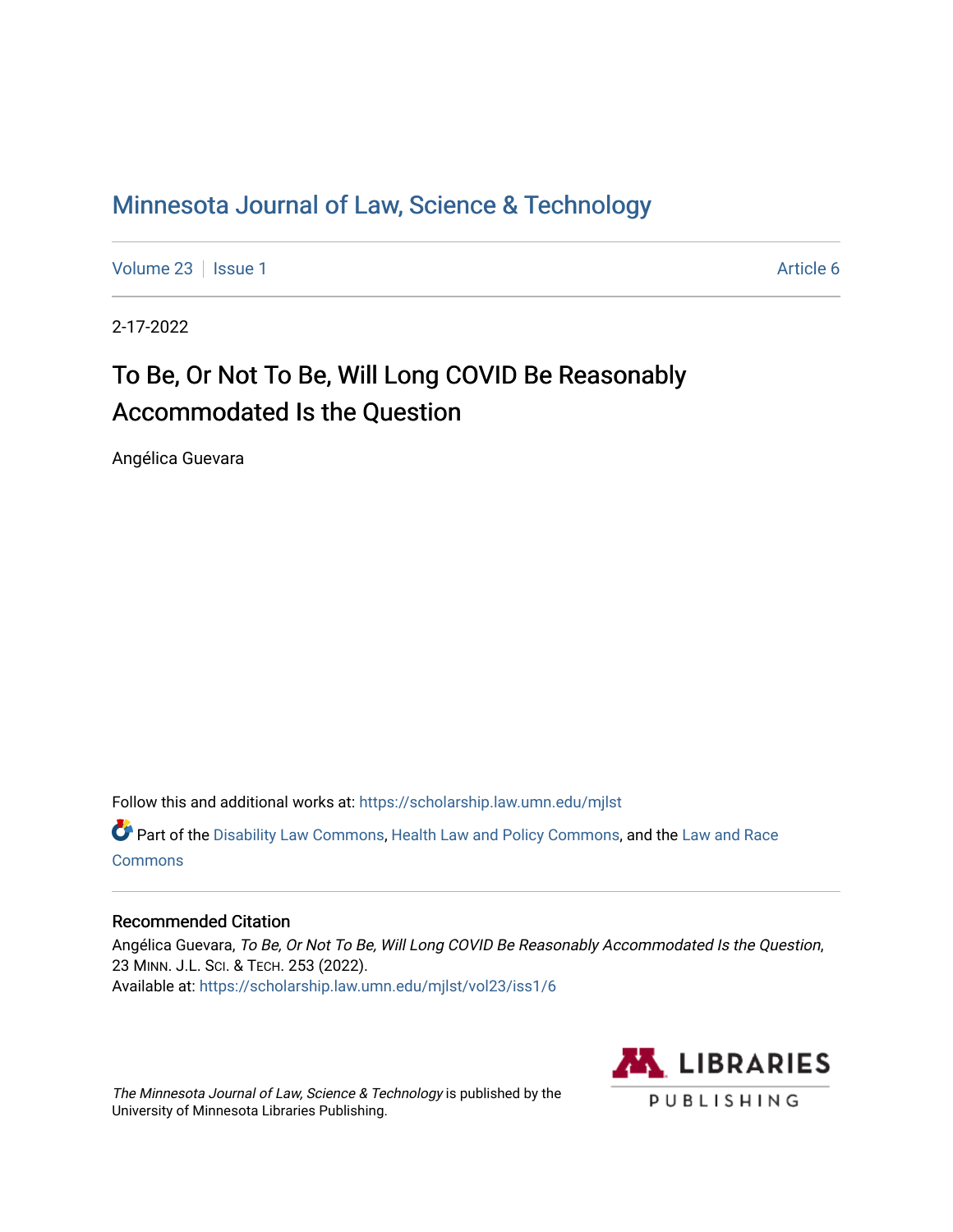# Minnesota Journal of Law, Science & Technology

Volume 23 | Issue 1 | Article 6

2-17-2022

## To Be, Or Not To Be, Will Long COVID Be Reasonably Accommodated Is the Question

Angélica Guevara

Follow this and additional works at: https://scholarship.law.umn.edu/mjlst

Part of the Disability Law Commons, Health Law and Policy Commons, and the Law and Race Commons

### Recommended Citation

Angélica Guevara, *To Be, Or Not To Be, Will Long COVID Be Reasonably Accommodated Is the Question*, 23 MINN. J.L. SCI. & TECH. 253 (2022).
Available at: https://scholarship.law.umn.edu/mjlst/vol23/iss1/6

*The Minnesota Journal of Law, Science & Technology* is published by the University of Minnesota Libraries Publishing.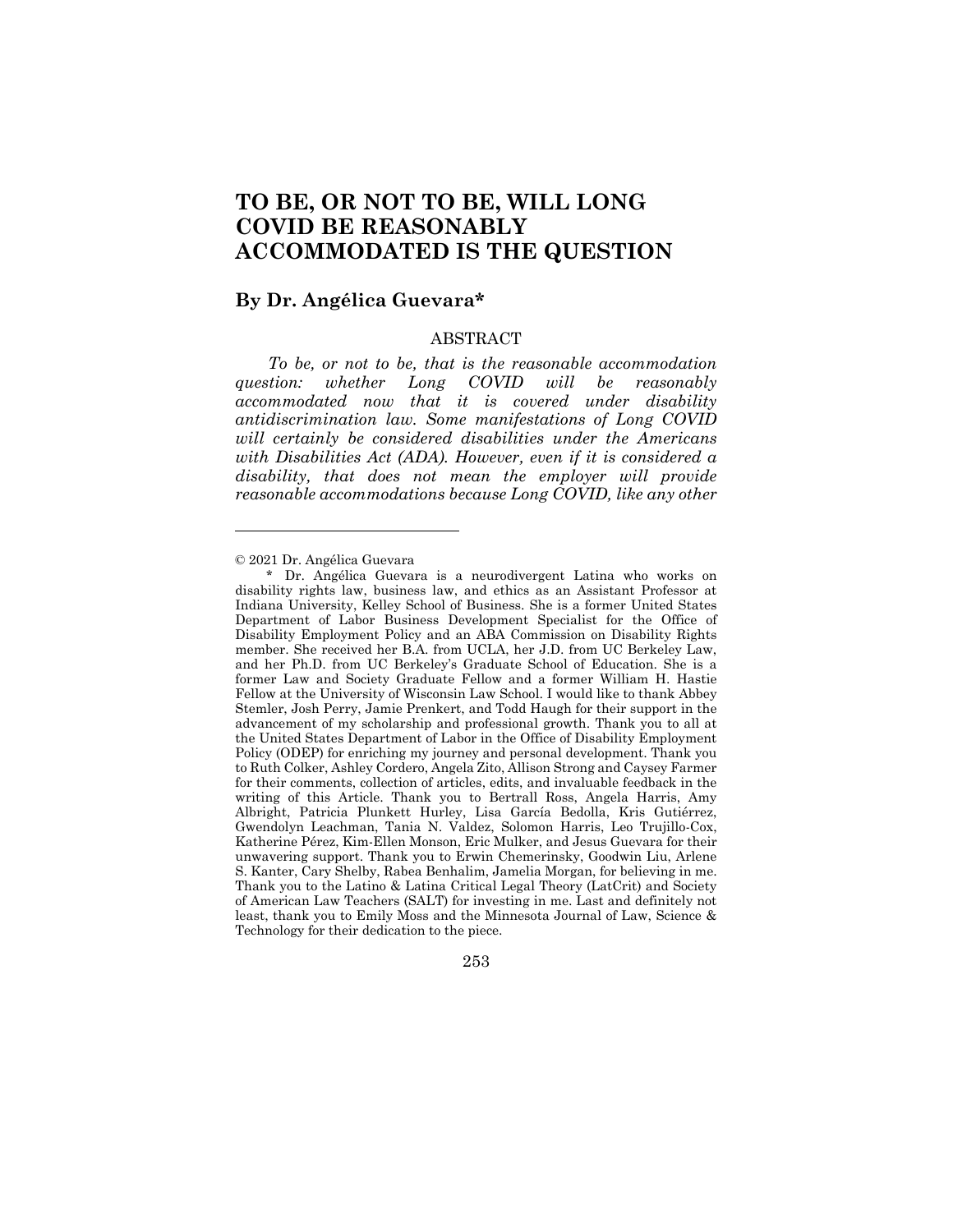# TO BE, OR NOT TO BE, WILL LONG COVID BE REASONABLY ACCOMMODATED IS THE QUESTION

## By Dr. Angélica Guevara*

### ABSTRACT

*To be, or not to be, that is the reasonable accommodation question: whether Long COVID will be reasonably accommodated now that it is covered under disability antidiscrimination law. Some manifestations of Long COVID will certainly be considered disabilities under the Americans with Disabilities Act (ADA). However, even if it is considered a disability, that does not mean the employer will provide reasonable accommodations because Long COVID, like any other*

---

© 2021 Dr. Angélica Guevara

\* Dr. Angélica Guevara is a neurodivergent Latina who works on disability rights law, business law, and ethics as an Assistant Professor at Indiana University, Kelley School of Business. She is a former United States Department of Labor Business Development Specialist for the Office of Disability Employment Policy and an ABA Commission on Disability Rights member. She received her B.A. from UCLA, her J.D. from UC Berkeley Law, and her Ph.D. from UC Berkeley's Graduate School of Education. She is a former Law and Society Graduate Fellow and a former William H. Hastie Fellow at the University of Wisconsin Law School. I would like to thank Abbey Stemler, Josh Perry, Jamie Prenkert, and Todd Haugh for their support in the advancement of my scholarship and professional growth. Thank you to all at the United States Department of Labor in the Office of Disability Employment Policy (ODEP) for enriching my journey and personal development. Thank you to Ruth Colker, Ashley Cordero, Angela Zito, Allison Strong and Caysey Farmer for their comments, collection of articles, edits, and invaluable feedback in the writing of this Article. Thank you to Bertrall Ross, Angela Harris, Amy Albright, Patricia Plunkett Hurley, Lisa García Bedolla, Kris Gutiérrez, Gwendolyn Leachman, Tania N. Valdez, Solomon Harris, Leo Trujillo-Cox, Katherine Pérez, Kim-Ellen Monson, Eric Mulker, and Jesus Guevara for their unwavering support. Thank you to Erwin Chemerinsky, Goodwin Liu, Arlene S. Kanter, Cary Shelby, Rabea Benhalim, Jamelia Morgan, for believing in me. Thank you to the Latino & Latina Critical Legal Theory (LatCrit) and Society of American Law Teachers (SALT) for investing in me. Last and definitely not least, thank you to Emily Moss and the Minnesota Journal of Law, Science & Technology for their dedication to the piece.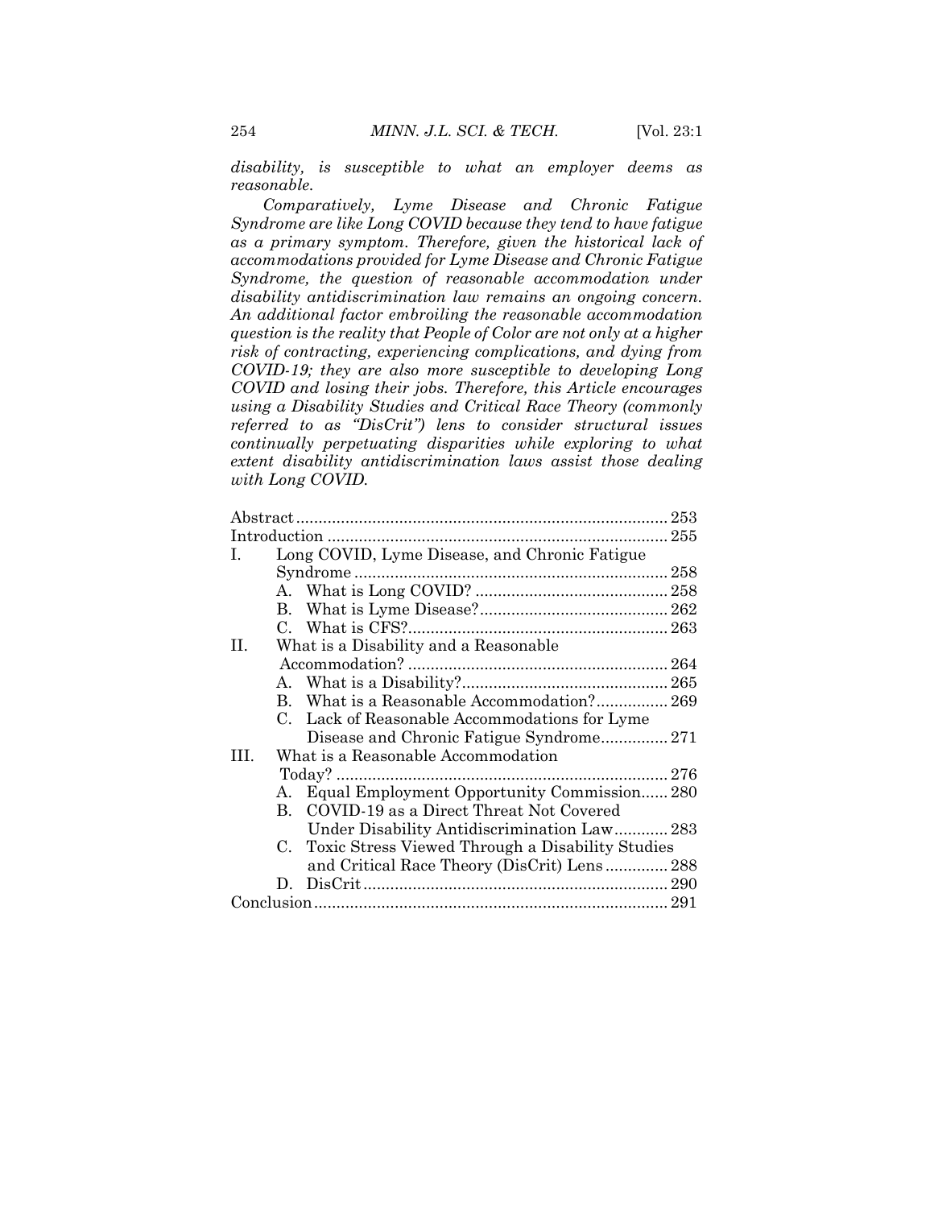*disability, is susceptible to what an employer deems as reasonable.*

*Comparatively, Lyme Disease and Chronic Fatigue Syndrome are like Long COVID because they tend to have fatigue as a primary symptom. Therefore, given the historical lack of accommodations provided for Lyme Disease and Chronic Fatigue Syndrome, the question of reasonable accommodation under disability antidiscrimination law remains an ongoing concern. An additional factor embroiling the reasonable accommodation question is the reality that People of Color are not only at a higher risk of contracting, experiencing complications, and dying from COVID-19; they are also more susceptible to developing Long COVID and losing their jobs. Therefore, this Article encourages using a Disability Studies and Critical Race Theory (commonly referred to as "DisCrit") lens to consider structural issues continually perpetuating disparities while exploring to what extent disability antidiscrimination laws assist those dealing with Long COVID.*

Abstract .......... 253
Introduction .......... 255
I. Long COVID, Lyme Disease, and Chronic Fatigue Syndrome .......... 258
  A. What is Long COVID? .......... 258
  B. What is Lyme Disease? .......... 262
  C. What is CFS? .......... 263
II. What is a Disability and a Reasonable Accommodation? .......... 264
  A. What is a Disability? .......... 265
  B. What is a Reasonable Accommodation? .......... 269
  C. Lack of Reasonable Accommodations for Lyme Disease and Chronic Fatigue Syndrome .......... 271
III. What is a Reasonable Accommodation Today? .......... 276
  A. Equal Employment Opportunity Commission .......... 280
  B. COVID-19 as a Direct Threat Not Covered Under Disability Antidiscrimination Law .......... 283
  C. Toxic Stress Viewed Through a Disability Studies and Critical Race Theory (DisCrit) Lens .......... 288
  D. DisCrit .......... 290
Conclusion .......... 291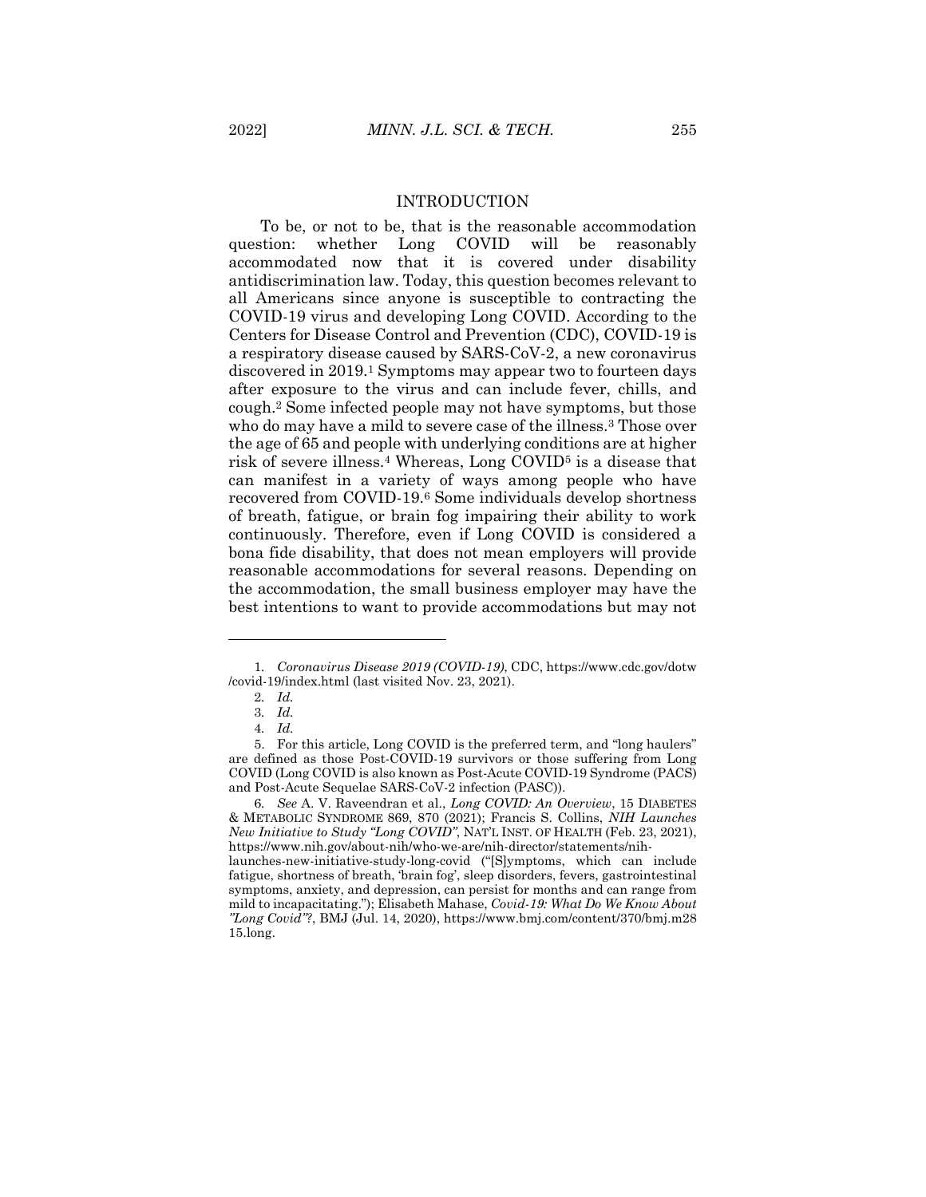## INTRODUCTION

To be, or not to be, that is the reasonable accommodation question: whether Long COVID will be reasonably accommodated now that it is covered under disability antidiscrimination law. Today, this question becomes relevant to all Americans since anyone is susceptible to contracting the COVID-19 virus and developing Long COVID. According to the Centers for Disease Control and Prevention (CDC), COVID-19 is a respiratory disease caused by SARS-CoV-2, a new coronavirus discovered in 2019.[1] Symptoms may appear two to fourteen days after exposure to the virus and can include fever, chills, and cough.[2] Some infected people may not have symptoms, but those who do may have a mild to severe case of the illness.[3] Those over the age of 65 and people with underlying conditions are at higher risk of severe illness.[4] Whereas, Long COVID[5] is a disease that can manifest in a variety of ways among people who have recovered from COVID-19.[6] Some individuals develop shortness of breath, fatigue, or brain fog impairing their ability to work continuously. Therefore, even if Long COVID is considered a bona fide disability, that does not mean employers will provide reasonable accommodations for several reasons. Depending on the accommodation, the small business employer may have the best intentions to want to provide accommodations but may not

---

1. *Coronavirus Disease 2019 (COVID-19)*, CDC, https://www.cdc.gov/dotw/covid-19/index.html (last visited Nov. 23, 2021).

2. *Id.*

3. *Id.*

4. *Id.*

5. For this article, Long COVID is the preferred term, and "long haulers" are defined as those Post-COVID-19 survivors or those suffering from Long COVID (Long COVID is also known as Post-Acute COVID-19 Syndrome (PACS) and Post-Acute Sequelae SARS-CoV-2 infection (PASC)).

6. *See* A. V. Raveendran et al., *Long COVID: An Overview*, 15 DIABETES & METABOLIC SYNDROME 869, 870 (2021); Francis S. Collins, *NIH Launches New Initiative to Study "Long COVID"*, NAT'L INST. OF HEALTH (Feb. 23, 2021), https://www.nih.gov/about-nih/who-we-are/nih-director/statements/nih-launches-new-initiative-study-long-covid ("[S]ymptoms, which can include fatigue, shortness of breath, 'brain fog', sleep disorders, fevers, gastrointestinal symptoms, anxiety, and depression, can persist for months and can range from mild to incapacitating."); Elisabeth Mahase, *Covid-19: What Do We Know About "Long Covid"?*, BMJ (Jul. 14, 2020), https://www.bmj.com/content/370/bmj.m2815.long.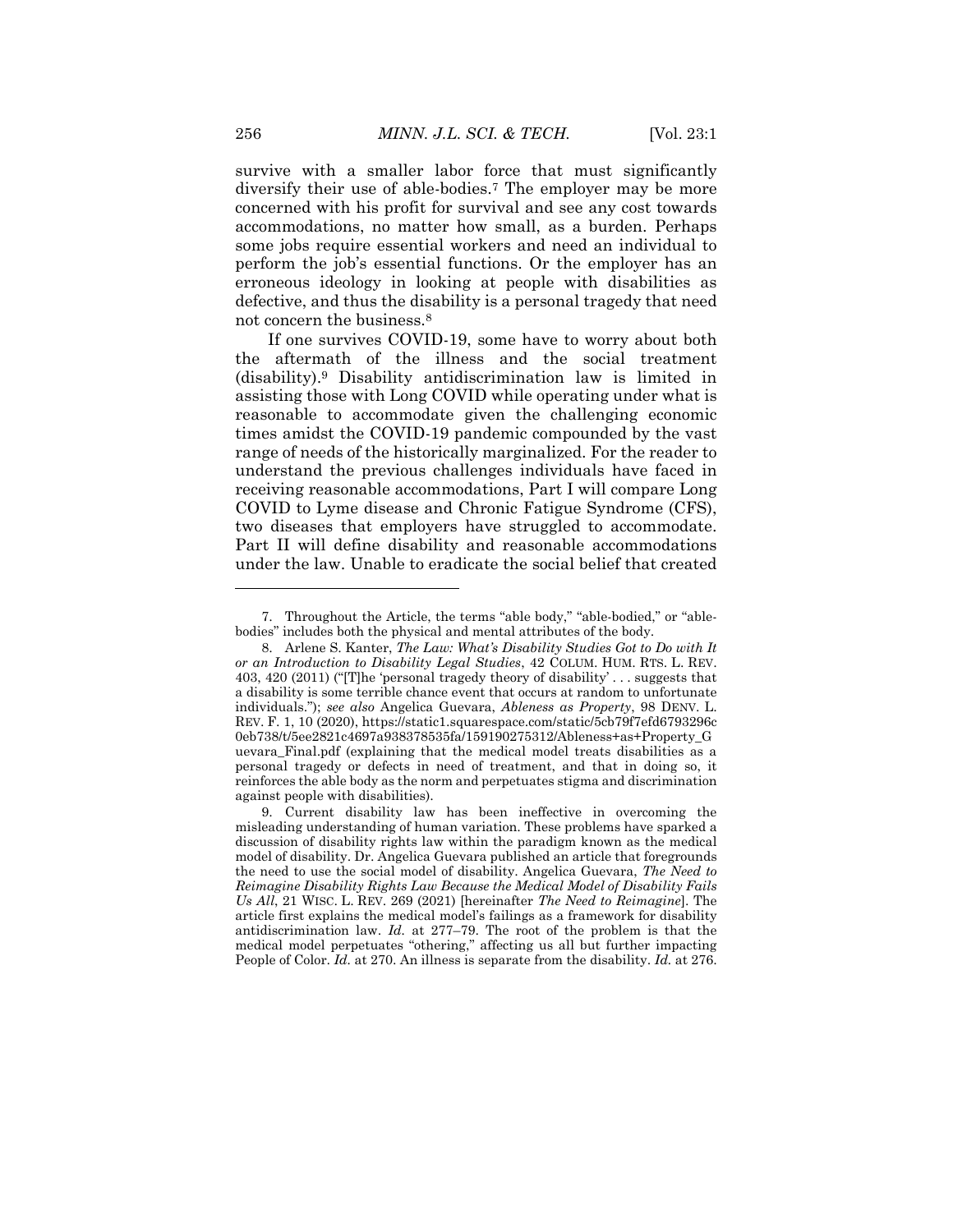survive with a smaller labor force that must significantly diversify their use of able-bodies.[7] The employer may be more concerned with his profit for survival and see any cost towards accommodations, no matter how small, as a burden. Perhaps some jobs require essential workers and need an individual to perform the job's essential functions. Or the employer has an erroneous ideology in looking at people with disabilities as defective, and thus the disability is a personal tragedy that need not concern the business.[8]

If one survives COVID-19, some have to worry about both the aftermath of the illness and the social treatment (disability).[9] Disability antidiscrimination law is limited in assisting those with Long COVID while operating under what is reasonable to accommodate given the challenging economic times amidst the COVID-19 pandemic compounded by the vast range of needs of the historically marginalized. For the reader to understand the previous challenges individuals have faced in receiving reasonable accommodations, Part I will compare Long COVID to Lyme disease and Chronic Fatigue Syndrome (CFS), two diseases that employers have struggled to accommodate. Part II will define disability and reasonable accommodations under the law. Unable to eradicate the social belief that created

---

7. Throughout the Article, the terms "able body," "able-bodied," or "able-bodies" includes both the physical and mental attributes of the body.

8. Arlene S. Kanter, *The Law: What's Disability Studies Got to Do with It or an Introduction to Disability Legal Studies*, 42 COLUM. HUM. RTS. L. REV. 403, 420 (2011) ("[T]he 'personal tragedy theory of disability' . . . suggests that a disability is some terrible chance event that occurs at random to unfortunate individuals."); *see also* Angelica Guevara, *Ableness as Property*, 98 DENV. L. REV. F. 1, 10 (2020), https://static1.squarespace.com/static/5cb79f7efd6793296c0eb738/t/5ee2821c4697a938378535fa/1591902753l2/Ableness+as+Property_Guevara_Final.pdf (explaining that the medical model treats disabilities as a personal tragedy or defects in need of treatment, and that in doing so, it reinforces the able body as the norm and perpetuates stigma and discrimination against people with disabilities).

9. Current disability law has been ineffective in overcoming the misleading understanding of human variation. These problems have sparked a discussion of disability rights law within the paradigm known as the medical model of disability. Dr. Angelica Guevara published an article that foregrounds the need to use the social model of disability. Angelica Guevara, *The Need to Reimagine Disability Rights Law Because the Medical Model of Disability Fails Us All*, 21 WISC. L. REV. 269 (2021) [hereinafter *The Need to Reimagine*]. The article first explains the medical model's failings as a framework for disability antidiscrimination law. *Id.* at 277–79. The root of the problem is that the medical model perpetuates "othering," affecting us all but further impacting People of Color. *Id.* at 270. An illness is separate from the disability. *Id.* at 276.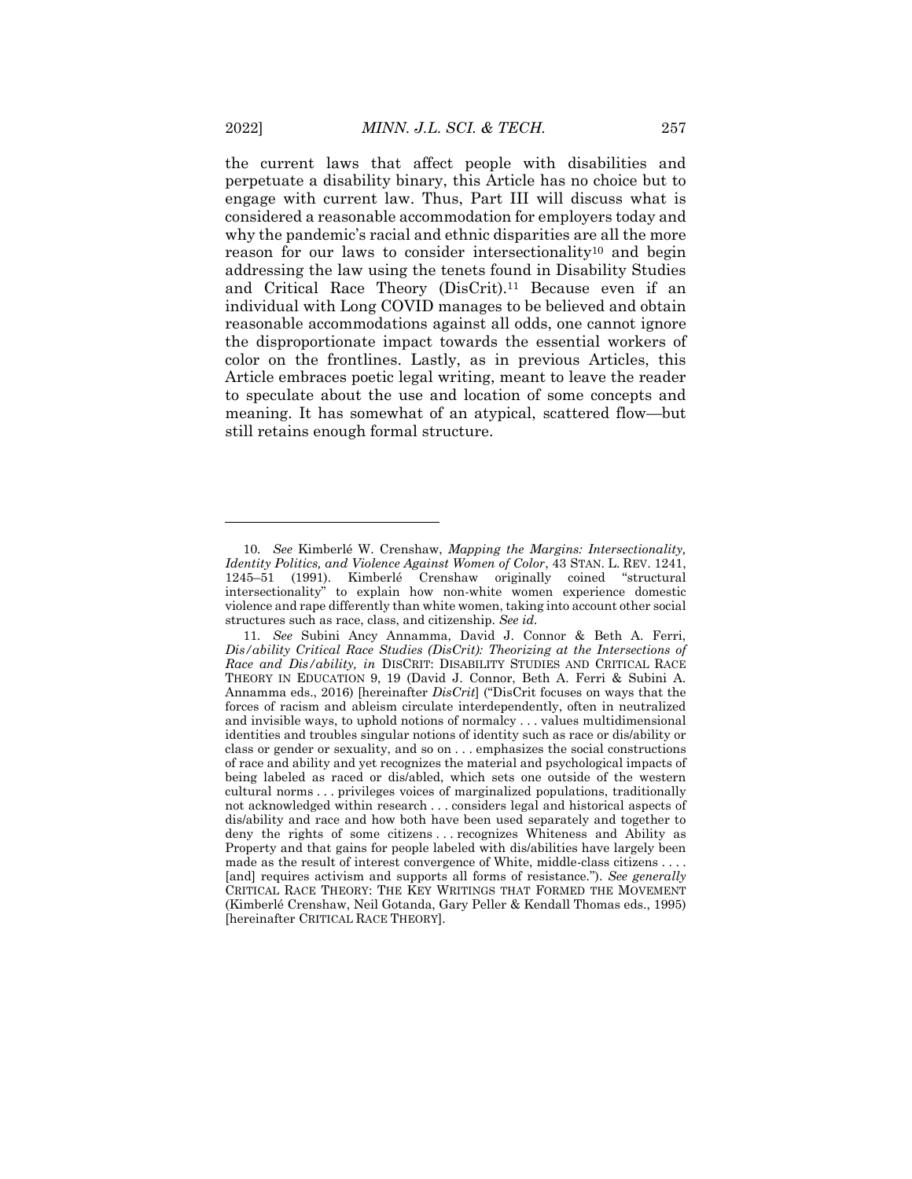the current laws that affect people with disabilities and perpetuate a disability binary, this Article has no choice but to engage with current law. Thus, Part III will discuss what is considered a reasonable accommodation for employers today and why the pandemic's racial and ethnic disparities are all the more reason for our laws to consider intersectionality[10] and begin addressing the law using the tenets found in Disability Studies and Critical Race Theory (DisCrit).[11] Because even if an individual with Long COVID manages to be believed and obtain reasonable accommodations against all odds, one cannot ignore the disproportionate impact towards the essential workers of color on the frontlines. Lastly, as in previous Articles, this Article embraces poetic legal writing, meant to leave the reader to speculate about the use and location of some concepts and meaning. It has somewhat of an atypical, scattered flow—but still retains enough formal structure.

---

10. *See* Kimberlé W. Crenshaw, *Mapping the Margins: Intersectionality, Identity Politics, and Violence Against Women of Color*, 43 STAN. L. REV. 1241, 1245–51 (1991). Kimberlé Crenshaw originally coined "structural intersectionality" to explain how non-white women experience domestic violence and rape differently than white women, taking into account other social structures such as race, class, and citizenship. *See id.*

11. *See* Subini Ancy Annamma, David J. Connor & Beth A. Ferri, *Dis/ability Critical Race Studies (DisCrit): Theorizing at the Intersections of Race and Dis/ability, in* DISCRIT: DISABILITY STUDIES AND CRITICAL RACE THEORY IN EDUCATION 9, 19 (David J. Connor, Beth A. Ferri & Subini A. Annamma eds., 2016) [hereinafter *DisCrit*] ("DisCrit focuses on ways that the forces of racism and ableism circulate interdependently, often in neutralized and invisible ways, to uphold notions of normalcy . . . values multidimensional identities and troubles singular notions of identity such as race or dis/ability or class or gender or sexuality, and so on . . . emphasizes the social constructions of race and ability and yet recognizes the material and psychological impacts of being labeled as raced or dis/abled, which sets one outside of the western cultural norms . . . privileges voices of marginalized populations, traditionally not acknowledged within research . . . considers legal and historical aspects of dis/ability and race and how both have been used separately and together to deny the rights of some citizens . . . recognizes Whiteness and Ability as Property and that gains for people labeled with dis/abilities have largely been made as the result of interest convergence of White, middle-class citizens . . . . [and] requires activism and supports all forms of resistance."). *See generally* CRITICAL RACE THEORY: THE KEY WRITINGS THAT FORMED THE MOVEMENT (Kimberlé Crenshaw, Neil Gotanda, Gary Peller & Kendall Thomas eds., 1995) [hereinafter CRITICAL RACE THEORY].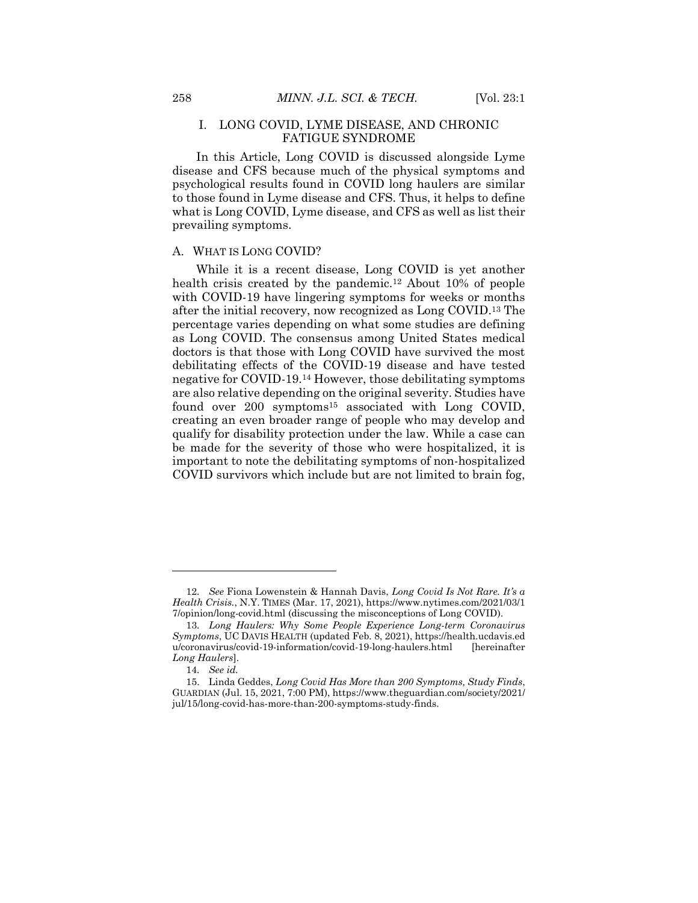## I. LONG COVID, LYME DISEASE, AND CHRONIC FATIGUE SYNDROME

In this Article, Long COVID is discussed alongside Lyme disease and CFS because much of the physical symptoms and psychological results found in COVID long haulers are similar to those found in Lyme disease and CFS. Thus, it helps to define what is Long COVID, Lyme disease, and CFS as well as list their prevailing symptoms.

### A. WHAT IS LONG COVID?

While it is a recent disease, Long COVID is yet another health crisis created by the pandemic.[12] About 10% of people with COVID-19 have lingering symptoms for weeks or months after the initial recovery, now recognized as Long COVID.[13] The percentage varies depending on what some studies are defining as Long COVID. The consensus among United States medical doctors is that those with Long COVID have survived the most debilitating effects of the COVID-19 disease and have tested negative for COVID-19.[14] However, those debilitating symptoms are also relative depending on the original severity. Studies have found over 200 symptoms[15] associated with Long COVID, creating an even broader range of people who may develop and qualify for disability protection under the law. While a case can be made for the severity of those who were hospitalized, it is important to note the debilitating symptoms of non-hospitalized COVID survivors which include but are not limited to brain fog,

---

12. *See* Fiona Lowenstein & Hannah Davis, *Long Covid Is Not Rare. It's a Health Crisis.*, N.Y. TIMES (Mar. 17, 2021), https://www.nytimes.com/2021/03/17/opinion/long-covid.html (discussing the misconceptions of Long COVID).

13. *Long Haulers: Why Some People Experience Long-term Coronavirus Symptoms*, UC DAVIS HEALTH (updated Feb. 8, 2021), https://health.ucdavis.edu/coronavirus/covid-19-information/covid-19-long-haulers.html [hereinafter *Long Haulers*].

14. *See id.*

15. Linda Geddes, *Long Covid Has More than 200 Symptoms, Study Finds*, GUARDIAN (Jul. 15, 2021, 7:00 PM), https://www.theguardian.com/society/2021/jul/15/long-covid-has-more-than-200-symptoms-study-finds.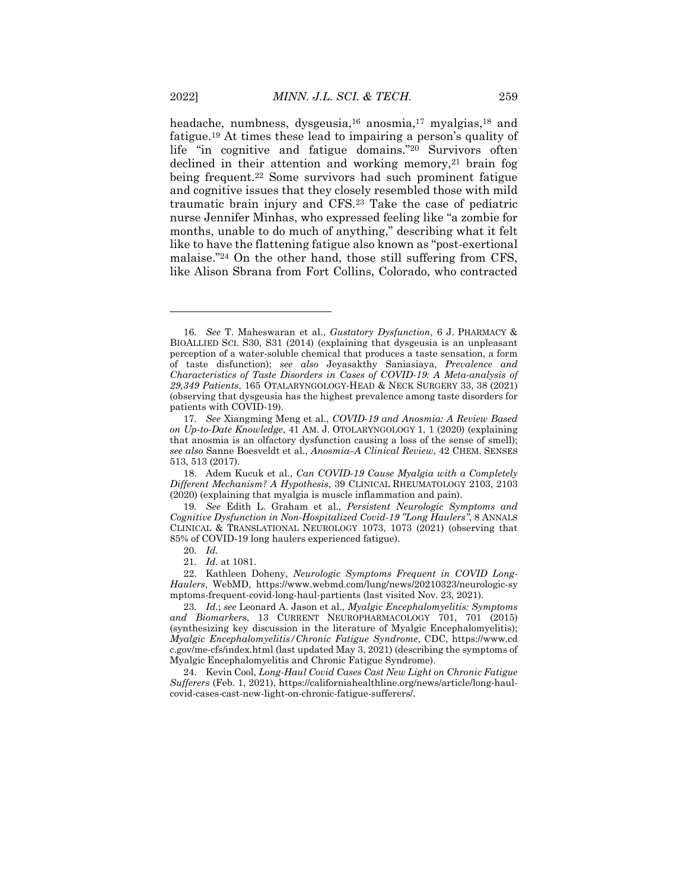headache, numbness, dysgeusia,[16] anosmia,[17] myalgias,[18] and fatigue.[19] At times these lead to impairing a person's quality of life "in cognitive and fatigue domains."[20] Survivors often declined in their attention and working memory,[21] brain fog being frequent.[22] Some survivors had such prominent fatigue and cognitive issues that they closely resembled those with mild traumatic brain injury and CFS.[23] Take the case of pediatric nurse Jennifer Minhas, who expressed feeling like "a zombie for months, unable to do much of anything," describing what it felt like to have the flattening fatigue also known as "post-exertional malaise."[24] On the other hand, those still suffering from CFS, like Alison Sbrana from Fort Collins, Colorado, who contracted

---

16. *See* T. Maheswaran et al., *Gustatory Dysfunction*, 6 J. PHARMACY & BIOALLIED SCI. S30, S31 (2014) (explaining that dysgeusia is an unpleasant perception of a water-soluble chemical that produces a taste sensation, a form of taste disfunction); *see also* Jeyasakthy Saniasiaya, *Prevalence and Characteristics of Taste Disorders in Cases of COVID-19: A Meta-analysis of 29,349 Patients*, 165 OTALARYNGOLOGY-HEAD & NECK SURGERY 33, 38 (2021) (observing that dysgeusia has the highest prevalence among taste disorders for patients with COVID-19).

17. *See* Xiangming Meng et al., *COVID-19 and Anosmia: A Review Based on Up-to-Date Knowledge*, 41 AM. J. OTOLARYNGOLOGY 1, 1 (2020) (explaining that anosmia is an olfactory dysfunction causing a loss of the sense of smell); *see also* Sanne Boesveldt et al., *Anosmia–A Clinical Review*, 42 CHEM. SENSES 513, 513 (2017).

18. Adem Kucuk et al., *Can COVID-19 Cause Myalgia with a Completely Different Mechanism? A Hypothesis*, 39 CLINICAL RHEUMATOLOGY 2103, 2103 (2020) (explaining that myalgia is muscle inflammation and pain).

19. *See* Edith L. Graham et al., *Persistent Neurologic Symptoms and Cognitive Dysfunction in Non-Hospitalized Covid-19 "Long Haulers"*, 8 ANNALS CLINICAL & TRANSLATIONAL NEUROLOGY 1073, 1073 (2021) (observing that 85% of COVID-19 long haulers experienced fatigue).

20. *Id.*

21. *Id.* at 1081.

22. Kathleen Doheny, *Neurologic Symptoms Frequent in COVID Long-Haulers*, WebMD, https://www.webmd.com/lung/news/20210323/neurologic-symptoms-frequent-covid-long-haul-partients (last visited Nov. 23, 2021).

23. *Id.*; *see* Leonard A. Jason et al., *Myalgic Encephalomyelitis: Symptoms and Biomarkers*, 13 CURRENT NEUROPHARMACOLOGY 701, 701 (2015) (synthesizing key discussion in the literature of Myalgic Encephalomyelitis); *Myalgic Encephalomyelitis/Chronic Fatigue Syndrome*, CDC, https://www.cdc.gov/me-cfs/index.html (last updated May 3, 2021) (describing the symptoms of Myalgic Encephalomyelitis and Chronic Fatigue Syndrome).

24. Kevin Cool, *Long-Haul Covid Cases Cast New Light on Chronic Fatigue Sufferers* (Feb. 1, 2021), https://californiahealthline.org/news/article/long-haul-covid-cases-cast-new-light-on-chronic-fatigue-sufferers/.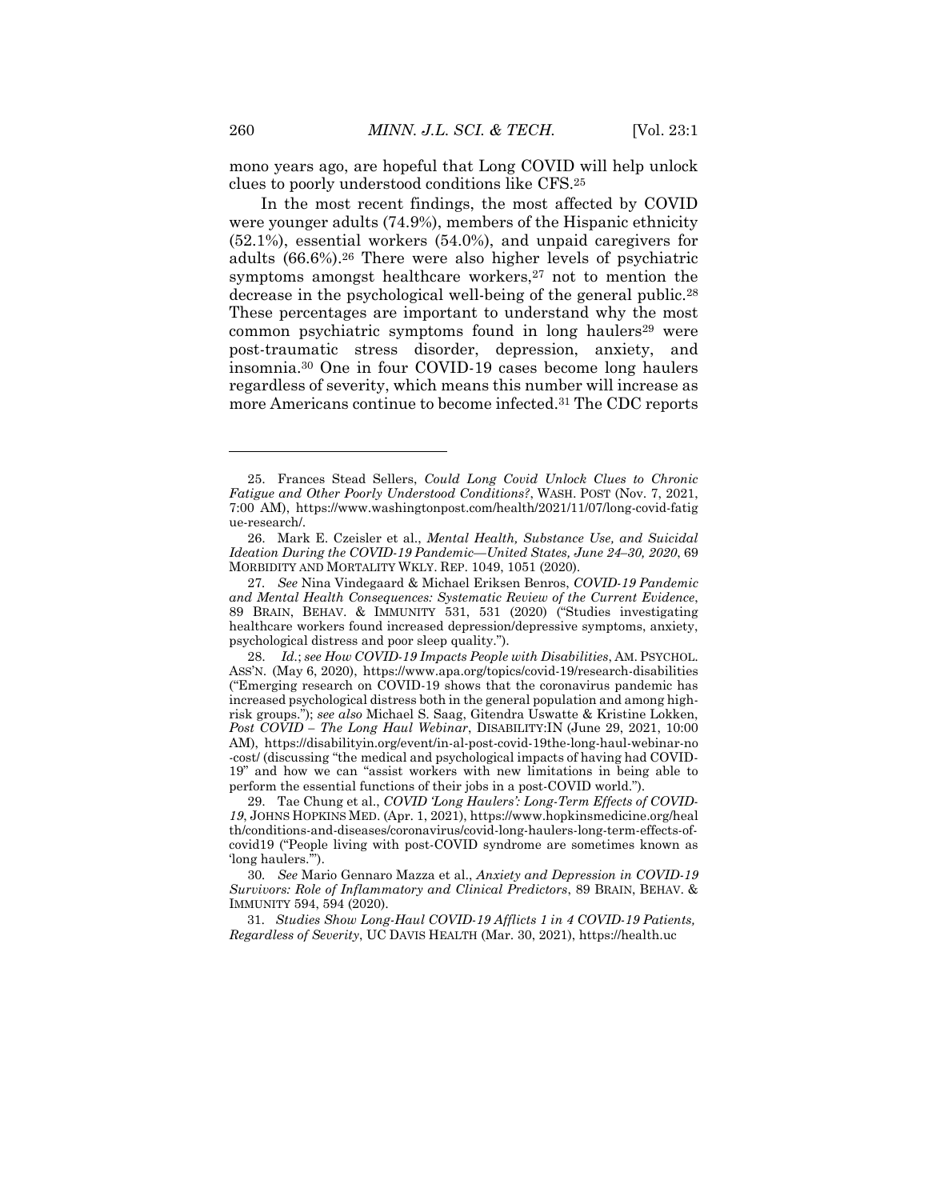mono years ago, are hopeful that Long COVID will help unlock clues to poorly understood conditions like CFS.[25]

In the most recent findings, the most affected by COVID were younger adults (74.9%), members of the Hispanic ethnicity (52.1%), essential workers (54.0%), and unpaid caregivers for adults (66.6%).[26] There were also higher levels of psychiatric symptoms amongst healthcare workers,[27] not to mention the decrease in the psychological well-being of the general public.[28] These percentages are important to understand why the most common psychiatric symptoms found in long haulers[29] were post-traumatic stress disorder, depression, anxiety, and insomnia.[30] One in four COVID-19 cases become long haulers regardless of severity, which means this number will increase as more Americans continue to become infected.[31] The CDC reports

---

25. Frances Stead Sellers, *Could Long Covid Unlock Clues to Chronic Fatigue and Other Poorly Understood Conditions?*, WASH. POST (Nov. 7, 2021, 7:00 AM), https://www.washingtonpost.com/health/2021/11/07/long-covid-fatigue-research/.

26. Mark E. Czeisler et al., *Mental Health, Substance Use, and Suicidal Ideation During the COVID-19 Pandemic—United States, June 24–30, 2020*, 69 MORBIDITY AND MORTALITY WKLY. REP. 1049, 1051 (2020).

27. *See* Nina Vindegaard & Michael Eriksen Benros, *COVID-19 Pandemic and Mental Health Consequences: Systematic Review of the Current Evidence*, 89 BRAIN, BEHAV. & IMMUNITY 531, 531 (2020) ("Studies investigating healthcare workers found increased depression/depressive symptoms, anxiety, psychological distress and poor sleep quality.").

28. *Id.*; *see How COVID-19 Impacts People with Disabilities*, AM. PSYCHOL. ASS'N. (May 6, 2020), https://www.apa.org/topics/covid-19/research-disabilities ("Emerging research on COVID-19 shows that the coronavirus pandemic has increased psychological distress both in the general population and among high-risk groups."); *see also* Michael S. Saag, Gitendra Uswatte & Kristine Lokken, *Post COVID – The Long Haul Webinar*, DISABILITY:IN (June 29, 2021, 10:00 AM), https://disabilityin.org/event/in-al-post-covid-19the-long-haul-webinar-no-cost/ (discussing "the medical and psychological impacts of having had COVID-19" and how we can "assist workers with new limitations in being able to perform the essential functions of their jobs in a post-COVID world.").

29. Tae Chung et al., *COVID 'Long Haulers': Long-Term Effects of COVID-19*, JOHNS HOPKINS MED. (Apr. 1, 2021), https://www.hopkinsmedicine.org/health/conditions-and-diseases/coronavirus/covid-long-haulers-long-term-effects-of-covid19 ("People living with post-COVID syndrome are sometimes known as 'long haulers.'").

30. *See* Mario Gennaro Mazza et al., *Anxiety and Depression in COVID-19 Survivors: Role of Inflammatory and Clinical Predictors*, 89 BRAIN, BEHAV. & IMMUNITY 594, 594 (2020).

31. *Studies Show Long-Haul COVID-19 Afflicts 1 in 4 COVID-19 Patients, Regardless of Severity*, UC DAVIS HEALTH (Mar. 30, 2021), https://health.uc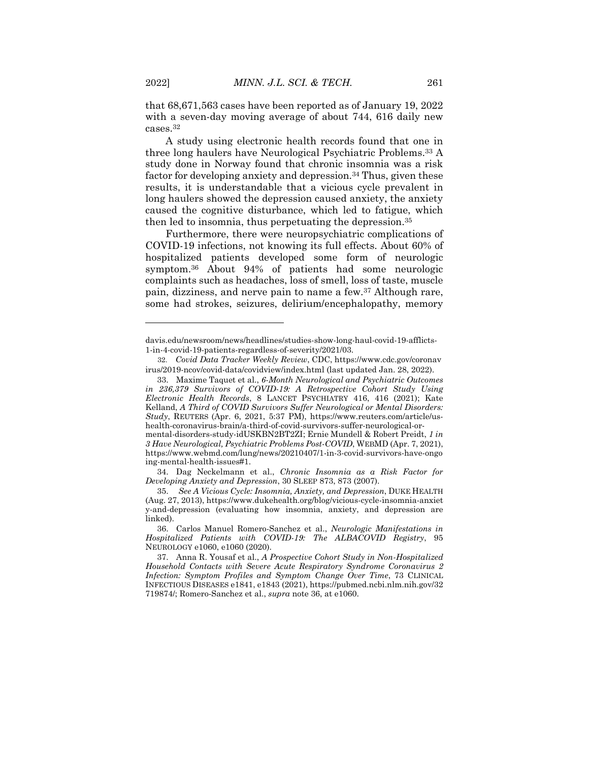that 68,671,563 cases have been reported as of January 19, 2022 with a seven-day moving average of about 744, 616 daily new cases.[32]

A study using electronic health records found that one in three long haulers have Neurological Psychiatric Problems.[33] A study done in Norway found that chronic insomnia was a risk factor for developing anxiety and depression.[34] Thus, given these results, it is understandable that a vicious cycle prevalent in long haulers showed the depression caused anxiety, the anxiety caused the cognitive disturbance, which led to fatigue, which then led to insomnia, thus perpetuating the depression.[35]

Furthermore, there were neuropsychiatric complications of COVID-19 infections, not knowing its full effects. About 60% of hospitalized patients developed some form of neurologic symptom.[36] About 94% of patients had some neurologic complaints such as headaches, loss of smell, loss of taste, muscle pain, dizziness, and nerve pain to name a few.[37] Although rare, some had strokes, seizures, delirium/encephalopathy, memory

---

davis.edu/newsroom/news/headlines/studies-show-long-haul-covid-19-afflicts-1-in-4-covid-19-patients-regardless-of-severity/2021/03.

32. *Covid Data Tracker Weekly Review*, CDC, https://www.cdc.gov/coronavirus/2019-ncov/covid-data/covidview/index.html (last updated Jan. 28, 2022).

33. Maxime Taquet et al., *6-Month Neurological and Psychiatric Outcomes in 236,379 Survivors of COVID-19: A Retrospective Cohort Study Using Electronic Health Records*, 8 LANCET PSYCHIATRY 416, 416 (2021); Kate Kelland, *A Third of COVID Survivors Suffer Neurological or Mental Disorders: Study*, REUTERS (Apr. 6, 2021, 5:37 PM), https://www.reuters.com/article/us-health-coronavirus-brain/a-third-of-covid-survivors-suffer-neurological-or-mental-disorders-study-idUSKBN2BT2ZI; Ernie Mundell & Robert Preidt, *1 in 3 Have Neurological, Psychiatric Problems Post-COVID*, WEBMD (Apr. 7, 2021), https://www.webmd.com/lung/news/20210407/1-in-3-covid-survivors-have-ongoing-mental-health-issues#1.

34. Dag Neckelmann et al., *Chronic Insomnia as a Risk Factor for Developing Anxiety and Depression*, 30 SLEEP 873, 873 (2007).

35. *See A Vicious Cycle: Insomnia, Anxiety, and Depression*, DUKE HEALTH (Aug. 27, 2013), https://www.dukehealth.org/blog/vicious-cycle-insomnia-anxiety-and-depression (evaluating how insomnia, anxiety, and depression are linked).

36. Carlos Manuel Romero-Sanchez et al., *Neurologic Manifestations in Hospitalized Patients with COVID-19: The ALBACOVID Registry*, 95 NEUROLOGY e1060, e1060 (2020).

37. Anna R. Yousaf et al., *A Prospective Cohort Study in Non-Hospitalized Household Contacts with Severe Acute Respiratory Syndrome Coronavirus 2 Infection: Symptom Profiles and Symptom Change Over Time*, 73 CLINICAL INFECTIOUS DISEASES e1841, e1843 (2021), https://pubmed.ncbi.nlm.nih.gov/32719874/; Romero-Sanchez et al., *supra* note 36, at e1060.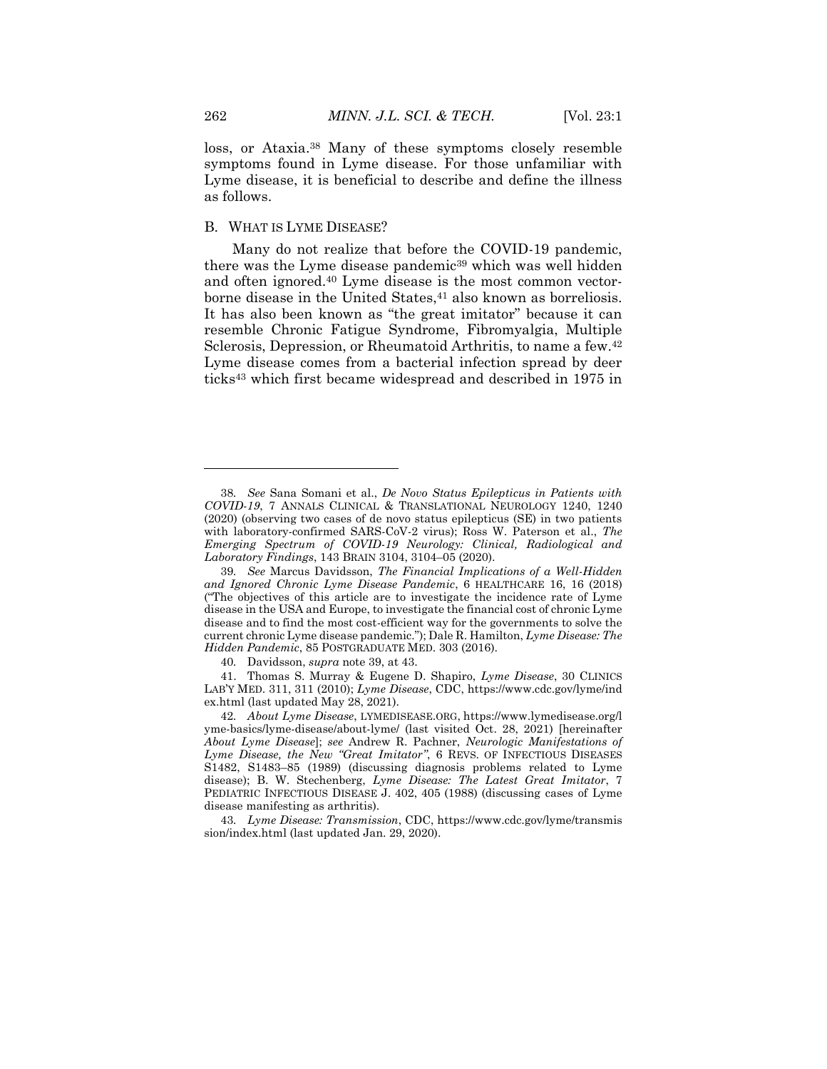loss, or Ataxia.[38] Many of these symptoms closely resemble symptoms found in Lyme disease. For those unfamiliar with Lyme disease, it is beneficial to describe and define the illness as follows.

### B. WHAT IS LYME DISEASE?

Many do not realize that before the COVID-19 pandemic, there was the Lyme disease pandemic[39] which was well hidden and often ignored.[40] Lyme disease is the most common vector-borne disease in the United States,[41] also known as borreliosis. It has also been known as "the great imitator" because it can resemble Chronic Fatigue Syndrome, Fibromyalgia, Multiple Sclerosis, Depression, or Rheumatoid Arthritis, to name a few.[42] Lyme disease comes from a bacterial infection spread by deer ticks[43] which first became widespread and described in 1975 in

---

38. *See* Sana Somani et al., *De Novo Status Epilepticus in Patients with COVID-19*, 7 ANNALS CLINICAL & TRANSLATIONAL NEUROLOGY 1240, 1240 (2020) (observing two cases of de novo status epilepticus (SE) in two patients with laboratory-confirmed SARS-CoV-2 virus); Ross W. Paterson et al., *The Emerging Spectrum of COVID-19 Neurology: Clinical, Radiological and Laboratory Findings*, 143 BRAIN 3104, 3104–05 (2020).

39. *See* Marcus Davidsson, *The Financial Implications of a Well-Hidden and Ignored Chronic Lyme Disease Pandemic*, 6 HEALTHCARE 16, 16 (2018) ("The objectives of this article are to investigate the incidence rate of Lyme disease in the USA and Europe, to investigate the financial cost of chronic Lyme disease and to find the most cost-efficient way for the governments to solve the current chronic Lyme disease pandemic."); Dale R. Hamilton, *Lyme Disease: The Hidden Pandemic*, 85 POSTGRADUATE MED. 303 (2016).

40. Davidsson, *supra* note 39, at 43.

41. Thomas S. Murray & Eugene D. Shapiro, *Lyme Disease*, 30 CLINICS LAB'Y MED. 311, 311 (2010); *Lyme Disease*, CDC, https://www.cdc.gov/lyme/index.html (last updated May 28, 2021).

42. *About Lyme Disease*, LYMEDISEASE.ORG, https://www.lymedisease.org/lyme-basics/lyme-disease/about-lyme/ (last visited Oct. 28, 2021) [hereinafter *About Lyme Disease*]; *see* Andrew R. Pachner, *Neurologic Manifestations of Lyme Disease, the New "Great Imitator"*, 6 REVS. OF INFECTIOUS DISEASES S1482, S1483–85 (1989) (discussing diagnosis problems related to Lyme disease); B. W. Stechenberg, *Lyme Disease: The Latest Great Imitator*, 7 PEDIATRIC INFECTIOUS DISEASE J. 402, 405 (1988) (discussing cases of Lyme disease manifesting as arthritis).

43. *Lyme Disease: Transmission*, CDC, https://www.cdc.gov/lyme/transmission/index.html (last updated Jan. 29, 2020).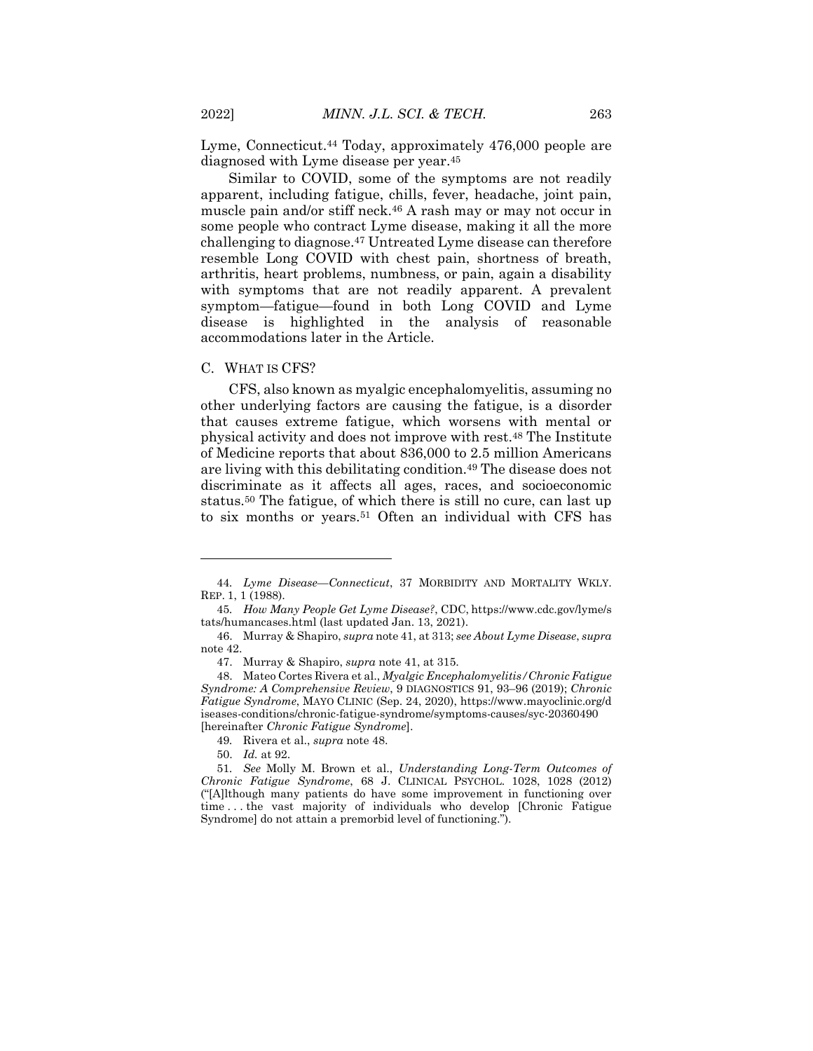Lyme, Connecticut.[44] Today, approximately 476,000 people are diagnosed with Lyme disease per year.[45]

Similar to COVID, some of the symptoms are not readily apparent, including fatigue, chills, fever, headache, joint pain, muscle pain and/or stiff neck.[46] A rash may or may not occur in some people who contract Lyme disease, making it all the more challenging to diagnose.[47] Untreated Lyme disease can therefore resemble Long COVID with chest pain, shortness of breath, arthritis, heart problems, numbness, or pain, again a disability with symptoms that are not readily apparent. A prevalent symptom—fatigue—found in both Long COVID and Lyme disease is highlighted in the analysis of reasonable accommodations later in the Article.

### C. WHAT IS CFS?

CFS, also known as myalgic encephalomyelitis, assuming no other underlying factors are causing the fatigue, is a disorder that causes extreme fatigue, which worsens with mental or physical activity and does not improve with rest.[48] The Institute of Medicine reports that about 836,000 to 2.5 million Americans are living with this debilitating condition.[49] The disease does not discriminate as it affects all ages, races, and socioeconomic status.[50] The fatigue, of which there is still no cure, can last up to six months or years.[51] Often an individual with CFS has

---

44. *Lyme Disease—Connecticut*, 37 MORBIDITY AND MORTALITY WKLY. REP. 1, 1 (1988).

45. *How Many People Get Lyme Disease?*, CDC, https://www.cdc.gov/lyme/stats/humancases.html (last updated Jan. 13, 2021).

46. Murray & Shapiro, *supra* note 41, at 313; *see About Lyme Disease*, *supra* note 42.

47. Murray & Shapiro, *supra* note 41, at 315.

48. Mateo Cortes Rivera et al., *Myalgic Encephalomyelitis/Chronic Fatigue Syndrome: A Comprehensive Review*, 9 DIAGNOSTICS 91, 93–96 (2019); *Chronic Fatigue Syndrome*, MAYO CLINIC (Sep. 24, 2020), https://www.mayoclinic.org/diseases-conditions/chronic-fatigue-syndrome/symptoms-causes/syc-20360490 [hereinafter *Chronic Fatigue Syndrome*].

49. Rivera et al., *supra* note 48.

50. *Id.* at 92.

51. *See* Molly M. Brown et al., *Understanding Long-Term Outcomes of Chronic Fatigue Syndrome*, 68 J. CLINICAL PSYCHOL. 1028, 1028 (2012) ("[A]lthough many patients do have some improvement in functioning over time . . . the vast majority of individuals who develop [Chronic Fatigue Syndrome] do not attain a premorbid level of functioning.").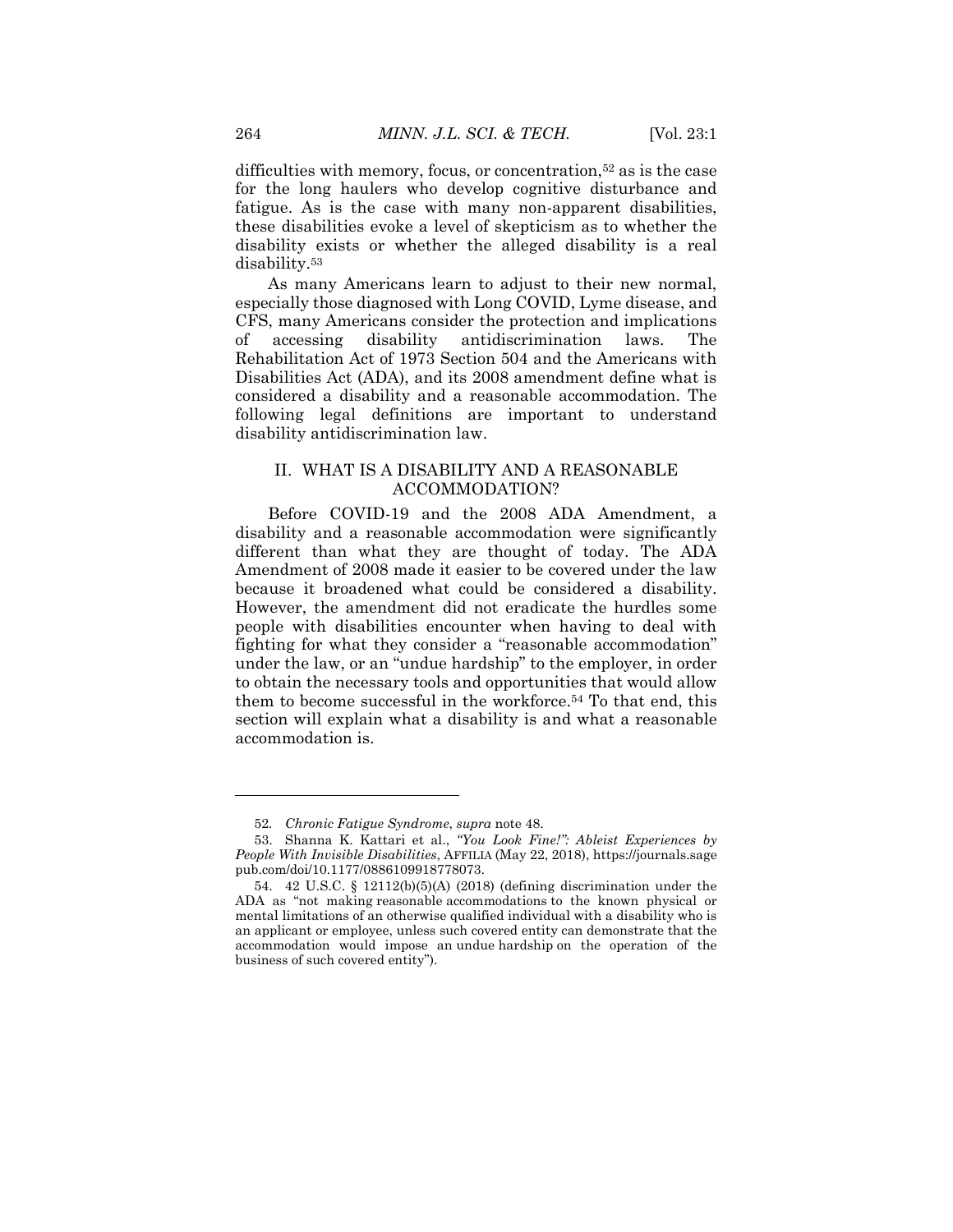difficulties with memory, focus, or concentration,[52] as is the case for the long haulers who develop cognitive disturbance and fatigue. As is the case with many non-apparent disabilities, these disabilities evoke a level of skepticism as to whether the disability exists or whether the alleged disability is a real disability.[53]

As many Americans learn to adjust to their new normal, especially those diagnosed with Long COVID, Lyme disease, and CFS, many Americans consider the protection and implications of accessing disability antidiscrimination laws. The Rehabilitation Act of 1973 Section 504 and the Americans with Disabilities Act (ADA), and its 2008 amendment define what is considered a disability and a reasonable accommodation. The following legal definitions are important to understand disability antidiscrimination law.

## II. WHAT IS A DISABILITY AND A REASONABLE ACCOMMODATION?

Before COVID-19 and the 2008 ADA Amendment, a disability and a reasonable accommodation were significantly different than what they are thought of today. The ADA Amendment of 2008 made it easier to be covered under the law because it broadened what could be considered a disability. However, the amendment did not eradicate the hurdles some people with disabilities encounter when having to deal with fighting for what they consider a "reasonable accommodation" under the law, or an "undue hardship" to the employer, in order to obtain the necessary tools and opportunities that would allow them to become successful in the workforce.[54] To that end, this section will explain what a disability is and what a reasonable accommodation is.

---

52. *Chronic Fatigue Syndrome*, *supra* note 48.

53. Shanna K. Kattari et al., *"You Look Fine!": Ableist Experiences by People With Invisible Disabilities*, AFFILIA (May 22, 2018), https://journals.sagepub.com/doi/10.1177/0886109918778073.

54. 42 U.S.C. § 12112(b)(5)(A) (2018) (defining discrimination under the ADA as "not making reasonable accommodations to the known physical or mental limitations of an otherwise qualified individual with a disability who is an applicant or employee, unless such covered entity can demonstrate that the accommodation would impose an undue hardship on the operation of the business of such covered entity").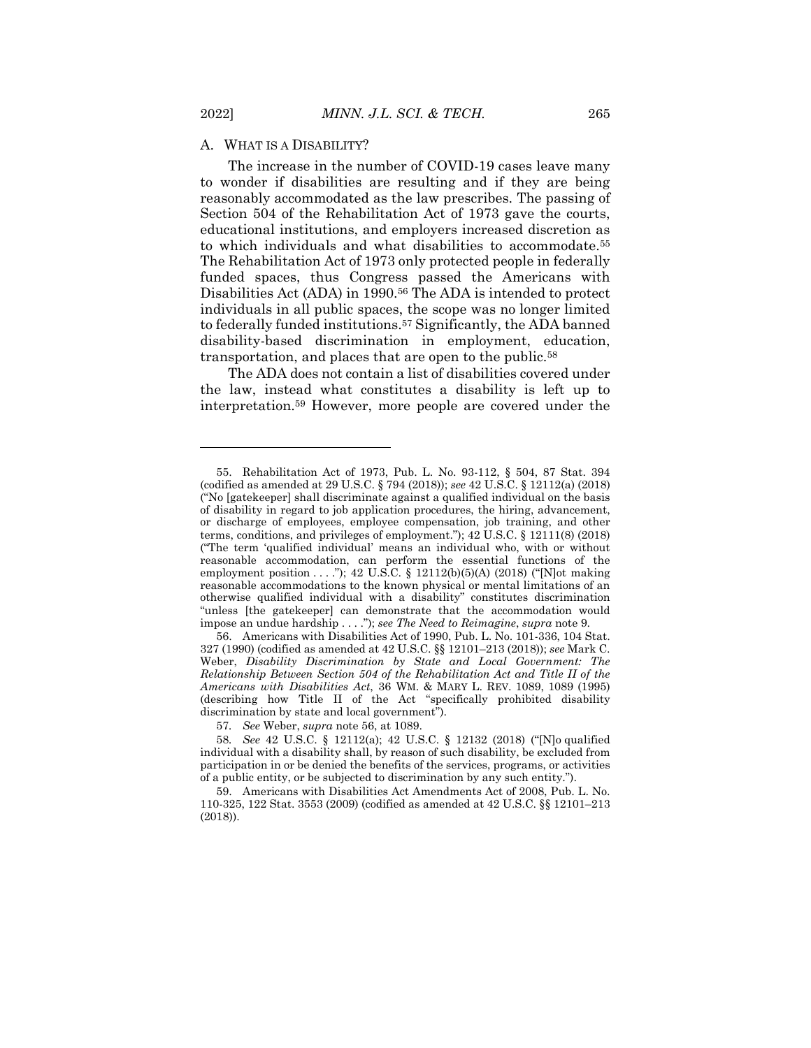## A. WHAT IS A DISABILITY?

The increase in the number of COVID-19 cases leave many to wonder if disabilities are resulting and if they are being reasonably accommodated as the law prescribes. The passing of Section 504 of the Rehabilitation Act of 1973 gave the courts, educational institutions, and employers increased discretion as to which individuals and what disabilities to accommodate.[55] The Rehabilitation Act of 1973 only protected people in federally funded spaces, thus Congress passed the Americans with Disabilities Act (ADA) in 1990.[56] The ADA is intended to protect individuals in all public spaces, the scope was no longer limited to federally funded institutions.[57] Significantly, the ADA banned disability-based discrimination in employment, education, transportation, and places that are open to the public.[58]

The ADA does not contain a list of disabilities covered under the law, instead what constitutes a disability is left up to interpretation.[59] However, more people are covered under the

---

55. Rehabilitation Act of 1973, Pub. L. No. 93-112, § 504, 87 Stat. 394 (codified as amended at 29 U.S.C. § 794 (2018)); *see* 42 U.S.C. § 12112(a) (2018) ("No [gatekeeper] shall discriminate against a qualified individual on the basis of disability in regard to job application procedures, the hiring, advancement, or discharge of employees, employee compensation, job training, and other terms, conditions, and privileges of employment."); 42 U.S.C. § 12111(8) (2018) ("The term 'qualified individual' means an individual who, with or without reasonable accommodation, can perform the essential functions of the employment position . . . ."); 42 U.S.C. § 12112(b)(5)(A) (2018) ("[N]ot making reasonable accommodations to the known physical or mental limitations of an otherwise qualified individual with a disability" constitutes discrimination "unless [the gatekeeper] can demonstrate that the accommodation would impose an undue hardship . . . ."); *see The Need to Reimagine*, *supra* note 9.

56. Americans with Disabilities Act of 1990, Pub. L. No. 101-336, 104 Stat. 327 (1990) (codified as amended at 42 U.S.C. §§ 12101–213 (2018)); *see* Mark C. Weber, *Disability Discrimination by State and Local Government: The Relationship Between Section 504 of the Rehabilitation Act and Title II of the Americans with Disabilities Act*, 36 WM. & MARY L. REV. 1089, 1089 (1995) (describing how Title II of the Act "specifically prohibited disability discrimination by state and local government").

57. *See* Weber, *supra* note 56, at 1089.

58. *See* 42 U.S.C. § 12112(a); 42 U.S.C. § 12132 (2018) ("[N]o qualified individual with a disability shall, by reason of such disability, be excluded from participation in or be denied the benefits of the services, programs, or activities of a public entity, or be subjected to discrimination by any such entity.").

59. Americans with Disabilities Act Amendments Act of 2008, Pub. L. No. 110-325, 122 Stat. 3553 (2009) (codified as amended at 42 U.S.C. §§ 12101–213 (2018)).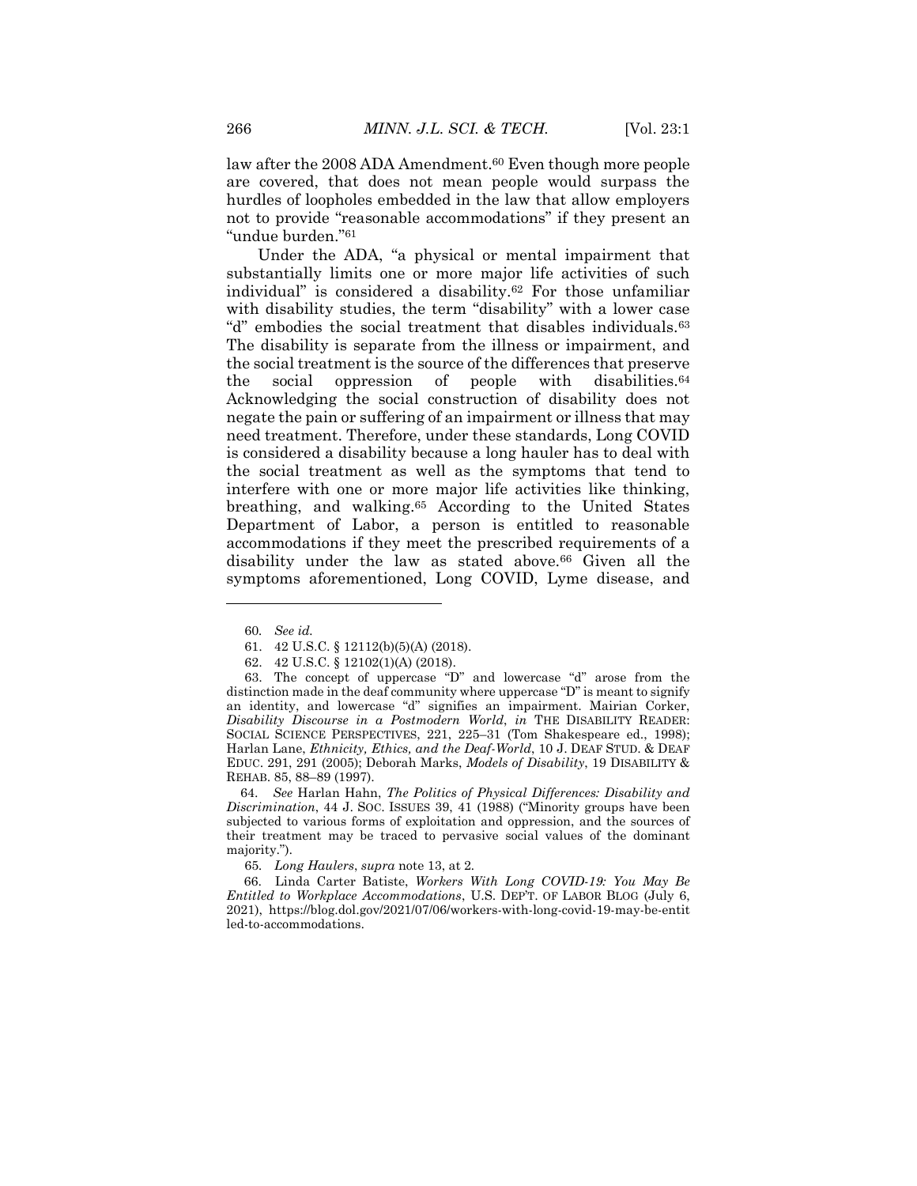law after the 2008 ADA Amendment.[60] Even though more people are covered, that does not mean people would surpass the hurdles of loopholes embedded in the law that allow employers not to provide "reasonable accommodations" if they present an "undue burden."[61]

Under the ADA, "a physical or mental impairment that substantially limits one or more major life activities of such individual" is considered a disability.[62] For those unfamiliar with disability studies, the term "disability" with a lower case "d" embodies the social treatment that disables individuals.[63] The disability is separate from the illness or impairment, and the social treatment is the source of the differences that preserve the social oppression of people with disabilities.[64] Acknowledging the social construction of disability does not negate the pain or suffering of an impairment or illness that may need treatment. Therefore, under these standards, Long COVID is considered a disability because a long hauler has to deal with the social treatment as well as the symptoms that tend to interfere with one or more major life activities like thinking, breathing, and walking.[65] According to the United States Department of Labor, a person is entitled to reasonable accommodations if they meet the prescribed requirements of a disability under the law as stated above.[66] Given all the symptoms aforementioned, Long COVID, Lyme disease, and

---

60. *See id.*

61. 42 U.S.C. § 12112(b)(5)(A) (2018).

62. 42 U.S.C. § 12102(1)(A) (2018).

63. The concept of uppercase "D" and lowercase "d" arose from the distinction made in the deaf community where uppercase "D" is meant to signify an identity, and lowercase "d" signifies an impairment. Mairian Corker, *Disability Discourse in a Postmodern World*, *in* THE DISABILITY READER: SOCIAL SCIENCE PERSPECTIVES, 221, 225–31 (Tom Shakespeare ed., 1998); Harlan Lane, *Ethnicity, Ethics, and the Deaf-World*, 10 J. DEAF STUD. & DEAF EDUC. 291, 291 (2005); Deborah Marks, *Models of Disability*, 19 DISABILITY & REHAB. 85, 88–89 (1997).

64. *See* Harlan Hahn, *The Politics of Physical Differences: Disability and Discrimination*, 44 J. SOC. ISSUES 39, 41 (1988) ("Minority groups have been subjected to various forms of exploitation and oppression, and the sources of their treatment may be traced to pervasive social values of the dominant majority.").

65. *Long Haulers*, *supra* note 13, at 2.

66. Linda Carter Batiste, *Workers With Long COVID-19: You May Be Entitled to Workplace Accommodations*, U.S. DEP'T. OF LABOR BLOG (July 6, 2021), https://blog.dol.gov/2021/07/06/workers-with-long-covid-19-may-be-entitled-to-accommodations.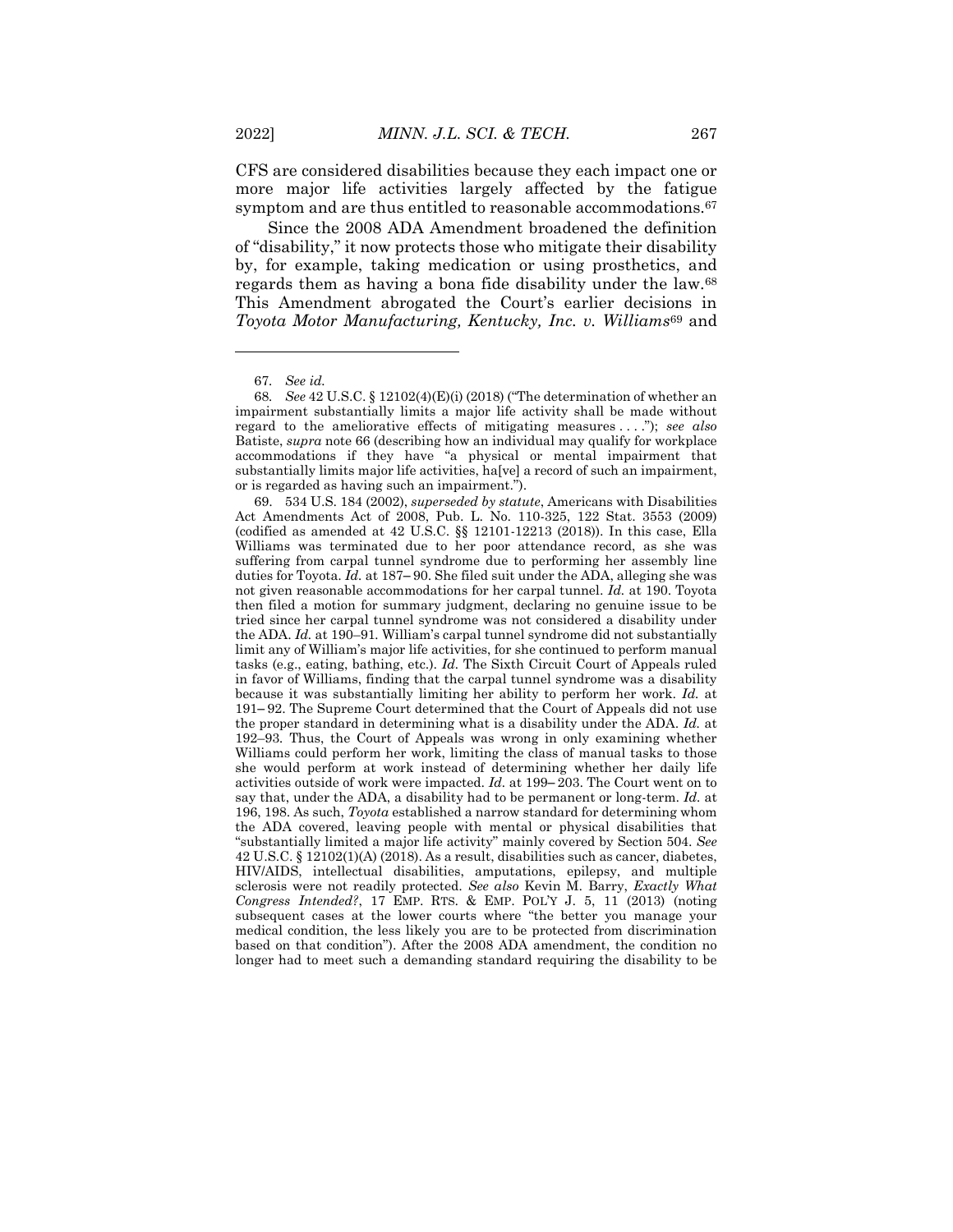CFS are considered disabilities because they each impact one or more major life activities largely affected by the fatigue symptom and are thus entitled to reasonable accommodations.[67]

Since the 2008 ADA Amendment broadened the definition of "disability," it now protects those who mitigate their disability by, for example, taking medication or using prosthetics, and regards them as having a bona fide disability under the law.[68] This Amendment abrogated the Court's earlier decisions in *Toyota Motor Manufacturing, Kentucky, Inc. v. Williams*[69] and

---

67. *See id.*

68. *See* 42 U.S.C. § 12102(4)(E)(i) (2018) ("The determination of whether an impairment substantially limits a major life activity shall be made without regard to the ameliorative effects of mitigating measures . . . ."); *see also* Batiste, *supra* note 66 (describing how an individual may qualify for workplace accommodations if they have "a physical or mental impairment that substantially limits major life activities, ha[ve] a record of such an impairment, or is regarded as having such an impairment.").

69. 534 U.S. 184 (2002), *superseded by statute*, Americans with Disabilities Act Amendments Act of 2008, Pub. L. No. 110-325, 122 Stat. 3553 (2009) (codified as amended at 42 U.S.C. §§ 12101-12213 (2018)). In this case, Ella Williams was terminated due to her poor attendance record, as she was suffering from carpal tunnel syndrome due to performing her assembly line duties for Toyota. *Id.* at 187–90. She filed suit under the ADA, alleging she was not given reasonable accommodations for her carpal tunnel. *Id.* at 190. Toyota then filed a motion for summary judgment, declaring no genuine issue to be tried since her carpal tunnel syndrome was not considered a disability under the ADA. *Id.* at 190–91. William's carpal tunnel syndrome did not substantially limit any of William's major life activities, for she continued to perform manual tasks (e.g., eating, bathing, etc.). *Id.* The Sixth Circuit Court of Appeals ruled in favor of Williams, finding that the carpal tunnel syndrome was a disability because it was substantially limiting her ability to perform her work. *Id.* at 191–92. The Supreme Court determined that the Court of Appeals did not use the proper standard in determining what is a disability under the ADA. *Id.* at 192–93. Thus, the Court of Appeals was wrong in only examining whether Williams could perform her work, limiting the class of manual tasks to those she would perform at work instead of determining whether her daily life activities outside of work were impacted. *Id.* at 199–203. The Court went on to say that, under the ADA, a disability had to be permanent or long-term. *Id.* at 196, 198. As such, *Toyota* established a narrow standard for determining whom the ADA covered, leaving people with mental or physical disabilities that "substantially limited a major life activity" mainly covered by Section 504. *See* 42 U.S.C. § 12102(1)(A) (2018). As a result, disabilities such as cancer, diabetes, HIV/AIDS, intellectual disabilities, amputations, epilepsy, and multiple sclerosis were not readily protected. *See also* Kevin M. Barry, *Exactly What Congress Intended?*, 17 EMP. RTS. & EMP. POL'Y J. 5, 11 (2013) (noting subsequent cases at the lower courts where "the better you manage your medical condition, the less likely you are to be protected from discrimination based on that condition"). After the 2008 ADA amendment, the condition no longer had to meet such a demanding standard requiring the disability to be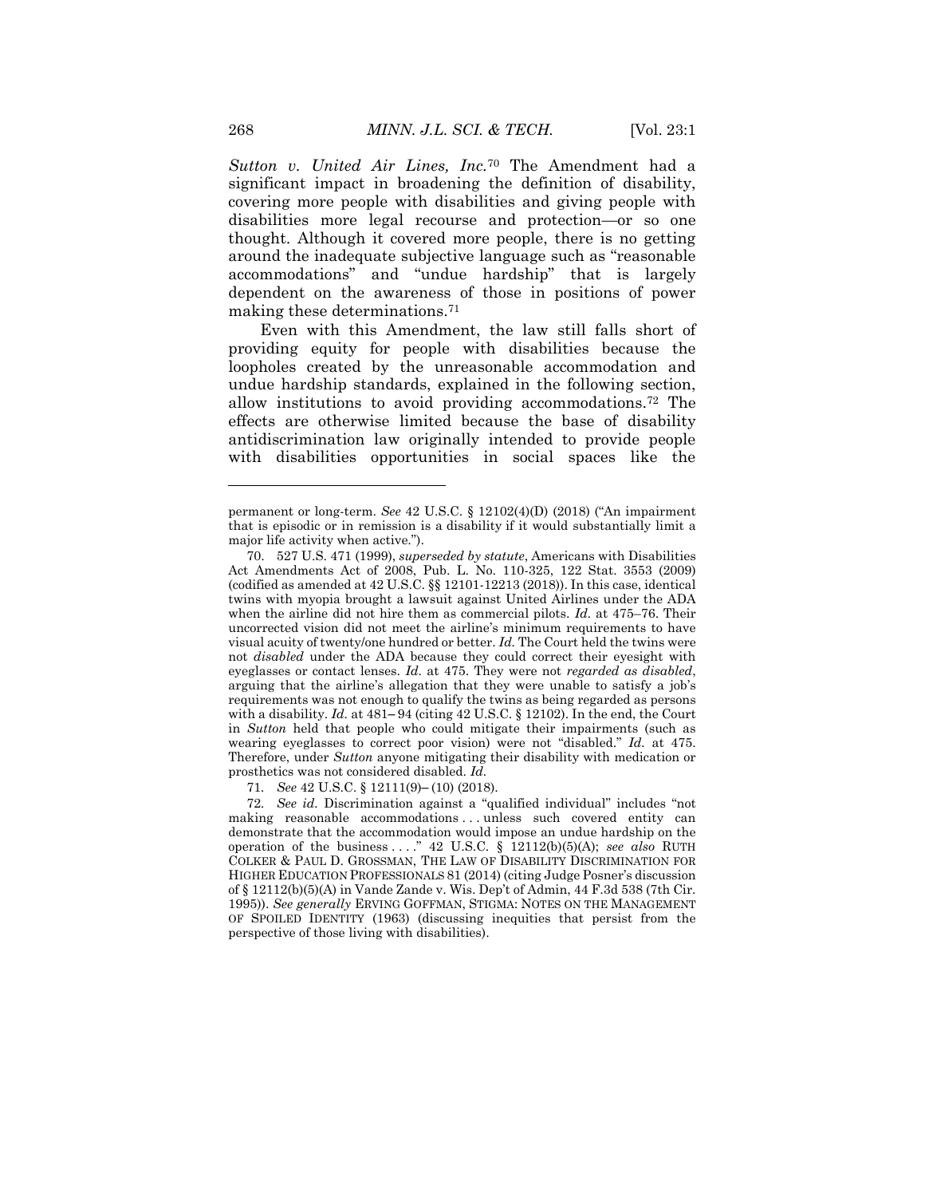*Sutton v. United Air Lines, Inc.*[70] The Amendment had a significant impact in broadening the definition of disability, covering more people with disabilities and giving people with disabilities more legal recourse and protection—or so one thought. Although it covered more people, there is no getting around the inadequate subjective language such as "reasonable accommodations" and "undue hardship" that is largely dependent on the awareness of those in positions of power making these determinations.[71]

Even with this Amendment, the law still falls short of providing equity for people with disabilities because the loopholes created by the unreasonable accommodation and undue hardship standards, explained in the following section, allow institutions to avoid providing accommodations.[72] The effects are otherwise limited because the base of disability antidiscrimination law originally intended to provide people with disabilities opportunities in social spaces like the

---

permanent or long-term. *See* 42 U.S.C. § 12102(4)(D) (2018) ("An impairment that is episodic or in remission is a disability if it would substantially limit a major life activity when active.").

70. 527 U.S. 471 (1999), *superseded by statute*, Americans with Disabilities Act Amendments Act of 2008, Pub. L. No. 110-325, 122 Stat. 3553 (2009) (codified as amended at 42 U.S.C. §§ 12101-12213 (2018)). In this case, identical twins with myopia brought a lawsuit against United Airlines under the ADA when the airline did not hire them as commercial pilots. *Id.* at 475–76. Their uncorrected vision did not meet the airline's minimum requirements to have visual acuity of twenty/one hundred or better. *Id.* The Court held the twins were not *disabled* under the ADA because they could correct their eyesight with eyeglasses or contact lenses. *Id.* at 475. They were not *regarded as disabled*, arguing that the airline's allegation that they were unable to satisfy a job's requirements was not enough to qualify the twins as being regarded as persons with a disability. *Id.* at 481–94 (citing 42 U.S.C. § 12102). In the end, the Court in *Sutton* held that people who could mitigate their impairments (such as wearing eyeglasses to correct poor vision) were not "disabled." *Id.* at 475. Therefore, under *Sutton* anyone mitigating their disability with medication or prosthetics was not considered disabled. *Id.*

71. *See* 42 U.S.C. § 12111(9)–(10) (2018).

72. *See id.* Discrimination against a "qualified individual" includes "not making reasonable accommodations . . . unless such covered entity can demonstrate that the accommodation would impose an undue hardship on the operation of the business . . . ." 42 U.S.C. § 12112(b)(5)(A); *see also* RUTH COLKER & PAUL D. GROSSMAN, THE LAW OF DISABILITY DISCRIMINATION FOR HIGHER EDUCATION PROFESSIONALS 81 (2014) (citing Judge Posner's discussion of § 12112(b)(5)(A) in Vande Zande v. Wis. Dep't of Admin, 44 F.3d 538 (7th Cir. 1995)). *See generally* ERVING GOFFMAN, STIGMA: NOTES ON THE MANAGEMENT OF SPOILED IDENTITY (1963) (discussing inequities that persist from the perspective of those living with disabilities).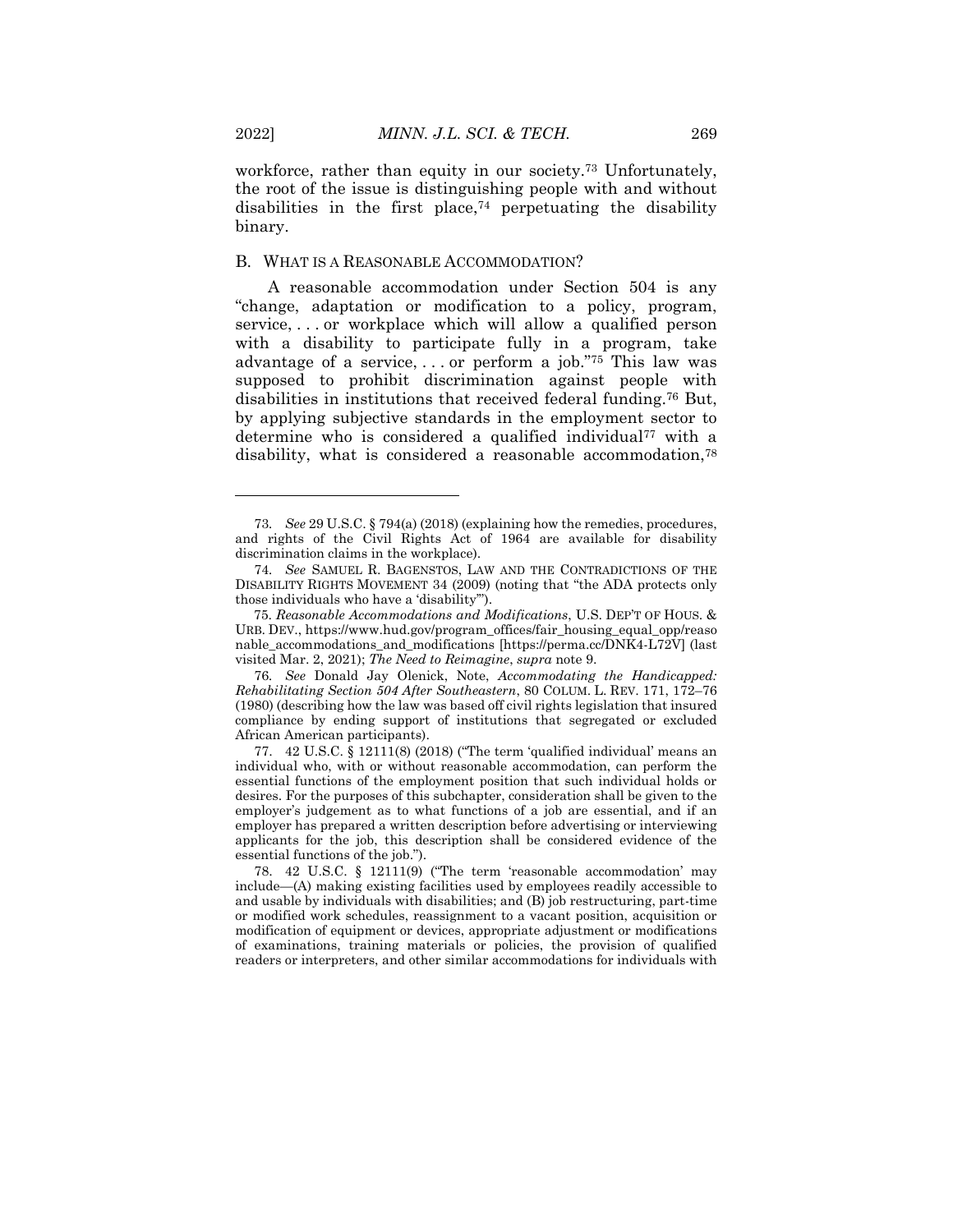workforce, rather than equity in our society.[73] Unfortunately, the root of the issue is distinguishing people with and without disabilities in the first place,[74] perpetuating the disability binary.

### B. WHAT IS A REASONABLE ACCOMMODATION?

A reasonable accommodation under Section 504 is any "change, adaptation or modification to a policy, program, service, . . . or workplace which will allow a qualified person with a disability to participate fully in a program, take advantage of a service, . . . or perform a job."[75] This law was supposed to prohibit discrimination against people with disabilities in institutions that received federal funding.[76] But, by applying subjective standards in the employment sector to determine who is considered a qualified individual[77] with a disability, what is considered a reasonable accommodation,[78]

---

73. *See* 29 U.S.C. § 794(a) (2018) (explaining how the remedies, procedures, and rights of the Civil Rights Act of 1964 are available for disability discrimination claims in the workplace).

74. *See* SAMUEL R. BAGENSTOS, LAW AND THE CONTRADICTIONS OF THE DISABILITY RIGHTS MOVEMENT 34 (2009) (noting that "the ADA protects only those individuals who have a 'disability'").

75. *Reasonable Accommodations and Modifications*, U.S. DEP'T OF HOUS. & URB. DEV., https://www.hud.gov/program_offices/fair_housing_equal_opp/reasonable_accommodations_and_modifications [https://perma.cc/DNK4-L72V] (last visited Mar. 2, 2021); *The Need to Reimagine*, *supra* note 9.

76. *See* Donald Jay Olenick, Note, *Accommodating the Handicapped: Rehabilitating Section 504 After Southeastern*, 80 COLUM. L. REV. 171, 172–76 (1980) (describing how the law was based off civil rights legislation that insured compliance by ending support of institutions that segregated or excluded African American participants).

77. 42 U.S.C. § 12111(8) (2018) ("The term 'qualified individual' means an individual who, with or without reasonable accommodation, can perform the essential functions of the employment position that such individual holds or desires. For the purposes of this subchapter, consideration shall be given to the employer's judgement as to what functions of a job are essential, and if an employer has prepared a written description before advertising or interviewing applicants for the job, this description shall be considered evidence of the essential functions of the job.").

78. 42 U.S.C. § 12111(9) ("The term 'reasonable accommodation' may include—(A) making existing facilities used by employees readily accessible to and usable by individuals with disabilities; and (B) job restructuring, part-time or modified work schedules, reassignment to a vacant position, acquisition or modification of equipment or devices, appropriate adjustment or modifications of examinations, training materials or policies, the provision of qualified readers or interpreters, and other similar accommodations for individuals with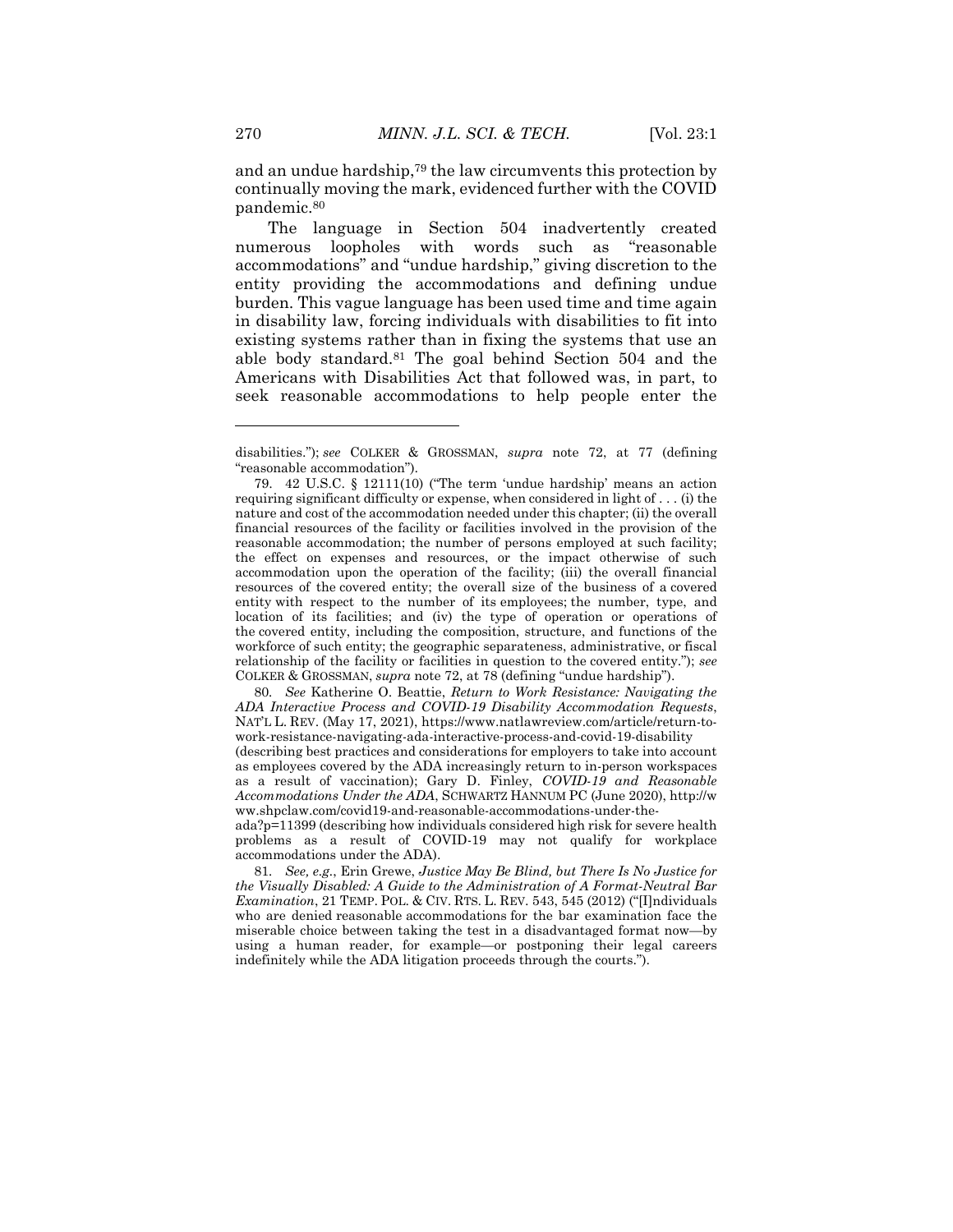and an undue hardship,[79] the law circumvents this protection by continually moving the mark, evidenced further with the COVID pandemic.[80]

The language in Section 504 inadvertently created numerous loopholes with words such as "reasonable accommodations" and "undue hardship," giving discretion to the entity providing the accommodations and defining undue burden. This vague language has been used time and time again in disability law, forcing individuals with disabilities to fit into existing systems rather than in fixing the systems that use an able body standard.[81] The goal behind Section 504 and the Americans with Disabilities Act that followed was, in part, to seek reasonable accommodations to help people enter the

---

disabilities."); *see* COLKER & GROSSMAN, *supra* note 72, at 77 (defining "reasonable accommodation").

79. 42 U.S.C. § 12111(10) ("The term 'undue hardship' means an action requiring significant difficulty or expense, when considered in light of . . . (i) the nature and cost of the accommodation needed under this chapter; (ii) the overall financial resources of the facility or facilities involved in the provision of the reasonable accommodation; the number of persons employed at such facility; the effect on expenses and resources, or the impact otherwise of such accommodation upon the operation of the facility; (iii) the overall financial resources of the covered entity; the overall size of the business of a covered entity with respect to the number of its employees; the number, type, and location of its facilities; and (iv) the type of operation or operations of the covered entity, including the composition, structure, and functions of the workforce of such entity; the geographic separateness, administrative, or fiscal relationship of the facility or facilities in question to the covered entity."); *see* COLKER & GROSSMAN, *supra* note 72, at 78 (defining "undue hardship").

80. *See* Katherine O. Beattie, *Return to Work Resistance: Navigating the ADA Interactive Process and COVID-19 Disability Accommodation Requests*, NAT'L L. REV. (May 17, 2021), https://www.natlawreview.com/article/return-to-work-resistance-navigating-ada-interactive-process-and-covid-19-disability (describing best practices and considerations for employers to take into account as employees covered by the ADA increasingly return to in-person workspaces as a result of vaccination); Gary D. Finley, *COVID-19 and Reasonable Accommodations Under the ADA*, SCHWARTZ HANNUM PC (June 2020), http://www.shpclaw.com/covid19-and-reasonable-accommodations-under-the-ada?p=11399 (describing how individuals considered high risk for severe health problems as a result of COVID-19 may not qualify for workplace accommodations under the ADA).

81. *See, e.g.*, Erin Grewe, *Justice May Be Blind, but There Is No Justice for the Visually Disabled: A Guide to the Administration of A Format-Neutral Bar Examination*, 21 TEMP. POL. & CIV. RTS. L. REV. 543, 545 (2012) ("[I]ndividuals who are denied reasonable accommodations for the bar examination face the miserable choice between taking the test in a disadvantaged format now—by using a human reader, for example—or postponing their legal careers indefinitely while the ADA litigation proceeds through the courts.").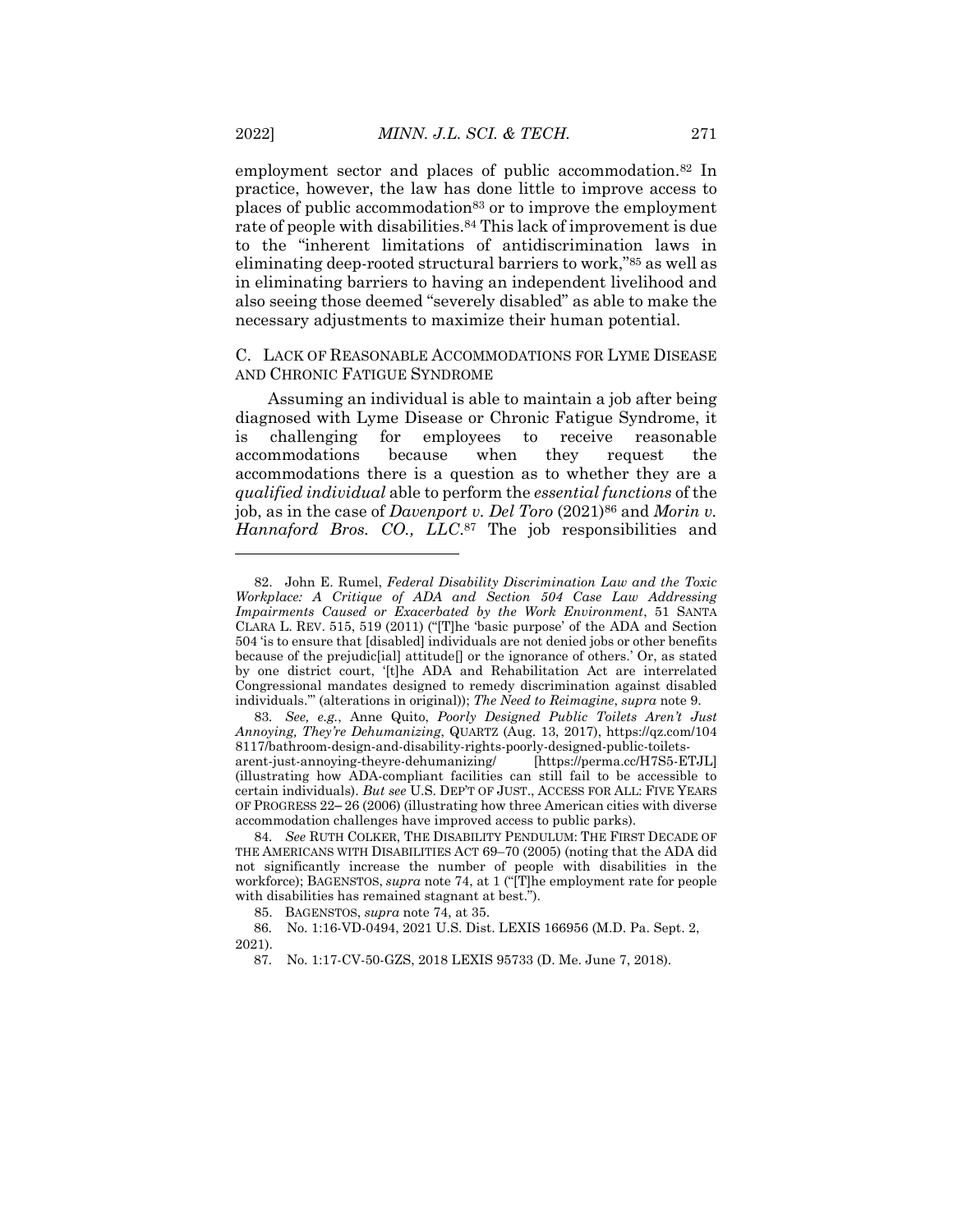employment sector and places of public accommodation.[82] In practice, however, the law has done little to improve access to places of public accommodation[83] or to improve the employment rate of people with disabilities.[84] This lack of improvement is due to the "inherent limitations of antidiscrimination laws in eliminating deep-rooted structural barriers to work,"[85] as well as in eliminating barriers to having an independent livelihood and also seeing those deemed "severely disabled" as able to make the necessary adjustments to maximize their human potential.

### C. LACK OF REASONABLE ACCOMMODATIONS FOR LYME DISEASE AND CHRONIC FATIGUE SYNDROME

Assuming an individual is able to maintain a job after being diagnosed with Lyme Disease or Chronic Fatigue Syndrome, it is challenging for employees to receive reasonable accommodations because when they request the accommodations there is a question as to whether they are a *qualified individual* able to perform the *essential functions* of the job, as in the case of *Davenport v. Del Toro* (2021)[86] and *Morin v. Hannaford Bros. CO., LLC*.[87] The job responsibilities and

---

82. John E. Rumel, *Federal Disability Discrimination Law and the Toxic Workplace: A Critique of ADA and Section 504 Case Law Addressing Impairments Caused or Exacerbated by the Work Environment*, 51 SANTA CLARA L. REV. 515, 519 (2011) ("[T]he 'basic purpose' of the ADA and Section 504 'is to ensure that [disabled] individuals are not denied jobs or other benefits because of the prejudic[ial] attitude[] or the ignorance of others.' Or, as stated by one district court, '[t]he ADA and Rehabilitation Act are interrelated Congressional mandates designed to remedy discrimination against disabled individuals.'" (alterations in original)); *The Need to Reimagine*, *supra* note 9.

83. *See, e.g.*, Anne Quito, *Poorly Designed Public Toilets Aren't Just Annoying, They're Dehumanizing*, QUARTZ (Aug. 13, 2017), https://qz.com/1048117/bathroom-design-and-disability-rights-poorly-designed-public-toilets-arent-just-annoying-theyre-dehumanizing/ [https://perma.cc/H7S5-ETJL] (illustrating how ADA-compliant facilities can still fail to be accessible to certain individuals). *But see* U.S. DEP'T OF JUST., ACCESS FOR ALL: FIVE YEARS OF PROGRESS 22– 26 (2006) (illustrating how three American cities with diverse accommodation challenges have improved access to public parks).

84. *See* RUTH COLKER, THE DISABILITY PENDULUM: THE FIRST DECADE OF THE AMERICANS WITH DISABILITIES ACT 69–70 (2005) (noting that the ADA did not significantly increase the number of people with disabilities in the workforce); BAGENSTOS, *supra* note 74, at 1 ("[T]he employment rate for people with disabilities has remained stagnant at best.").

85. BAGENSTOS, *supra* note 74, at 35.

86. No. 1:16-VD-0494, 2021 U.S. Dist. LEXIS 166956 (M.D. Pa. Sept. 2, 2021).

87. No. 1:17-CV-50-GZS, 2018 LEXIS 95733 (D. Me. June 7, 2018).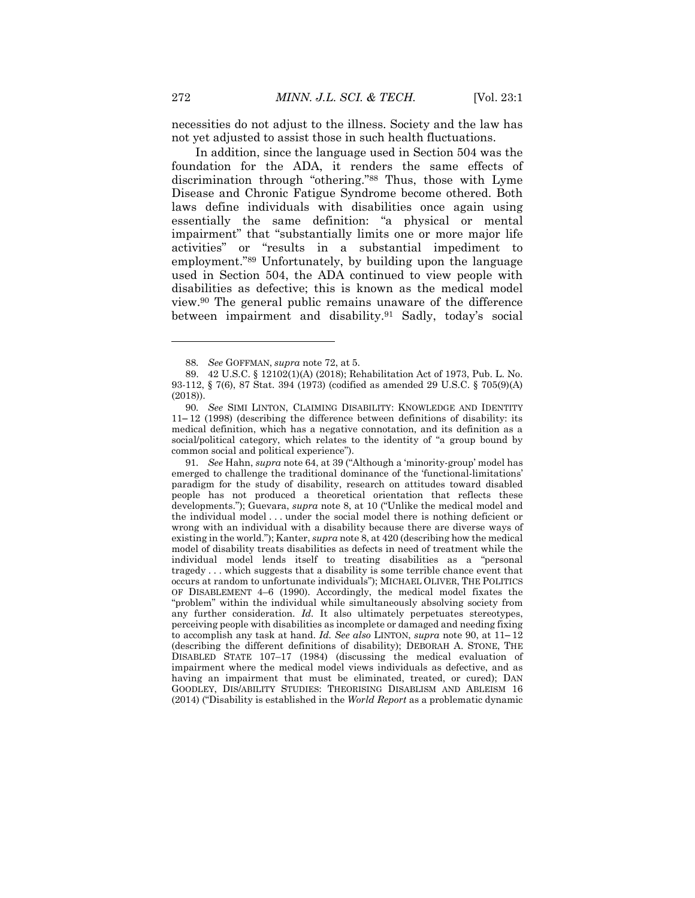necessities do not adjust to the illness. Society and the law has not yet adjusted to assist those in such health fluctuations.

In addition, since the language used in Section 504 was the foundation for the ADA, it renders the same effects of discrimination through "othering."[88] Thus, those with Lyme Disease and Chronic Fatigue Syndrome become othered. Both laws define individuals with disabilities once again using essentially the same definition: "a physical or mental impairment" that "substantially limits one or more major life activities" or "results in a substantial impediment to employment."[89] Unfortunately, by building upon the language used in Section 504, the ADA continued to view people with disabilities as defective; this is known as the medical model view.[90] The general public remains unaware of the difference between impairment and disability.[91] Sadly, today's social

---

88. *See* GOFFMAN, *supra* note 72, at 5.

89. 42 U.S.C. § 12102(1)(A) (2018); Rehabilitation Act of 1973, Pub. L. No. 93-112, § 7(6), 87 Stat. 394 (1973) (codified as amended 29 U.S.C. § 705(9)(A) (2018)).

90. *See* SIMI LINTON, CLAIMING DISABILITY: KNOWLEDGE AND IDENTITY 11–12 (1998) (describing the difference between definitions of disability: its medical definition, which has a negative connotation, and its definition as a social/political category, which relates to the identity of "a group bound by common social and political experience").

91. *See* Hahn, *supra* note 64, at 39 ("Although a 'minority-group' model has emerged to challenge the traditional dominance of the 'functional-limitations' paradigm for the study of disability, research on attitudes toward disabled people has not produced a theoretical orientation that reflects these developments."); Guevara, *supra* note 8, at 10 ("Unlike the medical model and the individual model . . . under the social model there is nothing deficient or wrong with an individual with a disability because there are diverse ways of existing in the world."); Kanter, *supra* note 8, at 420 (describing how the medical model of disability treats disabilities as defects in need of treatment while the individual model lends itself to treating disabilities as a "personal tragedy . . . which suggests that a disability is some terrible chance event that occurs at random to unfortunate individuals"); MICHAEL OLIVER, THE POLITICS OF DISABLEMENT 4–6 (1990). Accordingly, the medical model fixates the "problem" within the individual while simultaneously absolving society from any further consideration. *Id.* It also ultimately perpetuates stereotypes, perceiving people with disabilities as incomplete or damaged and needing fixing to accomplish any task at hand. *Id. See also* LINTON, *supra* note 90, at 11–12 (describing the different definitions of disability); DEBORAH A. STONE, THE DISABLED STATE 107–17 (1984) (discussing the medical evaluation of impairment where the medical model views individuals as defective, and as having an impairment that must be eliminated, treated, or cured); DAN GOODLEY, DIS/ABILITY STUDIES: THEORISING DISABLISM AND ABLEISM 16 (2014) ("Disability is established in the *World Report* as a problematic dynamic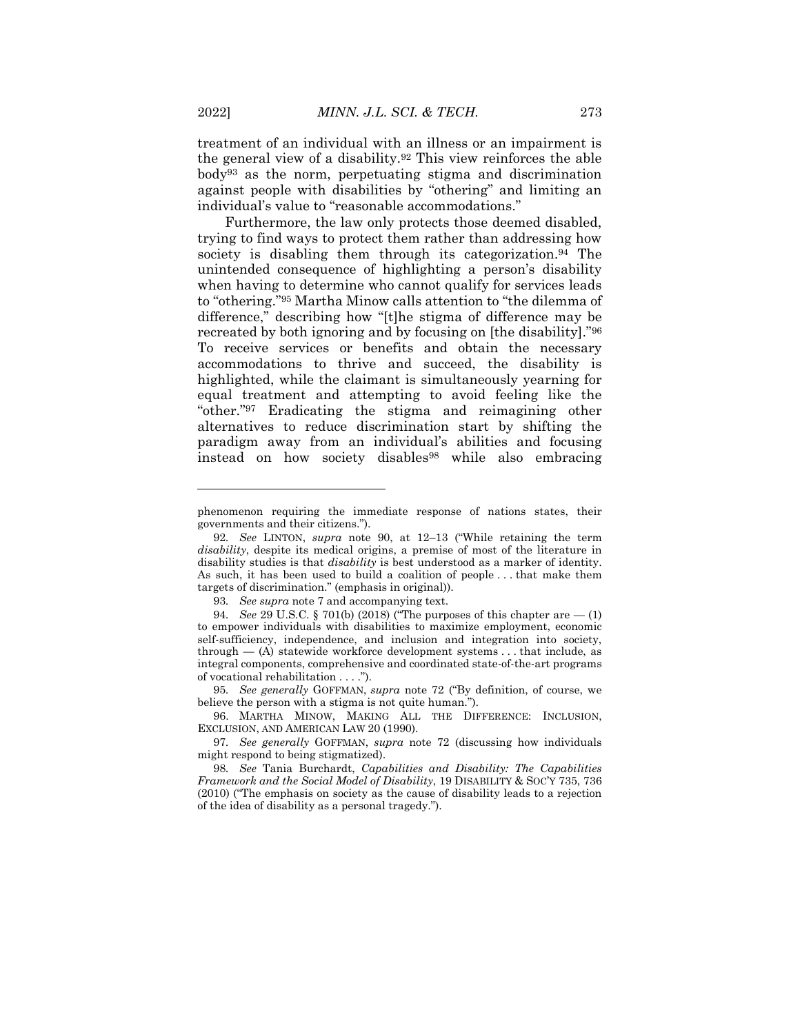treatment of an individual with an illness or an impairment is the general view of a disability.[92] This view reinforces the able body[93] as the norm, perpetuating stigma and discrimination against people with disabilities by "othering" and limiting an individual's value to "reasonable accommodations."

Furthermore, the law only protects those deemed disabled, trying to find ways to protect them rather than addressing how society is disabling them through its categorization.[94] The unintended consequence of highlighting a person's disability when having to determine who cannot qualify for services leads to "othering."[95] Martha Minow calls attention to "the dilemma of difference," describing how "[t]he stigma of difference may be recreated by both ignoring and by focusing on [the disability]."[96] To receive services or benefits and obtain the necessary accommodations to thrive and succeed, the disability is highlighted, while the claimant is simultaneously yearning for equal treatment and attempting to avoid feeling like the "other."[97] Eradicating the stigma and reimagining other alternatives to reduce discrimination start by shifting the paradigm away from an individual's abilities and focusing instead on how society disables[98] while also embracing

---

phenomenon requiring the immediate response of nations states, their governments and their citizens.").

92. *See* LINTON, *supra* note 90, at 12–13 ("While retaining the term *disability*, despite its medical origins, a premise of most of the literature in disability studies is that *disability* is best understood as a marker of identity. As such, it has been used to build a coalition of people . . . that make them targets of discrimination." (emphasis in original)).

93. *See supra* note 7 and accompanying text.

94. *See* 29 U.S.C. § 701(b) (2018) ("The purposes of this chapter are — (1) to empower individuals with disabilities to maximize employment, economic self-sufficiency, independence, and inclusion and integration into society, through — (A) statewide workforce development systems . . . that include, as integral components, comprehensive and coordinated state-of-the-art programs of vocational rehabilitation . . . .").

95. *See generally* GOFFMAN, *supra* note 72 ("By definition, of course, we believe the person with a stigma is not quite human.").

96. MARTHA MINOW, MAKING ALL THE DIFFERENCE: INCLUSION, EXCLUSION, AND AMERICAN LAW 20 (1990).

97. *See generally* GOFFMAN, *supra* note 72 (discussing how individuals might respond to being stigmatized).

98. *See* Tania Burchardt, *Capabilities and Disability: The Capabilities Framework and the Social Model of Disability*, 19 DISABILITY & SOC'Y 735, 736 (2010) ("The emphasis on society as the cause of disability leads to a rejection of the idea of disability as a personal tragedy.").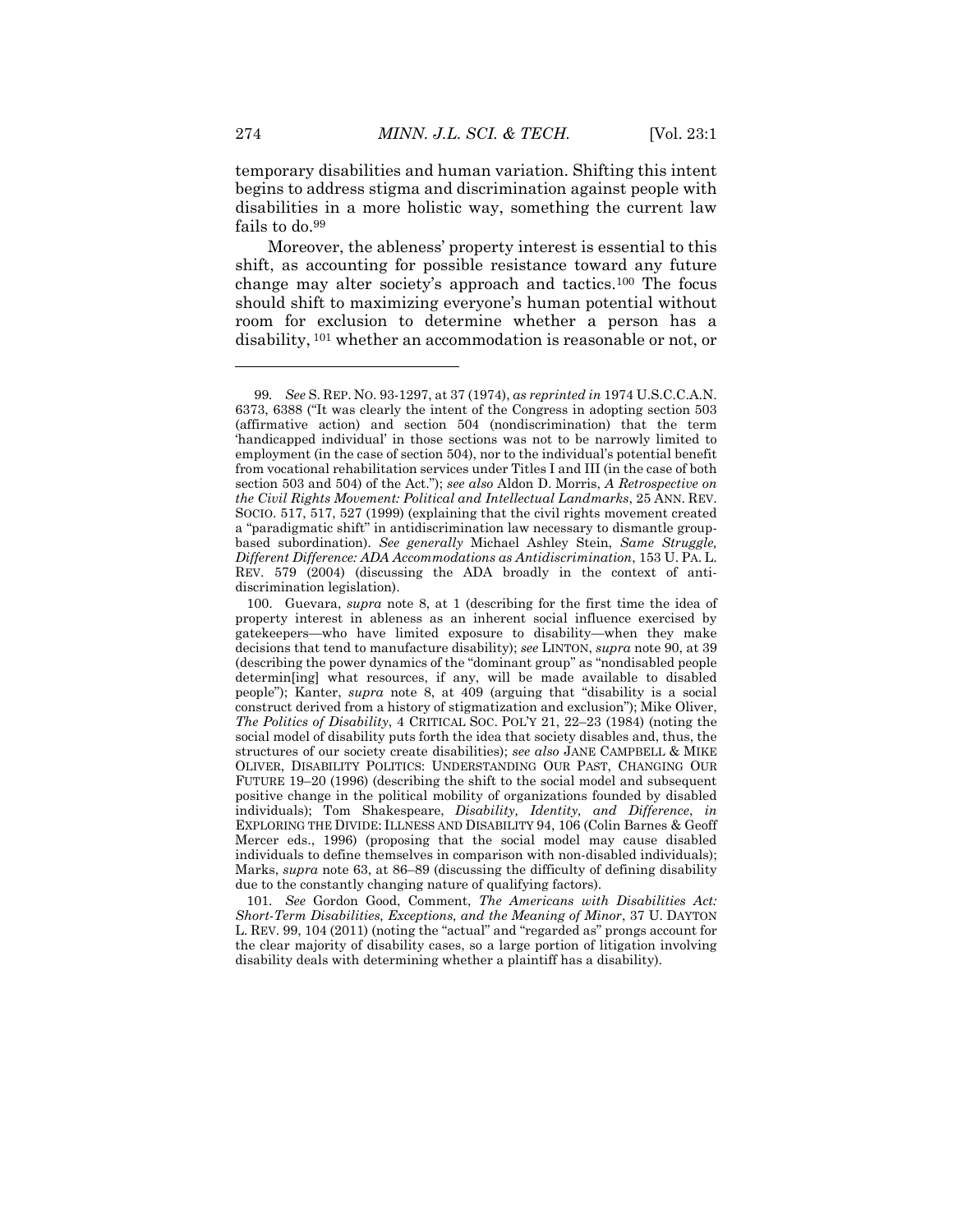temporary disabilities and human variation. Shifting this intent begins to address stigma and discrimination against people with disabilities in a more holistic way, something the current law fails to do.[99]

Moreover, the ableness' property interest is essential to this shift, as accounting for possible resistance toward any future change may alter society's approach and tactics.[100] The focus should shift to maximizing everyone's human potential without room for exclusion to determine whether a person has a disability,[101] whether an accommodation is reasonable or not, or

---

99. *See* S. REP. NO. 93-1297, at 37 (1974), *as reprinted in* 1974 U.S.C.C.A.N. 6373, 6388 ("It was clearly the intent of the Congress in adopting section 503 (affirmative action) and section 504 (nondiscrimination) that the term 'handicapped individual' in those sections was not to be narrowly limited to employment (in the case of section 504), nor to the individual's potential benefit from vocational rehabilitation services under Titles I and III (in the case of both section 503 and 504) of the Act."); *see also* Aldon D. Morris, *A Retrospective on the Civil Rights Movement: Political and Intellectual Landmarks*, 25 ANN. REV. SOCIO. 517, 517, 527 (1999) (explaining that the civil rights movement created a "paradigmatic shift" in antidiscrimination law necessary to dismantle group-based subordination). *See generally* Michael Ashley Stein, *Same Struggle, Different Difference: ADA Accommodations as Antidiscrimination*, 153 U. PA. L. REV. 579 (2004) (discussing the ADA broadly in the context of anti-discrimination legislation).

100. Guevara, *supra* note 8, at 1 (describing for the first time the idea of property interest in ableness as an inherent social influence exercised by gatekeepers—who have limited exposure to disability—when they make decisions that tend to manufacture disability); *see* LINTON, *supra* note 90, at 39 (describing the power dynamics of the "dominant group" as "nondisabled people determin[ing] what resources, if any, will be made available to disabled people"); Kanter, *supra* note 8, at 409 (arguing that "disability is a social construct derived from a history of stigmatization and exclusion"); Mike Oliver, *The Politics of Disability*, 4 CRITICAL SOC. POL'Y 21, 22–23 (1984) (noting the social model of disability puts forth the idea that society disables and, thus, the structures of our society create disabilities); *see also* JANE CAMPBELL & MIKE OLIVER, DISABILITY POLITICS: UNDERSTANDING OUR PAST, CHANGING OUR FUTURE 19–20 (1996) (describing the shift to the social model and subsequent positive change in the political mobility of organizations founded by disabled individuals); Tom Shakespeare, *Disability, Identity, and Difference*, *in* EXPLORING THE DIVIDE: ILLNESS AND DISABILITY 94, 106 (Colin Barnes & Geoff Mercer eds., 1996) (proposing that the social model may cause disabled individuals to define themselves in comparison with non-disabled individuals); Marks, *supra* note 63, at 86–89 (discussing the difficulty of defining disability due to the constantly changing nature of qualifying factors).

101. *See* Gordon Good, Comment, *The Americans with Disabilities Act: Short-Term Disabilities, Exceptions, and the Meaning of Minor*, 37 U. DAYTON L. REV. 99, 104 (2011) (noting the "actual" and "regarded as" prongs account for the clear majority of disability cases, so a large portion of litigation involving disability deals with determining whether a plaintiff has a disability).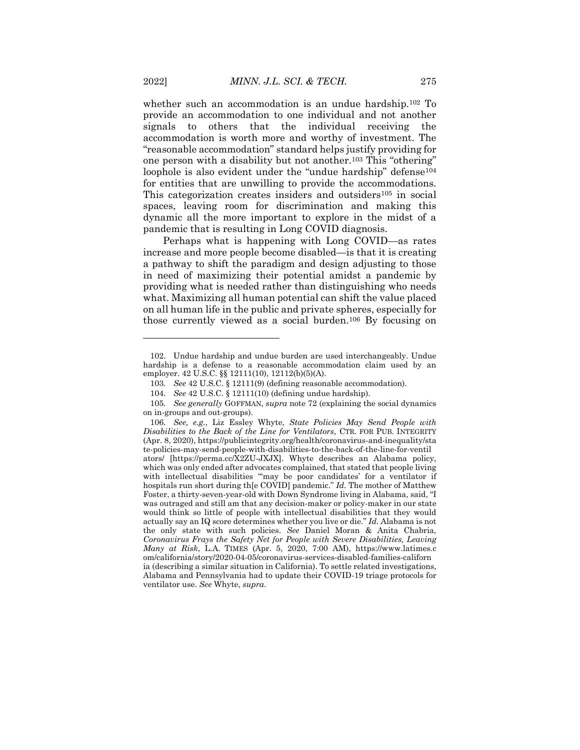whether such an accommodation is an undue hardship.[102] To provide an accommodation to one individual and not another signals to others that the individual receiving the accommodation is worth more and worthy of investment. The "reasonable accommodation" standard helps justify providing for one person with a disability but not another.[103] This "othering" loophole is also evident under the "undue hardship" defense[104] for entities that are unwilling to provide the accommodations. This categorization creates insiders and outsiders[105] in social spaces, leaving room for discrimination and making this dynamic all the more important to explore in the midst of a pandemic that is resulting in Long COVID diagnosis.

Perhaps what is happening with Long COVID—as rates increase and more people become disabled—is that it is creating a pathway to shift the paradigm and design adjusting to those in need of maximizing their potential amidst a pandemic by providing what is needed rather than distinguishing who needs what. Maximizing all human potential can shift the value placed on all human life in the public and private spheres, especially for those currently viewed as a social burden.[106] By focusing on

---

102. Undue hardship and undue burden are used interchangeably. Undue hardship is a defense to a reasonable accommodation claim used by an employer. 42 U.S.C. §§ 12111(10), 12112(b)(5)(A).

103. *See* 42 U.S.C. § 12111(9) (defining reasonable accommodation).

104. *See* 42 U.S.C. § 12111(10) (defining undue hardship).

105. *See generally* GOFFMAN, *supra* note 72 (explaining the social dynamics on in-groups and out-groups).

106. *See, e.g.*, Liz Essley Whyte, *State Policies May Send People with Disabilities to the Back of the Line for Ventilators*, CTR. FOR PUB. INTEGRITY (Apr. 8, 2020), https://publicintegrity.org/health/coronavirus-and-inequality/state-policies-may-send-people-with-disabilities-to-the-back-of-the-line-for-ventilators/ [https://perma.cc/X2ZU-JXJX]. Whyte describes an Alabama policy, which was only ended after advocates complained, that stated that people living with intellectual disabilities "'may be poor candidates' for a ventilator if hospitals run short during th[e COVID] pandemic." *Id.* The mother of Matthew Foster, a thirty-seven-year-old with Down Syndrome living in Alabama, said, "I was outraged and still am that any decision-maker or policy-maker in our state would think so little of people with intellectual disabilities that they would actually say an IQ score determines whether you live or die." *Id.* Alabama is not the only state with such policies. *See* Daniel Moran & Anita Chabria, *Coronavirus Frays the Safety Net for People with Severe Disabilities, Leaving Many at Risk*, L.A. TIMES (Apr. 5, 2020, 7:00 AM), https://www.latimes.com/california/story/2020-04-05/coronavirus-services-disabled-families-california (describing a similar situation in California). To settle related investigations, Alabama and Pennsylvania had to update their COVID-19 triage protocols for ventilator use. *See* Whyte, *supra*.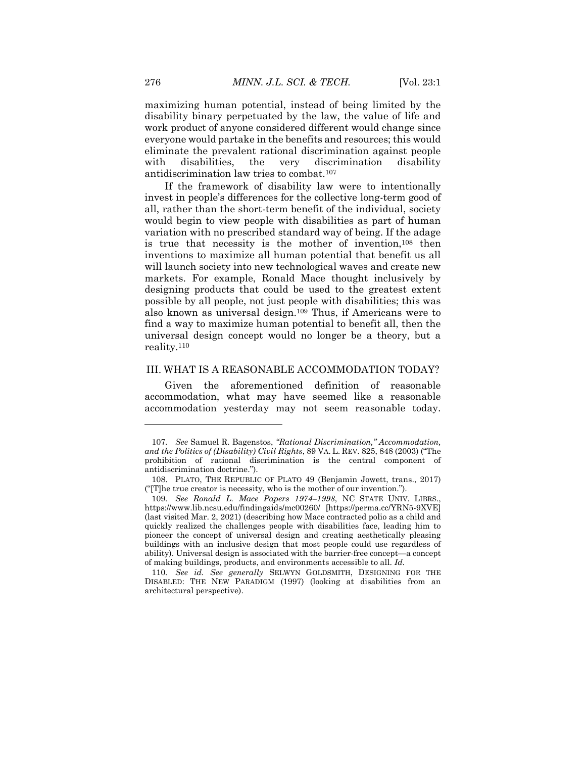maximizing human potential, instead of being limited by the disability binary perpetuated by the law, the value of life and work product of anyone considered different would change since everyone would partake in the benefits and resources; this would eliminate the prevalent rational discrimination against people with disabilities, the very discrimination disability antidiscrimination law tries to combat.[107]

If the framework of disability law were to intentionally invest in people's differences for the collective long-term good of all, rather than the short-term benefit of the individual, society would begin to view people with disabilities as part of human variation with no prescribed standard way of being. If the adage is true that necessity is the mother of invention,[108] then inventions to maximize all human potential that benefit us all will launch society into new technological waves and create new markets. For example, Ronald Mace thought inclusively by designing products that could be used to the greatest extent possible by all people, not just people with disabilities; this was also known as universal design.[109] Thus, if Americans were to find a way to maximize human potential to benefit all, then the universal design concept would no longer be a theory, but a reality.[110]

## III. WHAT IS A REASONABLE ACCOMMODATION TODAY?

Given the aforementioned definition of reasonable accommodation, what may have seemed like a reasonable accommodation yesterday may not seem reasonable today.

---

107. *See* Samuel R. Bagenstos, *"Rational Discrimination," Accommodation, and the Politics of (Disability) Civil Rights*, 89 VA. L. REV. 825, 848 (2003) ("The prohibition of rational discrimination is the central component of antidiscrimination doctrine.").

108. PLATO, THE REPUBLIC OF PLATO 49 (Benjamin Jowett, trans., 2017) ("[T]he true creator is necessity, who is the mother of our invention.").

109. *See Ronald L. Mace Papers 1974–1998*, NC STATE UNIV. LIBRS., https://www.lib.ncsu.edu/findingaids/mc00260/ [https://perma.cc/YRN5-9XVE] (last visited Mar. 2, 2021) (describing how Mace contracted polio as a child and quickly realized the challenges people with disabilities face, leading him to pioneer the concept of universal design and creating aesthetically pleasing buildings with an inclusive design that most people could use regardless of ability). Universal design is associated with the barrier-free concept—a concept of making buildings, products, and environments accessible to all. *Id.*

110. *See id. See generally* SELWYN GOLDSMITH, DESIGNING FOR THE DISABLED: THE NEW PARADIGM (1997) (looking at disabilities from an architectural perspective).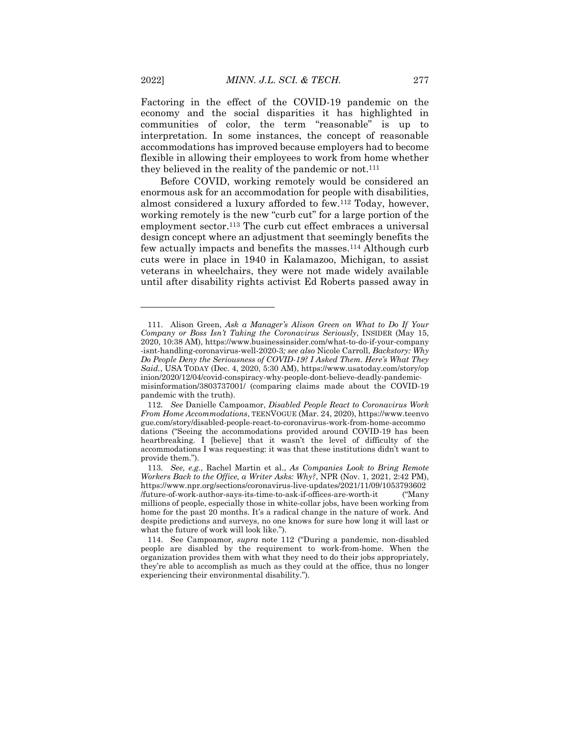Factoring in the effect of the COVID-19 pandemic on the economy and the social disparities it has highlighted in communities of color, the term "reasonable" is up to interpretation. In some instances, the concept of reasonable accommodations has improved because employers had to become flexible in allowing their employees to work from home whether they believed in the reality of the pandemic or not.[111]

Before COVID, working remotely would be considered an enormous ask for an accommodation for people with disabilities, almost considered a luxury afforded to few.[112] Today, however, working remotely is the new "curb cut" for a large portion of the employment sector.[113] The curb cut effect embraces a universal design concept where an adjustment that seemingly benefits the few actually impacts and benefits the masses.[114] Although curb cuts were in place in 1940 in Kalamazoo, Michigan, to assist veterans in wheelchairs, they were not made widely available until after disability rights activist Ed Roberts passed away in

---

111. Alison Green, *Ask a Manager's Alison Green on What to Do If Your Company or Boss Isn't Taking the Coronavirus Seriously*, INSIDER (May 15, 2020, 10:38 AM), https://www.businessinsider.com/what-to-do-if-your-company-isnt-handling-coronavirus-well-2020-3*; see also* Nicole Carroll, *Backstory: Why Do People Deny the Seriousness of COVID-19? I Asked Them. Here's What They Said.*, USA TODAY (Dec. 4, 2020, 5:30 AM), https://www.usatoday.com/story/opinion/2020/12/04/covid-conspiracy-why-people-dont-believe-deadly-pandemic-misinformation/3803737001/ (comparing claims made about the COVID-19 pandemic with the truth).

112. *See* Danielle Campoamor, *Disabled People React to Coronavirus Work From Home Accommodations*, TEENVOGUE (Mar. 24, 2020), https://www.teenvogue.com/story/disabled-people-react-to-coronavirus-work-from-home-accommodations ("Seeing the accommodations provided around COVID-19 has been heartbreaking. I [believe] that it wasn't the level of difficulty of the accommodations I was requesting: it was that these institutions didn't want to provide them.").

113. *See, e.g.*, Rachel Martin et al., *As Companies Look to Bring Remote Workers Back to the Office, a Writer Asks: Why?*, NPR (Nov. 1, 2021, 2:42 PM), https://www.npr.org/sections/coronavirus-live-updates/2021/11/09/1053793602/future-of-work-author-says-its-time-to-ask-if-offices-are-worth-it ("Many millions of people, especially those in white-collar jobs, have been working from home for the past 20 months. It's a radical change in the nature of work. And despite predictions and surveys, no one knows for sure how long it will last or what the future of work will look like.").

114. See Campoamor*, supra* note 112 ("During a pandemic, non-disabled people are disabled by the requirement to work-from-home. When the organization provides them with what they need to do their jobs appropriately, they're able to accomplish as much as they could at the office, thus no longer experiencing their environmental disability.").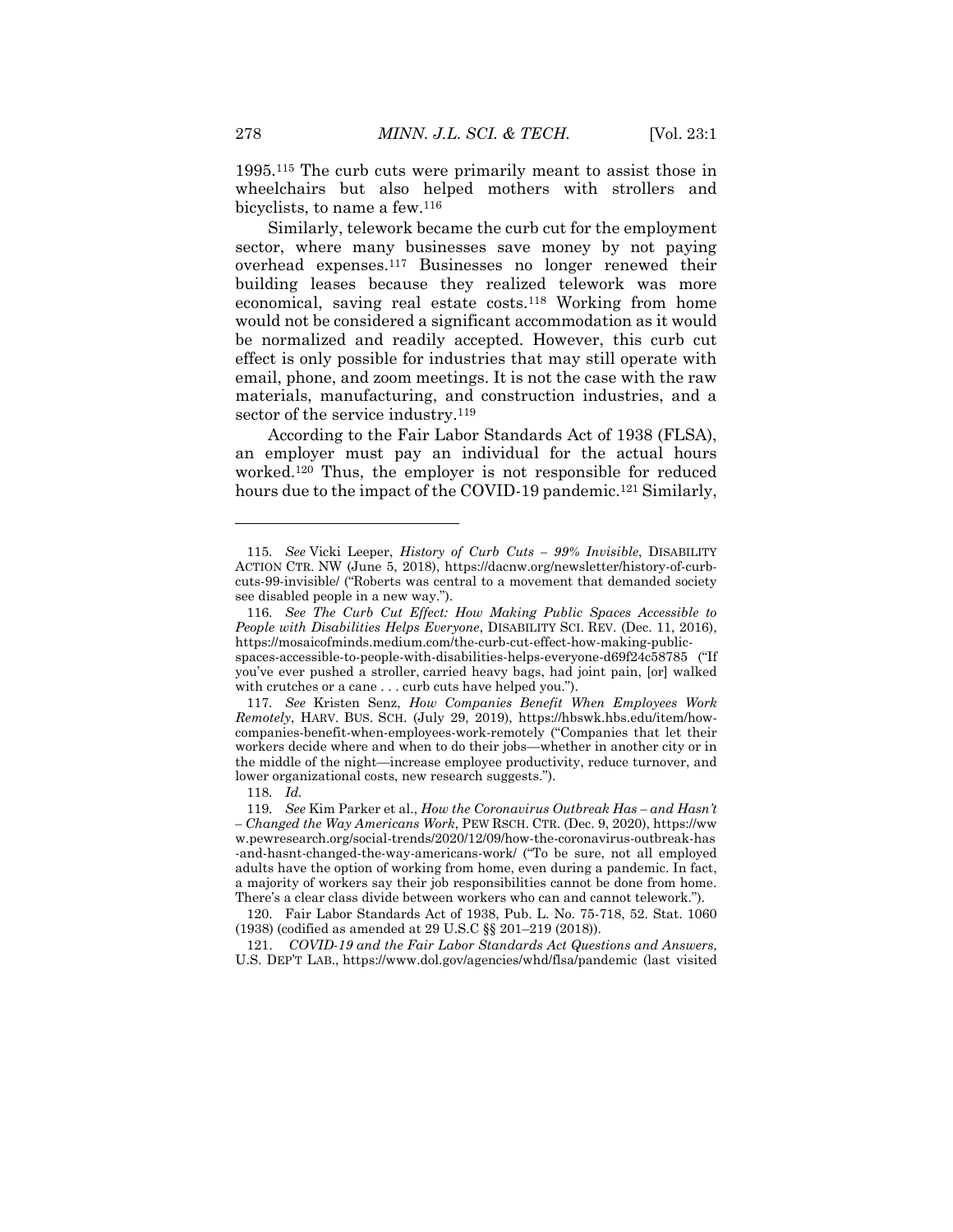1995.[115] The curb cuts were primarily meant to assist those in wheelchairs but also helped mothers with strollers and bicyclists, to name a few.[116]

Similarly, telework became the curb cut for the employment sector, where many businesses save money by not paying overhead expenses.[117] Businesses no longer renewed their building leases because they realized telework was more economical, saving real estate costs.[118] Working from home would not be considered a significant accommodation as it would be normalized and readily accepted. However, this curb cut effect is only possible for industries that may still operate with email, phone, and zoom meetings. It is not the case with the raw materials, manufacturing, and construction industries, and a sector of the service industry.[119]

According to the Fair Labor Standards Act of 1938 (FLSA), an employer must pay an individual for the actual hours worked.[120] Thus, the employer is not responsible for reduced hours due to the impact of the COVID-19 pandemic.[121] Similarly,

---

115. *See* Vicki Leeper, *History of Curb Cuts – 99% Invisible*, DISABILITY ACTION CTR. NW (June 5, 2018), https://dacnw.org/newsletter/history-of-curb-cuts-99-invisible/ ("Roberts was central to a movement that demanded society see disabled people in a new way.").

116. *See The Curb Cut Effect: How Making Public Spaces Accessible to People with Disabilities Helps Everyone*, DISABILITY SCI. REV. (Dec. 11, 2016), https://mosaicofminds.medium.com/the-curb-cut-effect-how-making-public-spaces-accessible-to-people-with-disabilities-helps-everyone-d69f24c58785 ("If you've ever pushed a stroller, carried heavy bags, had joint pain, [or] walked with crutches or a cane . . . curb cuts have helped you.").

117. *See* Kristen Senz, *How Companies Benefit When Employees Work Remotely*, HARV. BUS. SCH. (July 29, 2019), https://hbswk.hbs.edu/item/how-companies-benefit-when-employees-work-remotely ("Companies that let their workers decide where and when to do their jobs—whether in another city or in the middle of the night—increase employee productivity, reduce turnover, and lower organizational costs, new research suggests.").

118. *Id.*

119. *See* Kim Parker et al., *How the Coronavirus Outbreak Has – and Hasn't – Changed the Way Americans Work*, PEW RSCH. CTR. (Dec. 9, 2020), https://www.pewresearch.org/social-trends/2020/12/09/how-the-coronavirus-outbreak-has-and-hasnt-changed-the-way-americans-work/ ("To be sure, not all employed adults have the option of working from home, even during a pandemic. In fact, a majority of workers say their job responsibilities cannot be done from home. There's a clear class divide between workers who can and cannot telework.").

120. Fair Labor Standards Act of 1938, Pub. L. No. 75-718, 52. Stat. 1060 (1938) (codified as amended at 29 U.S.C §§ 201–219 (2018)).

121. *COVID-19 and the Fair Labor Standards Act Questions and Answers*, U.S. DEP'T LAB., https://www.dol.gov/agencies/whd/flsa/pandemic (last visited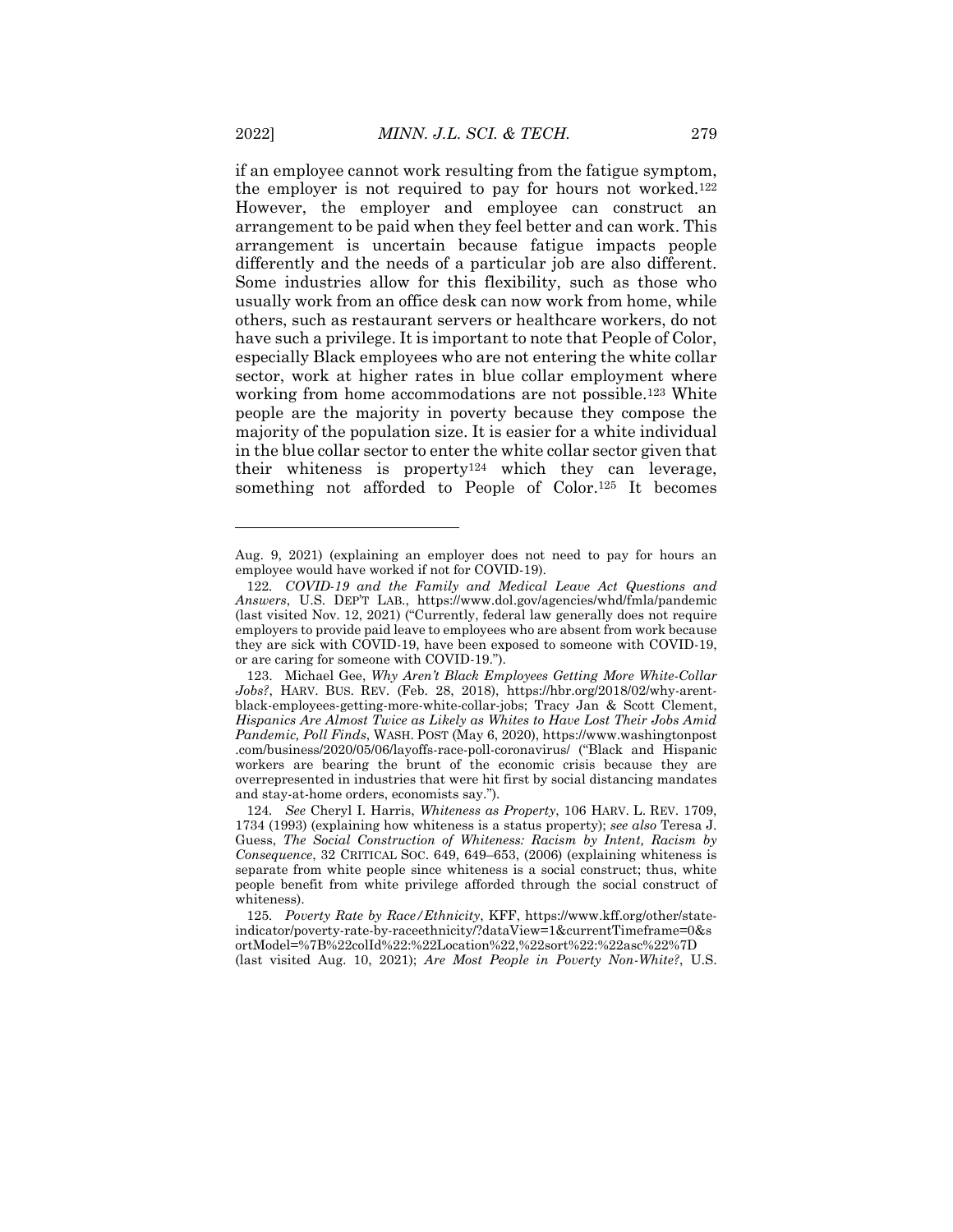if an employee cannot work resulting from the fatigue symptom, the employer is not required to pay for hours not worked.[122] However, the employer and employee can construct an arrangement to be paid when they feel better and can work. This arrangement is uncertain because fatigue impacts people differently and the needs of a particular job are also different. Some industries allow for this flexibility, such as those who usually work from an office desk can now work from home, while others, such as restaurant servers or healthcare workers, do not have such a privilege. It is important to note that People of Color, especially Black employees who are not entering the white collar sector, work at higher rates in blue collar employment where working from home accommodations are not possible.[123] White people are the majority in poverty because they compose the majority of the population size. It is easier for a white individual in the blue collar sector to enter the white collar sector given that their whiteness is property[124] which they can leverage, something not afforded to People of Color.[125] It becomes

---

Aug. 9, 2021) (explaining an employer does not need to pay for hours an employee would have worked if not for COVID-19).

122. *COVID-19 and the Family and Medical Leave Act Questions and Answers*, U.S. DEP'T LAB., https://www.dol.gov/agencies/whd/fmla/pandemic (last visited Nov. 12, 2021) ("Currently, federal law generally does not require employers to provide paid leave to employees who are absent from work because they are sick with COVID-19, have been exposed to someone with COVID-19, or are caring for someone with COVID-19.").

123. Michael Gee, *Why Aren't Black Employees Getting More White-Collar Jobs?*, HARV. BUS. REV. (Feb. 28, 2018), https://hbr.org/2018/02/why-arent-black-employees-getting-more-white-collar-jobs; Tracy Jan & Scott Clement, *Hispanics Are Almost Twice as Likely as Whites to Have Lost Their Jobs Amid Pandemic, Poll Finds*, WASH. POST (May 6, 2020), https://www.washingtonpost.com/business/2020/05/06/layoffs-race-poll-coronavirus/ ("Black and Hispanic workers are bearing the brunt of the economic crisis because they are overrepresented in industries that were hit first by social distancing mandates and stay-at-home orders, economists say.").

124. *See* Cheryl I. Harris, *Whiteness as Property*, 106 HARV. L. REV. 1709, 1734 (1993) (explaining how whiteness is a status property); *see also* Teresa J. Guess, *The Social Construction of Whiteness: Racism by Intent, Racism by Consequence*, 32 CRITICAL SOC. 649, 649–653, (2006) (explaining whiteness is separate from white people since whiteness is a social construct; thus, white people benefit from white privilege afforded through the social construct of whiteness).

125. *Poverty Rate by Race/Ethnicity*, KFF, https://www.kff.org/other/state-indicator/poverty-rate-by-raceethnicity/?dataView=1&currentTimeframe=0&sortModel=%7B%22colId%22:%22Location%22,%22sort%22:%22asc%22%7D (last visited Aug. 10, 2021); *Are Most People in Poverty Non-White?*, U.S.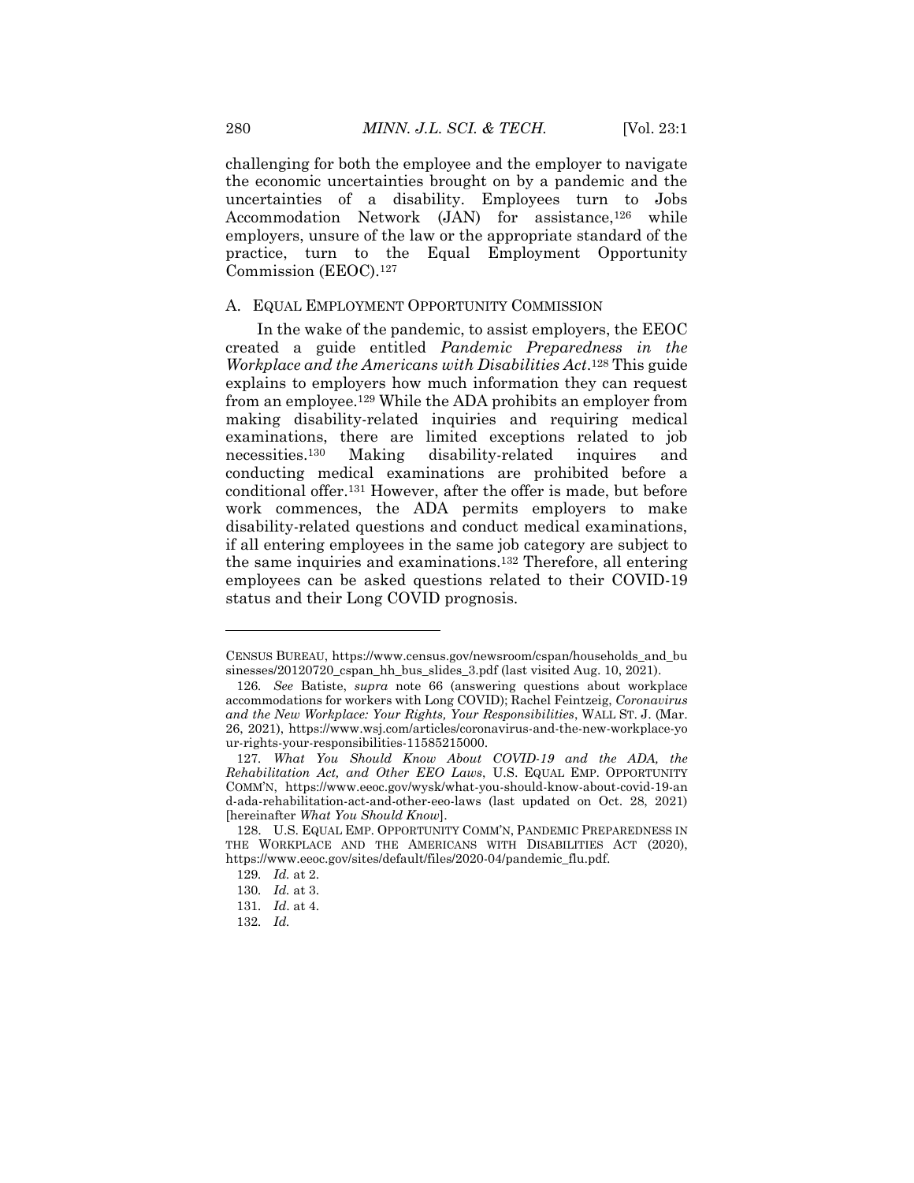challenging for both the employee and the employer to navigate the economic uncertainties brought on by a pandemic and the uncertainties of a disability. Employees turn to Jobs Accommodation Network (JAN) for assistance,[126] while employers, unsure of the law or the appropriate standard of the practice, turn to the Equal Employment Opportunity Commission (EEOC).[127]

### A. EQUAL EMPLOYMENT OPPORTUNITY COMMISSION

In the wake of the pandemic, to assist employers, the EEOC created a guide entitled *Pandemic Preparedness in the Workplace and the Americans with Disabilities Act*.[128] This guide explains to employers how much information they can request from an employee.[129] While the ADA prohibits an employer from making disability-related inquiries and requiring medical examinations, there are limited exceptions related to job necessities.[130] Making disability-related inquires and conducting medical examinations are prohibited before a conditional offer.[131] However, after the offer is made, but before work commences, the ADA permits employers to make disability-related questions and conduct medical examinations, if all entering employees in the same job category are subject to the same inquiries and examinations.[132] Therefore, all entering employees can be asked questions related to their COVID-19 status and their Long COVID prognosis.

---

CENSUS BUREAU, https://www.census.gov/newsroom/cspan/households_and_businesses/20120720_cspan_hh_bus_slides_3.pdf (last visited Aug. 10, 2021).

126. *See* Batiste, *supra* note 66 (answering questions about workplace accommodations for workers with Long COVID); Rachel Feintzeig, *Coronavirus and the New Workplace: Your Rights, Your Responsibilities*, WALL ST. J. (Mar. 26, 2021), https://www.wsj.com/articles/coronavirus-and-the-new-workplace-your-rights-your-responsibilities-11585215000.

127. *What You Should Know About COVID-19 and the ADA, the Rehabilitation Act, and Other EEO Laws*, U.S. EQUAL EMP. OPPORTUNITY COMM'N, https://www.eeoc.gov/wysk/what-you-should-know-about-covid-19-and-ada-rehabilitation-act-and-other-eeo-laws (last updated on Oct. 28, 2021) [hereinafter *What You Should Know*].

128. U.S. EQUAL EMP. OPPORTUNITY COMM'N, PANDEMIC PREPAREDNESS IN THE WORKPLACE AND THE AMERICANS WITH DISABILITIES ACT (2020), https://www.eeoc.gov/sites/default/files/2020-04/pandemic_flu.pdf.

129. *Id.* at 2.

130. *Id.* at 3.

131. *Id*. at 4.

132. *Id.*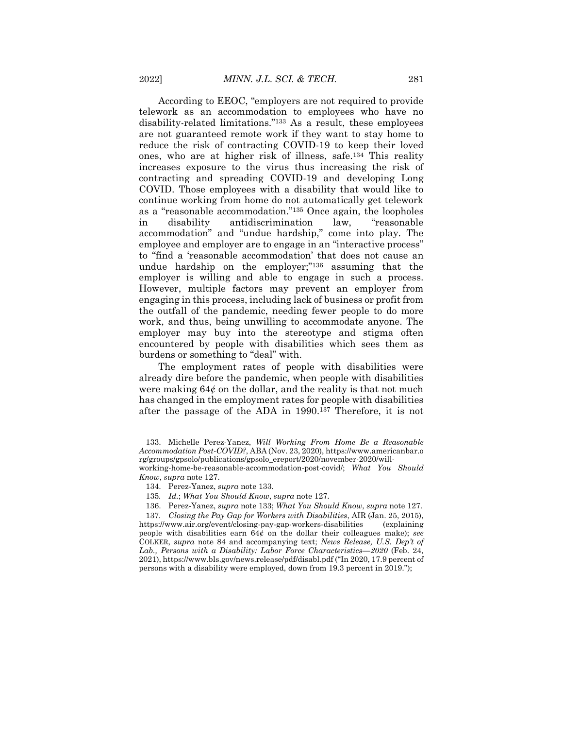According to EEOC, "employers are not required to provide telework as an accommodation to employees who have no disability-related limitations."[133] As a result, these employees are not guaranteed remote work if they want to stay home to reduce the risk of contracting COVID-19 to keep their loved ones, who are at higher risk of illness, safe.[134] This reality increases exposure to the virus thus increasing the risk of contracting and spreading COVID-19 and developing Long COVID. Those employees with a disability that would like to continue working from home do not automatically get telework as a "reasonable accommodation."[135] Once again, the loopholes in disability antidiscrimination law, "reasonable accommodation" and "undue hardship," come into play. The employee and employer are to engage in an "interactive process" to "find a 'reasonable accommodation' that does not cause an undue hardship on the employer;"[136] assuming that the employer is willing and able to engage in such a process. However, multiple factors may prevent an employer from engaging in this process, including lack of business or profit from the outfall of the pandemic, needing fewer people to do more work, and thus, being unwilling to accommodate anyone. The employer may buy into the stereotype and stigma often encountered by people with disabilities which sees them as burdens or something to "deal" with.

The employment rates of people with disabilities were already dire before the pandemic, when people with disabilities were making 64¢ on the dollar, and the reality is that not much has changed in the employment rates for people with disabilities after the passage of the ADA in 1990.[137] Therefore, it is not

---

133. Michelle Perez-Yanez, *Will Working From Home Be a Reasonable Accommodation Post-COVID?*, ABA (Nov. 23, 2020), https://www.americanbar.org/groups/gpsolo/publications/gpsolo_ereport/2020/november-2020/will-working-home-be-reasonable-accommodation-post-covid/; *What You Should Know*, *supra* note 127.

134. Perez-Yanez, *supra* note 133.

135. *Id.*; *What You Should Know*, *supra* note 127.

136. Perez-Yanez, *supra* note 133; *What You Should Know*, *supra* note 127.

137. *Closing the Pay Gap for Workers with Disabilities*, AIR (Jan. 25, 2015), https://www.air.org/event/closing-pay-gap-workers-disabilities (explaining people with disabilities earn 64¢ on the dollar their colleagues make); *see* COLKER, *supra* note 84 and accompanying text; *News Release, U.S. Dep't of Lab., Persons with a Disability: Labor Force Characteristics—2020* (Feb. 24, 2021), https://www.bls.gov/news.release/pdf/disabl.pdf ("In 2020, 17.9 percent of persons with a disability were employed, down from 19.3 percent in 2019.");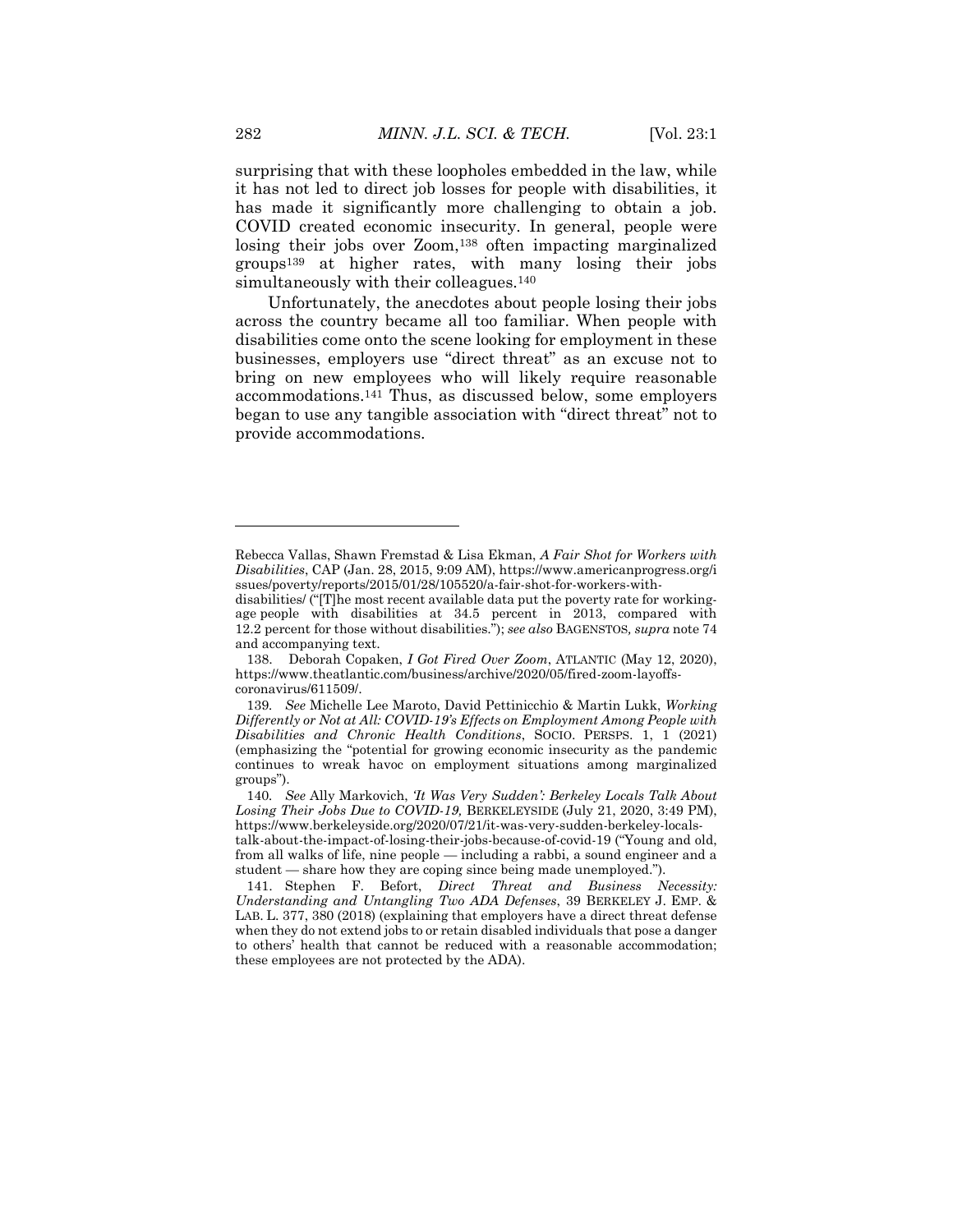surprising that with these loopholes embedded in the law, while it has not led to direct job losses for people with disabilities, it has made it significantly more challenging to obtain a job. COVID created economic insecurity. In general, people were losing their jobs over Zoom,[138] often impacting marginalized groups[139] at higher rates, with many losing their jobs simultaneously with their colleagues.[140]

Unfortunately, the anecdotes about people losing their jobs across the country became all too familiar. When people with disabilities come onto the scene looking for employment in these businesses, employers use "direct threat" as an excuse not to bring on new employees who will likely require reasonable accommodations.[141] Thus, as discussed below, some employers began to use any tangible association with "direct threat" not to provide accommodations.

---

Rebecca Vallas, Shawn Fremstad & Lisa Ekman, *A Fair Shot for Workers with Disabilities*, CAP (Jan. 28, 2015, 9:09 AM), https://www.americanprogress.org/issues/poverty/reports/2015/01/28/105520/a-fair-shot-for-workers-with-disabilities/ ("[T]he most recent available data put the poverty rate for working-age people with disabilities at 34.5 percent in 2013, compared with 12.2 percent for those without disabilities."); *see also* BAGENSTOS, *supra* note 74 and accompanying text.

138. Deborah Copaken, *I Got Fired Over Zoom*, ATLANTIC (May 12, 2020), https://www.theatlantic.com/business/archive/2020/05/fired-zoom-layoffs-coronavirus/611509/.

139. *See* Michelle Lee Maroto, David Pettinicchio & Martin Lukk, *Working Differently or Not at All: COVID-19's Effects on Employment Among People with Disabilities and Chronic Health Conditions*, SOCIO. PERSPS. 1, 1 (2021) (emphasizing the "potential for growing economic insecurity as the pandemic continues to wreak havoc on employment situations among marginalized groups").

140. *See* Ally Markovich, *'It Was Very Sudden': Berkeley Locals Talk About Losing Their Jobs Due to COVID-19,* BERKELEYSIDE (July 21, 2020, 3:49 PM), https://www.berkeleyside.org/2020/07/21/it-was-very-sudden-berkeley-locals-talk-about-the-impact-of-losing-their-jobs-because-of-covid-19 ("Young and old, from all walks of life, nine people — including a rabbi, a sound engineer and a student — share how they are coping since being made unemployed.").

141. Stephen F. Befort, *Direct Threat and Business Necessity: Understanding and Untangling Two ADA Defenses*, 39 BERKELEY J. EMP. & LAB. L. 377, 380 (2018) (explaining that employers have a direct threat defense when they do not extend jobs to or retain disabled individuals that pose a danger to others' health that cannot be reduced with a reasonable accommodation; these employees are not protected by the ADA).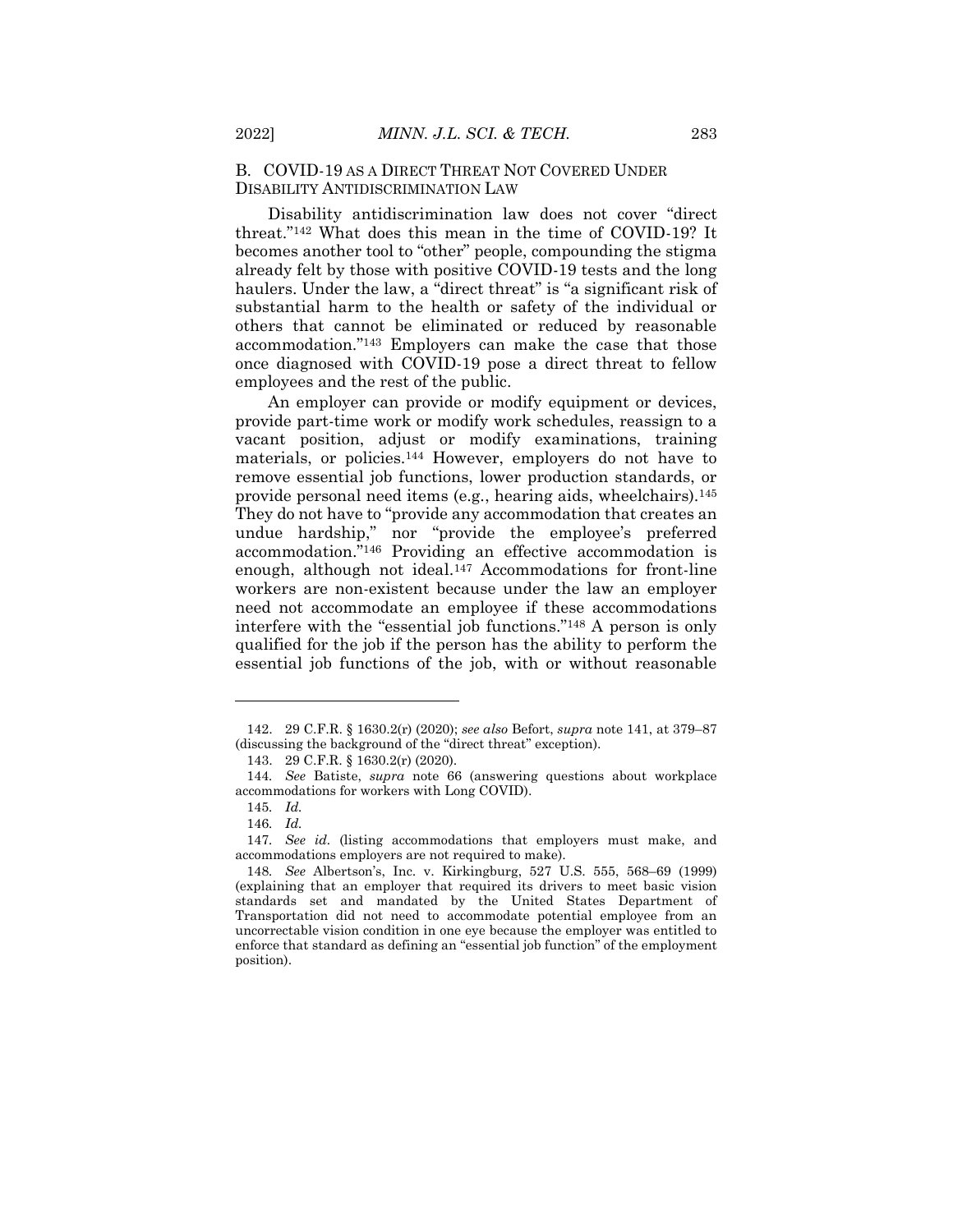### B. COVID-19 AS A DIRECT THREAT NOT COVERED UNDER DISABILITY ANTIDISCRIMINATION LAW

Disability antidiscrimination law does not cover "direct threat."[142] What does this mean in the time of COVID-19? It becomes another tool to "other" people, compounding the stigma already felt by those with positive COVID-19 tests and the long haulers. Under the law, a "direct threat" is "a significant risk of substantial harm to the health or safety of the individual or others that cannot be eliminated or reduced by reasonable accommodation."[143] Employers can make the case that those once diagnosed with COVID-19 pose a direct threat to fellow employees and the rest of the public.

An employer can provide or modify equipment or devices, provide part-time work or modify work schedules, reassign to a vacant position, adjust or modify examinations, training materials, or policies.[144] However, employers do not have to remove essential job functions, lower production standards, or provide personal need items (e.g., hearing aids, wheelchairs).[145] They do not have to "provide any accommodation that creates an undue hardship," nor "provide the employee's preferred accommodation."[146] Providing an effective accommodation is enough, although not ideal.[147] Accommodations for front-line workers are non-existent because under the law an employer need not accommodate an employee if these accommodations interfere with the "essential job functions."[148] A person is only qualified for the job if the person has the ability to perform the essential job functions of the job, with or without reasonable

---

142. 29 C.F.R. § 1630.2(r) (2020); *see also* Befort, *supra* note 141, at 379–87 (discussing the background of the "direct threat" exception).

143. 29 C.F.R. § 1630.2(r) (2020).

144. *See* Batiste, *supra* note 66 (answering questions about workplace accommodations for workers with Long COVID).

145. *Id.*

146. *Id.*

147. *See id.* (listing accommodations that employers must make, and accommodations employers are not required to make).

148. *See* Albertson's, Inc. v. Kirkingburg, 527 U.S. 555, 568–69 (1999) (explaining that an employer that required its drivers to meet basic vision standards set and mandated by the United States Department of Transportation did not need to accommodate potential employee from an uncorrectable vision condition in one eye because the employer was entitled to enforce that standard as defining an "essential job function" of the employment position).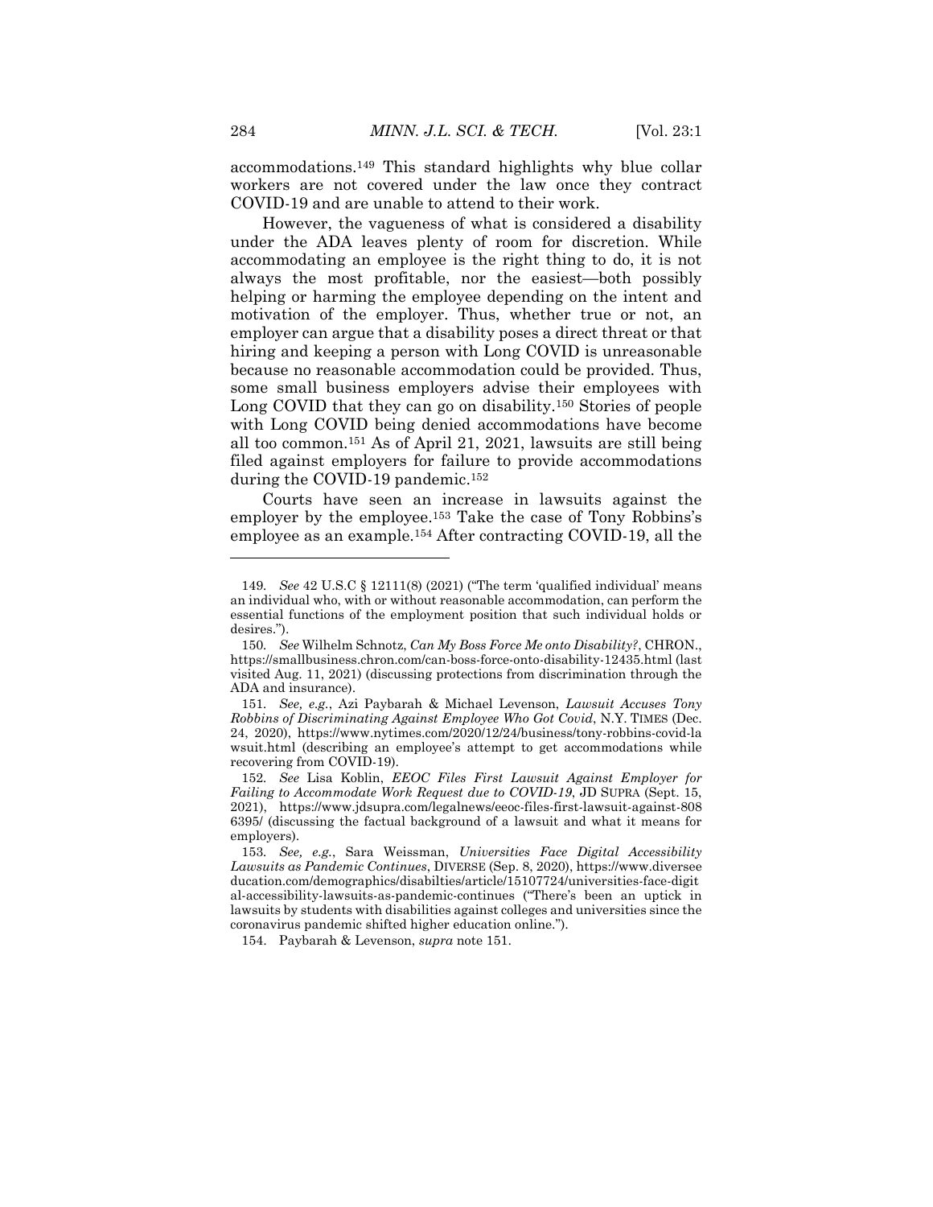accommodations.[149] This standard highlights why blue collar workers are not covered under the law once they contract COVID-19 and are unable to attend to their work.

However, the vagueness of what is considered a disability under the ADA leaves plenty of room for discretion. While accommodating an employee is the right thing to do, it is not always the most profitable, nor the easiest—both possibly helping or harming the employee depending on the intent and motivation of the employer. Thus, whether true or not, an employer can argue that a disability poses a direct threat or that hiring and keeping a person with Long COVID is unreasonable because no reasonable accommodation could be provided. Thus, some small business employers advise their employees with Long COVID that they can go on disability.[150] Stories of people with Long COVID being denied accommodations have become all too common.[151] As of April 21, 2021, lawsuits are still being filed against employers for failure to provide accommodations during the COVID-19 pandemic.[152]

Courts have seen an increase in lawsuits against the employer by the employee.[153] Take the case of Tony Robbins's employee as an example.[154] After contracting COVID-19, all the

---

149. *See* 42 U.S.C § 12111(8) (2021) ("The term 'qualified individual' means an individual who, with or without reasonable accommodation, can perform the essential functions of the employment position that such individual holds or desires.").

150. *See* Wilhelm Schnotz, *Can My Boss Force Me onto Disability?*, CHRON., https://smallbusiness.chron.com/can-boss-force-onto-disability-12435.html (last visited Aug. 11, 2021) (discussing protections from discrimination through the ADA and insurance).

151. *See, e.g.*, Azi Paybarah & Michael Levenson, *Lawsuit Accuses Tony Robbins of Discriminating Against Employee Who Got Covid*, N.Y. TIMES (Dec. 24, 2020), https://www.nytimes.com/2020/12/24/business/tony-robbins-covid-lawsuit.html (describing an employee's attempt to get accommodations while recovering from COVID-19).

152. *See* Lisa Koblin, *EEOC Files First Lawsuit Against Employer for Failing to Accommodate Work Request due to COVID-19*, JD SUPRA (Sept. 15, 2021), https://www.jdsupra.com/legalnews/eeoc-files-first-lawsuit-against-8086395/ (discussing the factual background of a lawsuit and what it means for employers).

153. *See, e.g.*, Sara Weissman, *Universities Face Digital Accessibility Lawsuits as Pandemic Continues*, DIVERSE (Sep. 8, 2020), https://www.diverseeducation.com/demographics/disabilties/article/15107724/universities-face-digital-accessibility-lawsuits-as-pandemic-continues ("There's been an uptick in lawsuits by students with disabilities against colleges and universities since the coronavirus pandemic shifted higher education online.").

154. Paybarah & Levenson, *supra* note 151.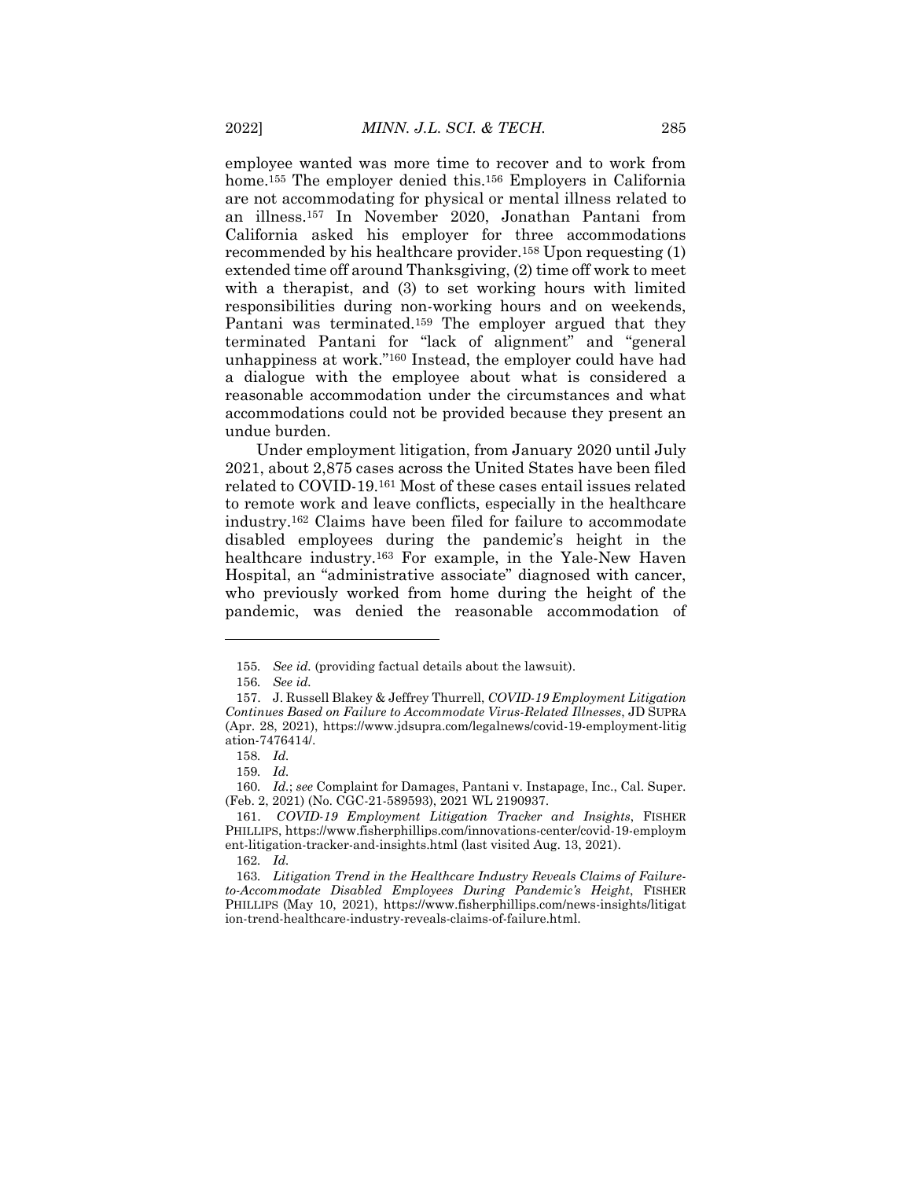employee wanted was more time to recover and to work from home.[155] The employer denied this.[156] Employers in California are not accommodating for physical or mental illness related to an illness.[157] In November 2020, Jonathan Pantani from California asked his employer for three accommodations recommended by his healthcare provider.[158] Upon requesting (1) extended time off around Thanksgiving, (2) time off work to meet with a therapist, and (3) to set working hours with limited responsibilities during non-working hours and on weekends, Pantani was terminated.[159] The employer argued that they terminated Pantani for "lack of alignment" and "general unhappiness at work."[160] Instead, the employer could have had a dialogue with the employee about what is considered a reasonable accommodation under the circumstances and what accommodations could not be provided because they present an undue burden.

Under employment litigation, from January 2020 until July 2021, about 2,875 cases across the United States have been filed related to COVID-19.[161] Most of these cases entail issues related to remote work and leave conflicts, especially in the healthcare industry.[162] Claims have been filed for failure to accommodate disabled employees during the pandemic's height in the healthcare industry.[163] For example, in the Yale-New Haven Hospital, an "administrative associate" diagnosed with cancer, who previously worked from home during the height of the pandemic, was denied the reasonable accommodation of

---

155. *See id.* (providing factual details about the lawsuit).

156. *See id.*

157. J. Russell Blakey & Jeffrey Thurrell, *COVID-19 Employment Litigation Continues Based on Failure to Accommodate Virus-Related Illnesses*, JD SUPRA (Apr. 28, 2021), https://www.jdsupra.com/legalnews/covid-19-employment-litigation-7476414/.

158. *Id.*

159. *Id.*

160. *Id.*; *see* Complaint for Damages, Pantani v. Instapage, Inc., Cal. Super. (Feb. 2, 2021) (No. CGC-21-589593), 2021 WL 2190937.

161. *COVID-19 Employment Litigation Tracker and Insights*, FISHER PHILLIPS, https://www.fisherphillips.com/innovations-center/covid-19-employment-litigation-tracker-and-insights.html (last visited Aug. 13, 2021).

162. *Id.*

163. *Litigation Trend in the Healthcare Industry Reveals Claims of Failure-to-Accommodate Disabled Employees During Pandemic's Height*, FISHER PHILLIPS (May 10, 2021), https://www.fisherphillips.com/news-insights/litigation-trend-healthcare-industry-reveals-claims-of-failure.html.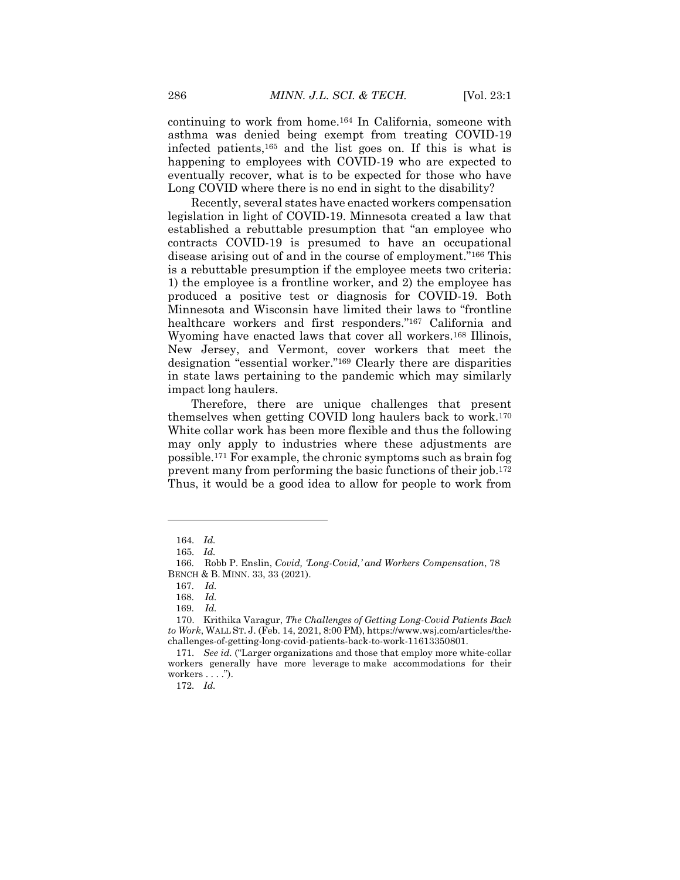continuing to work from home.[164] In California, someone with asthma was denied being exempt from treating COVID-19 infected patients,[165] and the list goes on. If this is what is happening to employees with COVID-19 who are expected to eventually recover, what is to be expected for those who have Long COVID where there is no end in sight to the disability?

Recently, several states have enacted workers compensation legislation in light of COVID-19. Minnesota created a law that established a rebuttable presumption that "an employee who contracts COVID-19 is presumed to have an occupational disease arising out of and in the course of employment."[166] This is a rebuttable presumption if the employee meets two criteria: 1) the employee is a frontline worker, and 2) the employee has produced a positive test or diagnosis for COVID-19. Both Minnesota and Wisconsin have limited their laws to "frontline healthcare workers and first responders."[167] California and Wyoming have enacted laws that cover all workers.[168] Illinois, New Jersey, and Vermont, cover workers that meet the designation "essential worker."[169] Clearly there are disparities in state laws pertaining to the pandemic which may similarly impact long haulers.

Therefore, there are unique challenges that present themselves when getting COVID long haulers back to work.[170] White collar work has been more flexible and thus the following may only apply to industries where these adjustments are possible.[171] For example, the chronic symptoms such as brain fog prevent many from performing the basic functions of their job.[172] Thus, it would be a good idea to allow for people to work from

---

164. *Id.*

165. *Id.*

166. Robb P. Enslin, *Covid, 'Long-Covid,' and Workers Compensation*, 78 BENCH & B. MINN. 33, 33 (2021).

167. *Id.*

168. *Id.*

169. *Id.*

170. Krithika Varagur, *The Challenges of Getting Long-Covid Patients Back to Work*, WALL ST. J. (Feb. 14, 2021, 8:00 PM), https://www.wsj.com/articles/the-challenges-of-getting-long-covid-patients-back-to-work-11613350801.

171. *See id.* ("Larger organizations and those that employ more white-collar workers generally have more leverage to make accommodations for their workers . . . .").

172. *Id.*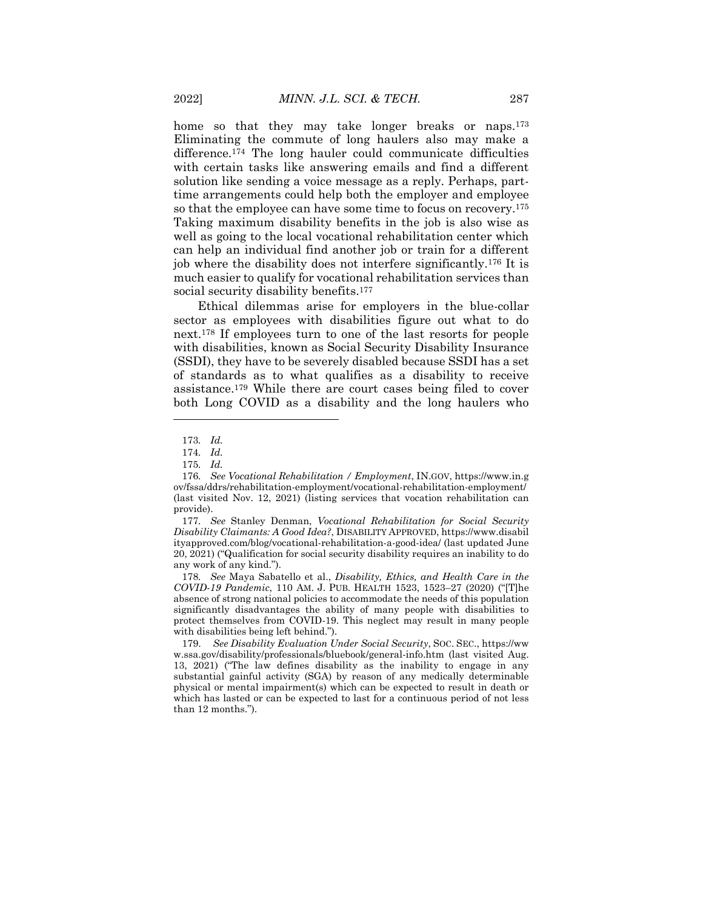home so that they may take longer breaks or naps.[173] Eliminating the commute of long haulers also may make a difference.[174] The long hauler could communicate difficulties with certain tasks like answering emails and find a different solution like sending a voice message as a reply. Perhaps, part-time arrangements could help both the employer and employee so that the employee can have some time to focus on recovery.[175] Taking maximum disability benefits in the job is also wise as well as going to the local vocational rehabilitation center which can help an individual find another job or train for a different job where the disability does not interfere significantly.[176] It is much easier to qualify for vocational rehabilitation services than social security disability benefits.[177]

Ethical dilemmas arise for employers in the blue-collar sector as employees with disabilities figure out what to do next.[178] If employees turn to one of the last resorts for people with disabilities, known as Social Security Disability Insurance (SSDI), they have to be severely disabled because SSDI has a set of standards as to what qualifies as a disability to receive assistance.[179] While there are court cases being filed to cover both Long COVID as a disability and the long haulers who

---

173. *Id.*

174. *Id.*

175. *Id.*

176. *See Vocational Rehabilitation / Employment*, IN.GOV, https://www.in.gov/fssa/ddrs/rehabilitation-employment/vocational-rehabilitation-employment/ (last visited Nov. 12, 2021) (listing services that vocation rehabilitation can provide).

177. *See* Stanley Denman, *Vocational Rehabilitation for Social Security Disability Claimants: A Good Idea?*, DISABILITY APPROVED, https://www.disabilityapproved.com/blog/vocational-rehabilitation-a-good-idea/ (last updated June 20, 2021) ("Qualification for social security disability requires an inability to do any work of any kind.").

178. *See* Maya Sabatello et al., *Disability, Ethics, and Health Care in the COVID-19 Pandemic*, 110 AM. J. PUB. HEALTH 1523, 1523–27 (2020) ("[T]he absence of strong national policies to accommodate the needs of this population significantly disadvantages the ability of many people with disabilities to protect themselves from COVID-19. This neglect may result in many people with disabilities being left behind.").

179. *See Disability Evaluation Under Social Security*, SOC. SEC., https://www.ssa.gov/disability/professionals/bluebook/general-info.htm (last visited Aug. 13, 2021) ("The law defines disability as the inability to engage in any substantial gainful activity (SGA) by reason of any medically determinable physical or mental impairment(s) which can be expected to result in death or which has lasted or can be expected to last for a continuous period of not less than 12 months.").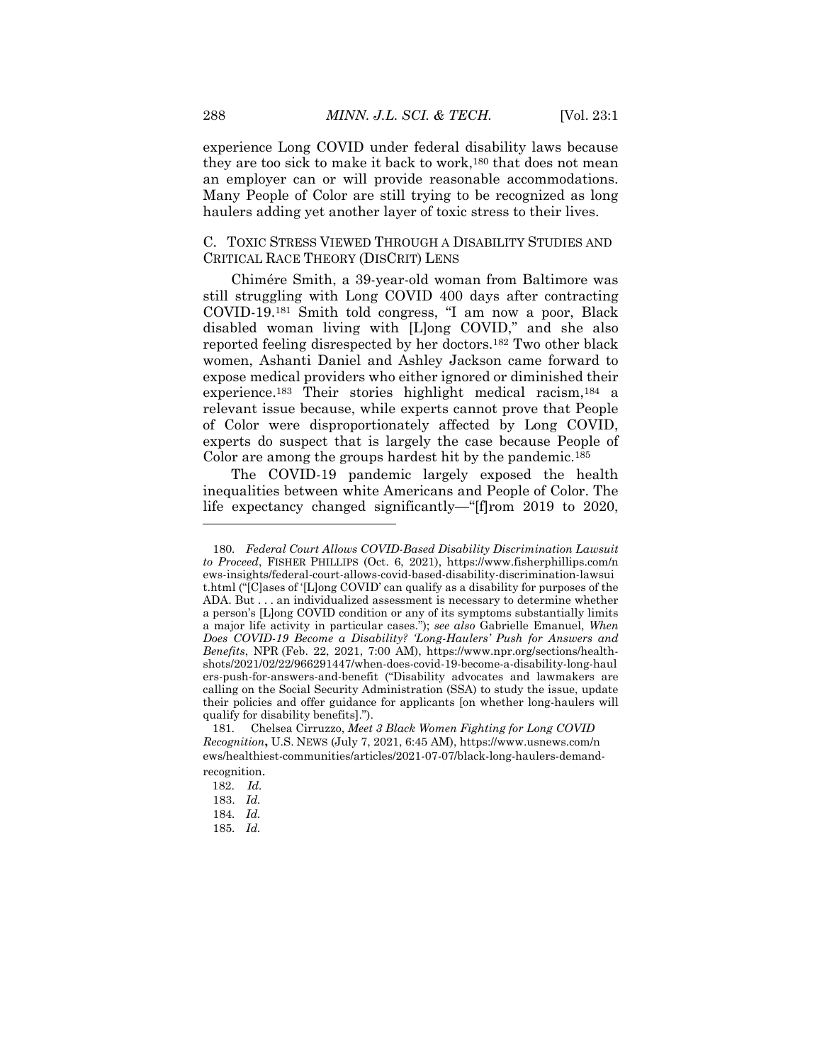experience Long COVID under federal disability laws because they are too sick to make it back to work,[180] that does not mean an employer can or will provide reasonable accommodations. Many People of Color are still trying to be recognized as long haulers adding yet another layer of toxic stress to their lives.

### C. TOXIC STRESS VIEWED THROUGH A DISABILITY STUDIES AND CRITICAL RACE THEORY (DISCRIT) LENS

Chimére Smith, a 39-year-old woman from Baltimore was still struggling with Long COVID 400 days after contracting COVID-19.[181] Smith told congress, "I am now a poor, Black disabled woman living with [L]ong COVID," and she also reported feeling disrespected by her doctors.[182] Two other black women, Ashanti Daniel and Ashley Jackson came forward to expose medical providers who either ignored or diminished their experience.[183] Their stories highlight medical racism,[184] a relevant issue because, while experts cannot prove that People of Color were disproportionately affected by Long COVID, experts do suspect that is largely the case because People of Color are among the groups hardest hit by the pandemic.[185]

The COVID-19 pandemic largely exposed the health inequalities between white Americans and People of Color. The life expectancy changed significantly—"[f]rom 2019 to 2020,

---

180. *Federal Court Allows COVID-Based Disability Discrimination Lawsuit to Proceed*, FISHER PHILLIPS (Oct. 6, 2021), https://www.fisherphillips.com/news-insights/federal-court-allows-covid-based-disability-discrimination-lawsuit.html ("[C]ases of '[L]ong COVID' can qualify as a disability for purposes of the ADA. But . . . an individualized assessment is necessary to determine whether a person's [L]ong COVID condition or any of its symptoms substantially limits a major life activity in particular cases."); *see also* Gabrielle Emanuel, *When Does COVID-19 Become a Disability? 'Long-Haulers' Push for Answers and Benefits*, NPR (Feb. 22, 2021, 7:00 AM), https://www.npr.org/sections/health-shots/2021/02/22/966291447/when-does-covid-19-become-a-disability-long-haulers-push-for-answers-and-benefit ("Disability advocates and lawmakers are calling on the Social Security Administration (SSA) to study the issue, update their policies and offer guidance for applicants [on whether long-haulers will qualify for disability benefits].").

181. Chelsea Cirruzzo, *Meet 3 Black Women Fighting for Long COVID Recognition*, U.S. NEWS (July 7, 2021, 6:45 AM), https://www.usnews.com/news/healthiest-communities/articles/2021-07-07/black-long-haulers-demand-recognition.

182. *Id.*

183. *Id.*

184. *Id.*

185. *Id.*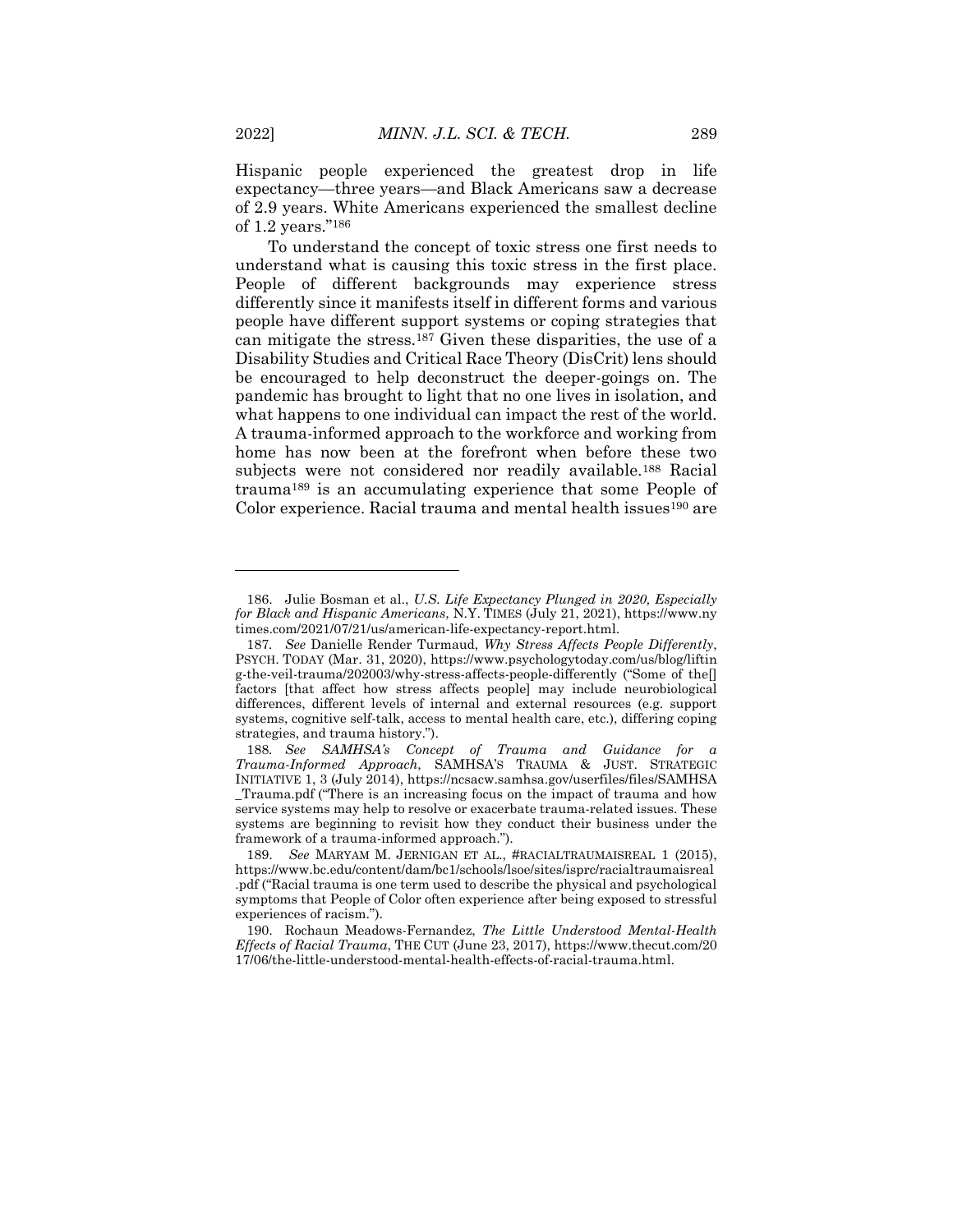Hispanic people experienced the greatest drop in life expectancy—three years—and Black Americans saw a decrease of 2.9 years. White Americans experienced the smallest decline of 1.2 years."[186]

To understand the concept of toxic stress one first needs to understand what is causing this toxic stress in the first place. People of different backgrounds may experience stress differently since it manifests itself in different forms and various people have different support systems or coping strategies that can mitigate the stress.[187] Given these disparities, the use of a Disability Studies and Critical Race Theory (DisCrit) lens should be encouraged to help deconstruct the deeper-goings on. The pandemic has brought to light that no one lives in isolation, and what happens to one individual can impact the rest of the world. A trauma-informed approach to the workforce and working from home has now been at the forefront when before these two subjects were not considered nor readily available.[188] Racial trauma[189] is an accumulating experience that some People of Color experience. Racial trauma and mental health issues[190] are

---

186. Julie Bosman et al., *U.S. Life Expectancy Plunged in 2020, Especially for Black and Hispanic Americans*, N.Y. TIMES (July 21, 2021), https://www.nytimes.com/2021/07/21/us/american-life-expectancy-report.html.

187. *See* Danielle Render Turmaud, *Why Stress Affects People Differently*, PSYCH. TODAY (Mar. 31, 2020), https://www.psychologytoday.com/us/blog/lifting-the-veil-trauma/202003/why-stress-affects-people-differently ("Some of the[] factors [that affect how stress affects people] may include neurobiological differences, different levels of internal and external resources (e.g. support systems, cognitive self-talk, access to mental health care, etc.), differing coping strategies, and trauma history.").

188. *See SAMHSA's Concept of Trauma and Guidance for a Trauma-Informed Approach*, SAMHSA'S TRAUMA & JUST. STRATEGIC INITIATIVE 1, 3 (July 2014), https://ncsacw.samhsa.gov/userfiles/files/SAMHSA_Trauma.pdf ("There is an increasing focus on the impact of trauma and how service systems may help to resolve or exacerbate trauma-related issues. These systems are beginning to revisit how they conduct their business under the framework of a trauma-informed approach.").

189. *See* MARYAM M. JERNIGAN ET AL., #RACIALTRAUMAISREAL 1 (2015), https://www.bc.edu/content/dam/bc1/schools/lsoe/sites/isprc/racialtraumaisreal.pdf ("Racial trauma is one term used to describe the physical and psychological symptoms that People of Color often experience after being exposed to stressful experiences of racism.").

190. Rochaun Meadows-Fernandez, *The Little Understood Mental-Health Effects of Racial Trauma*, THE CUT (June 23, 2017), https://www.thecut.com/2017/06/the-little-understood-mental-health-effects-of-racial-trauma.html.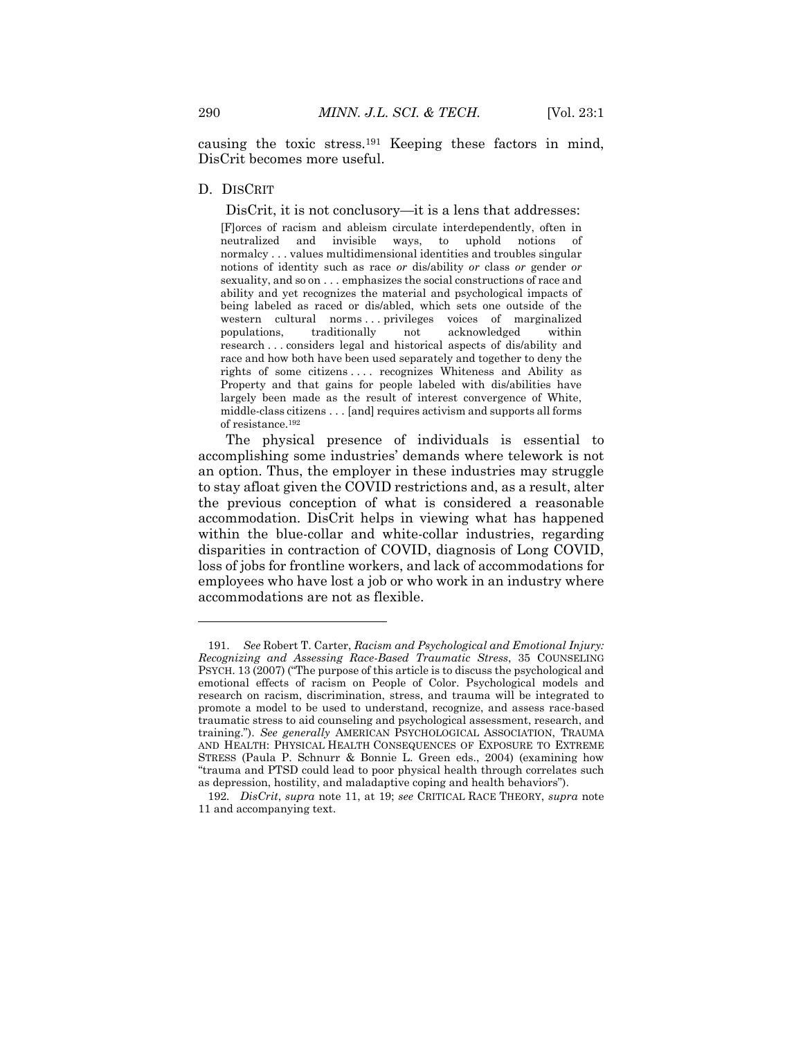causing the toxic stress.[191] Keeping these factors in mind, DisCrit becomes more useful.

### D. DISCRIT

DisCrit, it is not conclusory—it is a lens that addresses:

> [F]orces of racism and ableism circulate interdependently, often in neutralized and invisible ways, to uphold notions of normalcy . . . values multidimensional identities and troubles singular notions of identity such as race *or* dis/ability *or* class *or* gender *or* sexuality, and so on . . . emphasizes the social constructions of race and ability and yet recognizes the material and psychological impacts of being labeled as raced or dis/abled, which sets one outside of the western cultural norms . . . privileges voices of marginalized populations, traditionally not acknowledged within research . . . considers legal and historical aspects of dis/ability and race and how both have been used separately and together to deny the rights of some citizens . . . . recognizes Whiteness and Ability as Property and that gains for people labeled with dis/abilities have largely been made as the result of interest convergence of White, middle-class citizens . . . [and] requires activism and supports all forms of resistance.[192]

The physical presence of individuals is essential to accomplishing some industries' demands where telework is not an option. Thus, the employer in these industries may struggle to stay afloat given the COVID restrictions and, as a result, alter the previous conception of what is considered a reasonable accommodation. DisCrit helps in viewing what has happened within the blue-collar and white-collar industries, regarding disparities in contraction of COVID, diagnosis of Long COVID, loss of jobs for frontline workers, and lack of accommodations for employees who have lost a job or who work in an industry where accommodations are not as flexible.

---

191. *See* Robert T. Carter, *Racism and Psychological and Emotional Injury: Recognizing and Assessing Race-Based Traumatic Stress*, 35 COUNSELING PSYCH. 13 (2007) ("The purpose of this article is to discuss the psychological and emotional effects of racism on People of Color. Psychological models and research on racism, discrimination, stress, and trauma will be integrated to promote a model to be used to understand, recognize, and assess race-based traumatic stress to aid counseling and psychological assessment, research, and training."). *See generally* AMERICAN PSYCHOLOGICAL ASSOCIATION, TRAUMA AND HEALTH: PHYSICAL HEALTH CONSEQUENCES OF EXPOSURE TO EXTREME STRESS (Paula P. Schnurr & Bonnie L. Green eds., 2004) (examining how "trauma and PTSD could lead to poor physical health through correlates such as depression, hostility, and maladaptive coping and health behaviors").

192. *DisCrit*, *supra* note 11, at 19; *see* CRITICAL RACE THEORY, *supra* note 11 and accompanying text.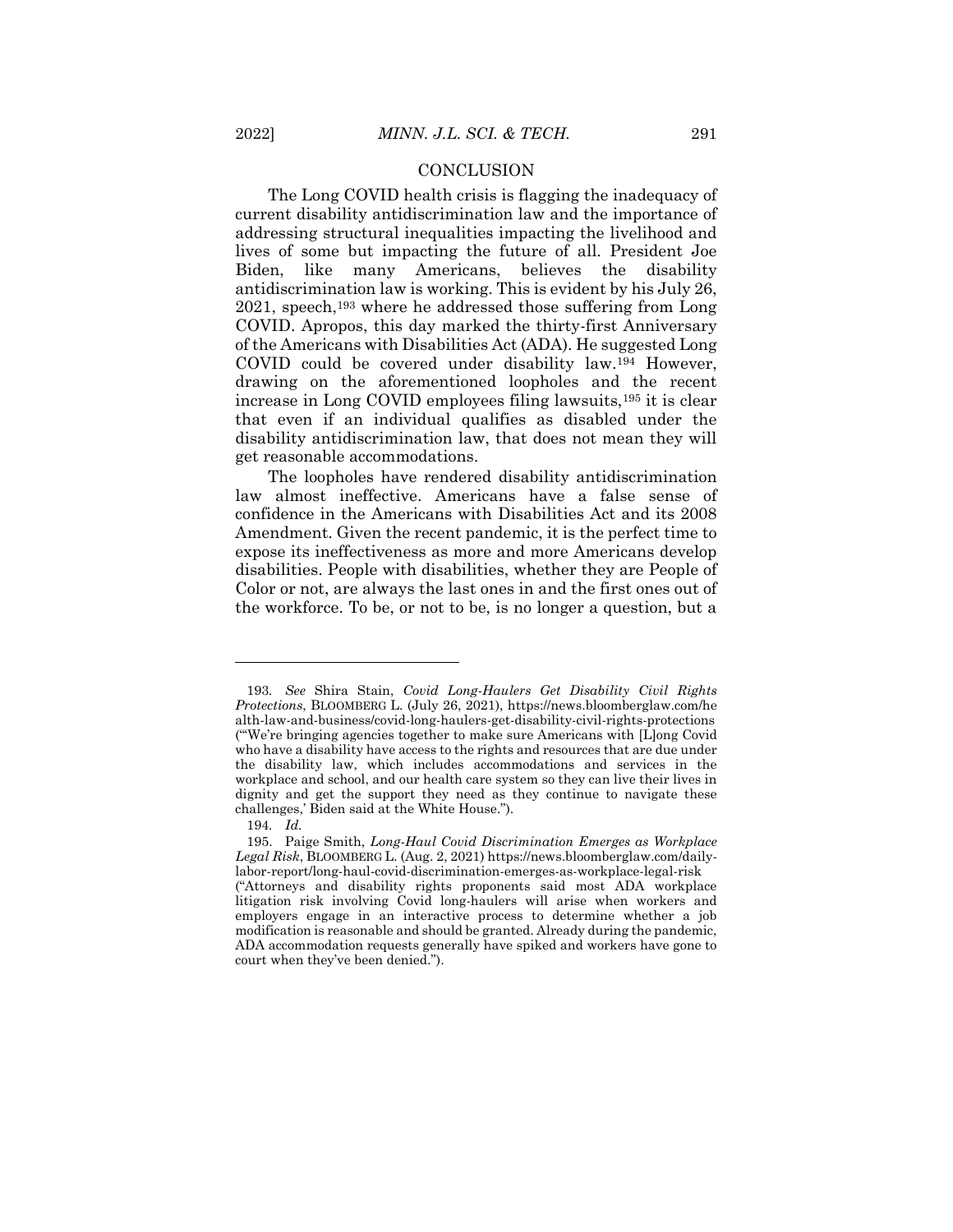## CONCLUSION

The Long COVID health crisis is flagging the inadequacy of current disability antidiscrimination law and the importance of addressing structural inequalities impacting the livelihood and lives of some but impacting the future of all. President Joe Biden, like many Americans, believes the disability antidiscrimination law is working. This is evident by his July 26, 2021, speech,[193] where he addressed those suffering from Long COVID. Apropos, this day marked the thirty-first Anniversary of the Americans with Disabilities Act (ADA). He suggested Long COVID could be covered under disability law.[194] However, drawing on the aforementioned loopholes and the recent increase in Long COVID employees filing lawsuits,[195] it is clear that even if an individual qualifies as disabled under the disability antidiscrimination law, that does not mean they will get reasonable accommodations.

The loopholes have rendered disability antidiscrimination law almost ineffective. Americans have a false sense of confidence in the Americans with Disabilities Act and its 2008 Amendment. Given the recent pandemic, it is the perfect time to expose its ineffectiveness as more and more Americans develop disabilities. People with disabilities, whether they are People of Color or not, are always the last ones in and the first ones out of the workforce. To be, or not to be, is no longer a question, but a

---

193. *See* Shira Stain, *Covid Long-Haulers Get Disability Civil Rights Protections*, BLOOMBERG L. (July 26, 2021), https://news.bloomberglaw.com/health-law-and-business/covid-long-haulers-get-disability-civil-rights-protections ("'We're bringing agencies together to make sure Americans with [L]ong Covid who have a disability have access to the rights and resources that are due under the disability law, which includes accommodations and services in the workplace and school, and our health care system so they can live their lives in dignity and get the support they need as they continue to navigate these challenges,' Biden said at the White House.").

194. *Id.*

195. Paige Smith, *Long-Haul Covid Discrimination Emerges as Workplace Legal Risk*, BLOOMBERG L. (Aug. 2, 2021) https://news.bloomberglaw.com/daily-labor-report/long-haul-covid-discrimination-emerges-as-workplace-legal-risk ("Attorneys and disability rights proponents said most ADA workplace litigation risk involving Covid long-haulers will arise when workers and employers engage in an interactive process to determine whether a job modification is reasonable and should be granted. Already during the pandemic, ADA accommodation requests generally have spiked and workers have gone to court when they've been denied.").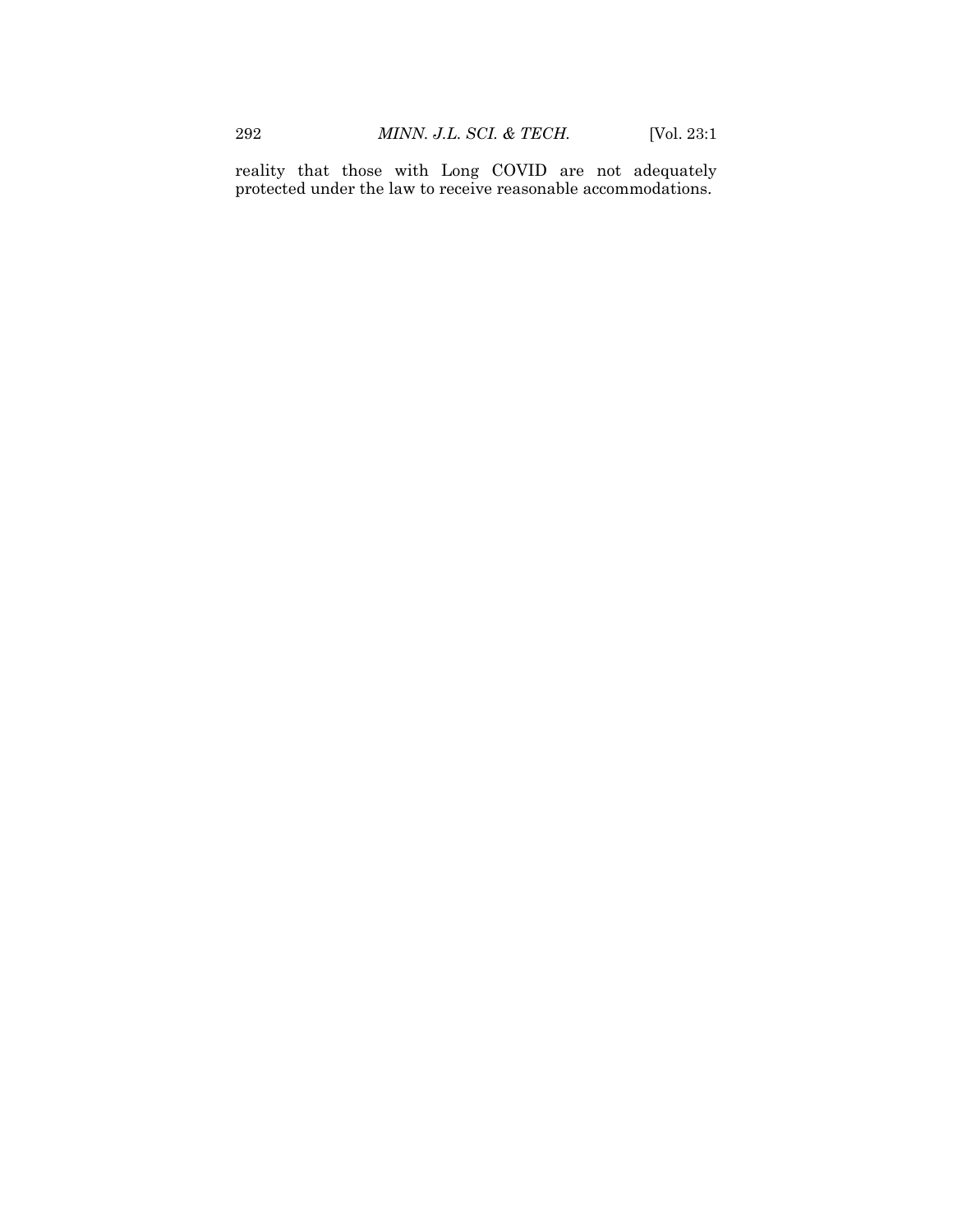reality that those with Long COVID are not adequately protected under the law to receive reasonable accommodations.